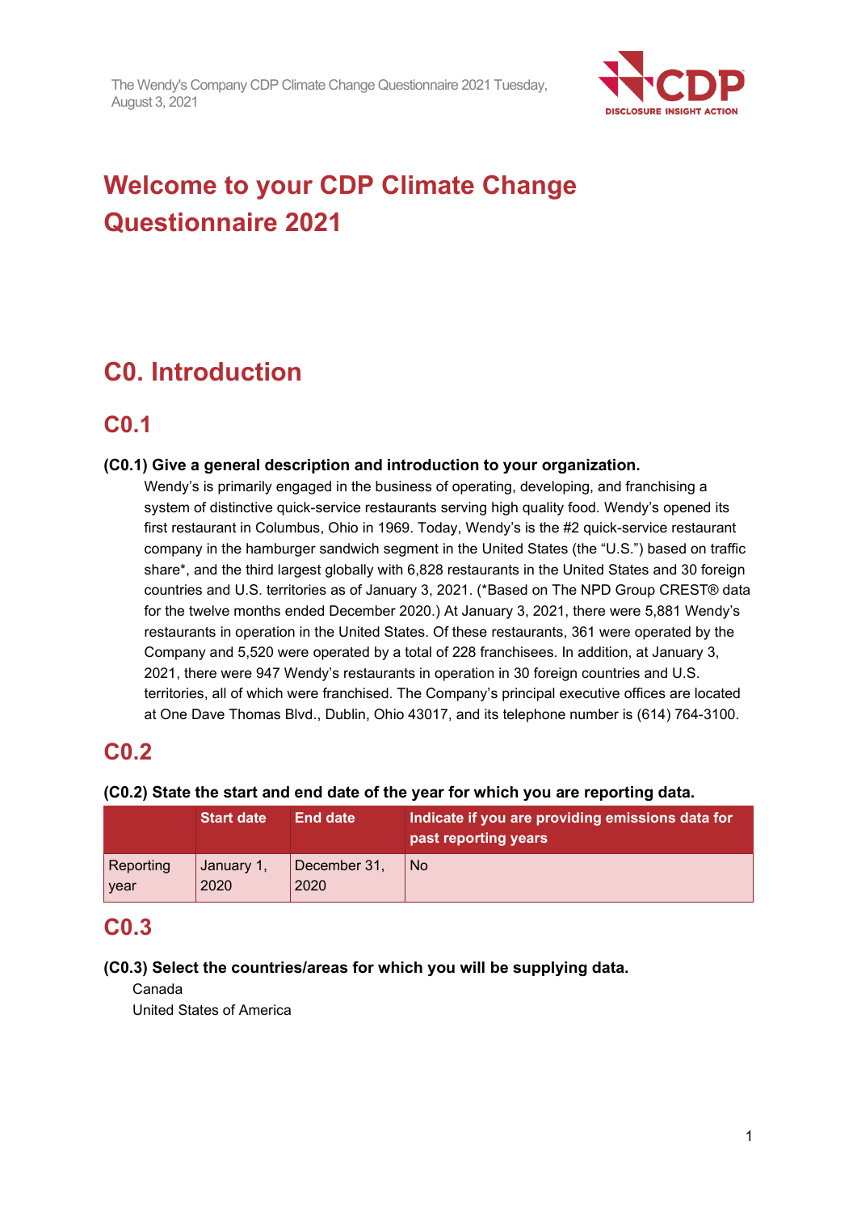# Welcome to your CDP Climate Change Questionnaire 2021

## C0. Introduction

### C0.1

**(C0.1) Give a general description and introduction to your organization.**

Wendy's is primarily engaged in the business of operating, developing, and franchising a system of distinctive quick-service restaurants serving high quality food. Wendy's opened its first restaurant in Columbus, Ohio in 1969. Today, Wendy's is the #2 quick-service restaurant company in the hamburger sandwich segment in the United States (the "U.S.") based on traffic share*, and the third largest globally with 6,828 restaurants in the United States and 30 foreign countries and U.S. territories as of January 3, 2021. (*Based on The NPD Group CREST® data for the twelve months ended December 2020.) At January 3, 2021, there were 5,881 Wendy's restaurants in operation in the United States. Of these restaurants, 361 were operated by the Company and 5,520 were operated by a total of 228 franchisees. In addition, at January 3, 2021, there were 947 Wendy's restaurants in operation in 30 foreign countries and U.S. territories, all of which were franchised. The Company's principal executive offices are located at One Dave Thomas Blvd., Dublin, Ohio 43017, and its telephone number is (614) 764-3100.

### C0.2

**(C0.2) State the start and end date of the year for which you are reporting data.**

| | Start date | End date | Indicate if you are providing emissions data for past reporting years |
|---|---|---|---|
| Reporting year | January 1, 2020 | December 31, 2020 | No |

### C0.3

**(C0.3) Select the countries/areas for which you will be supplying data.**

Canada
United States of America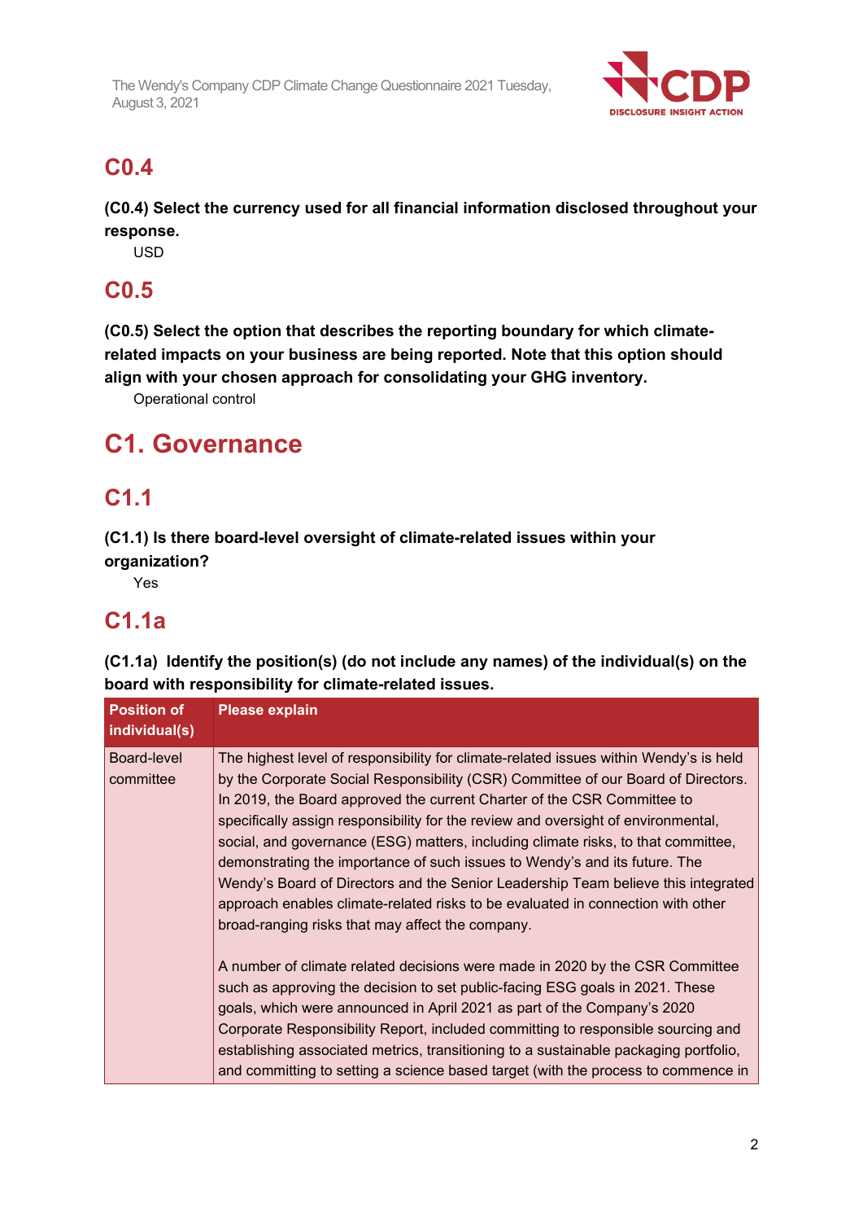## C0.4

**(C0.4) Select the currency used for all financial information disclosed throughout your response.**

USD

## C0.5

**(C0.5) Select the option that describes the reporting boundary for which climate-related impacts on your business are being reported. Note that this option should align with your chosen approach for consolidating your GHG inventory.**

Operational control

# C1. Governance

## C1.1

**(C1.1) Is there board-level oversight of climate-related issues within your organization?**

Yes

## C1.1a

**(C1.1a) Identify the position(s) (do not include any names) of the individual(s) on the board with responsibility for climate-related issues.**

| Position of individual(s) | Please explain |
|---|---|
| Board-level committee | The highest level of responsibility for climate-related issues within Wendy's is held by the Corporate Social Responsibility (CSR) Committee of our Board of Directors. In 2019, the Board approved the current Charter of the CSR Committee to specifically assign responsibility for the review and oversight of environmental, social, and governance (ESG) matters, including climate risks, to that committee, demonstrating the importance of such issues to Wendy's and its future. The Wendy's Board of Directors and the Senior Leadership Team believe this integrated approach enables climate-related risks to be evaluated in connection with other broad-ranging risks that may affect the company.<br><br>A number of climate related decisions were made in 2020 by the CSR Committee such as approving the decision to set public-facing ESG goals in 2021. These goals, which were announced in April 2021 as part of the Company's 2020 Corporate Responsibility Report, included committing to responsible sourcing and establishing associated metrics, transitioning to a sustainable packaging portfolio, and committing to setting a science based target (with the process to commence in |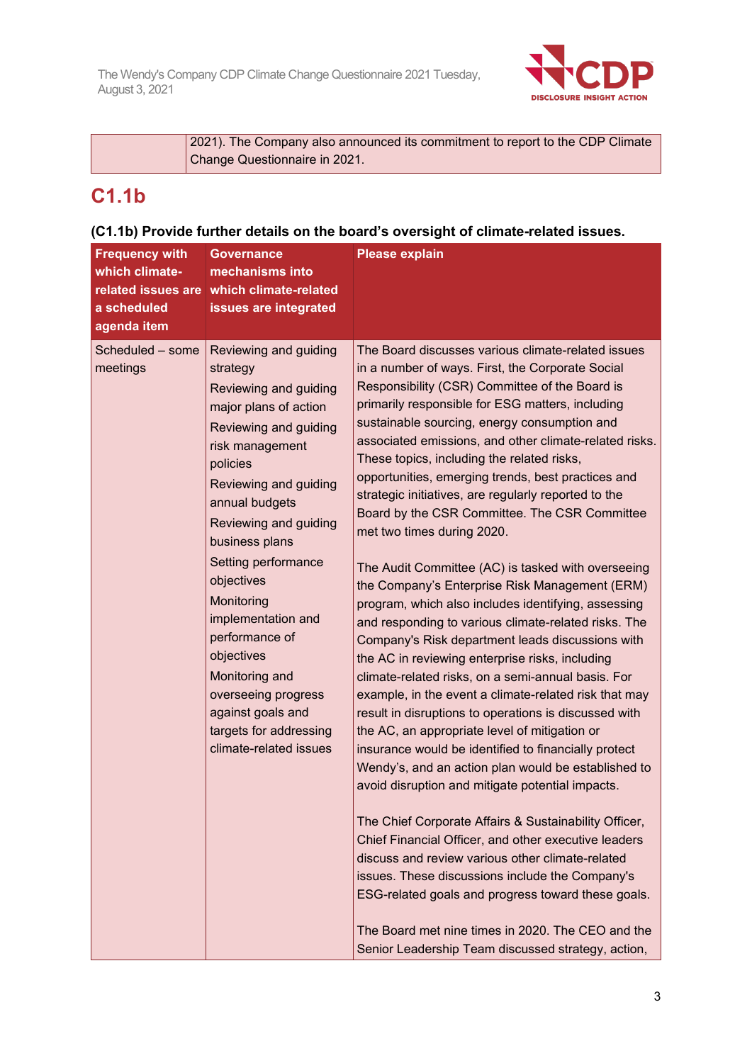| | 2021). The Company also announced its commitment to report to the CDP Climate Change Questionnaire in 2021. |
|---|---|

## C1.1b

**(C1.1b) Provide further details on the board's oversight of climate-related issues.**

| Frequency with which climate-related issues are a scheduled agenda item | Governance mechanisms into which climate-related issues are integrated | Please explain |
|---|---|---|
| Scheduled – some meetings | Reviewing and guiding strategy<br>Reviewing and guiding major plans of action<br>Reviewing and guiding risk management policies<br>Reviewing and guiding annual budgets<br>Reviewing and guiding business plans<br>Setting performance objectives<br>Monitoring implementation and performance of objectives<br>Monitoring and overseeing progress against goals and targets for addressing climate-related issues | The Board discusses various climate-related issues in a number of ways. First, the Corporate Social Responsibility (CSR) Committee of the Board is primarily responsible for ESG matters, including sustainable sourcing, energy consumption and associated emissions, and other climate-related risks. These topics, including the related risks, opportunities, emerging trends, best practices and strategic initiatives, are regularly reported to the Board by the CSR Committee. The CSR Committee met two times during 2020.<br><br>The Audit Committee (AC) is tasked with overseeing the Company's Enterprise Risk Management (ERM) program, which also includes identifying, assessing and responding to various climate-related risks. The Company's Risk department leads discussions with the AC in reviewing enterprise risks, including climate-related risks, on a semi-annual basis. For example, in the event a climate-related risk that may result in disruptions to operations is discussed with the AC, an appropriate level of mitigation or insurance would be identified to financially protect Wendy's, and an action plan would be established to avoid disruption and mitigate potential impacts.<br><br>The Chief Corporate Affairs & Sustainability Officer, Chief Financial Officer, and other executive leaders discuss and review various other climate-related issues. These discussions include the Company's ESG-related goals and progress toward these goals.<br><br>The Board met nine times in 2020. The CEO and the Senior Leadership Team discussed strategy, action, |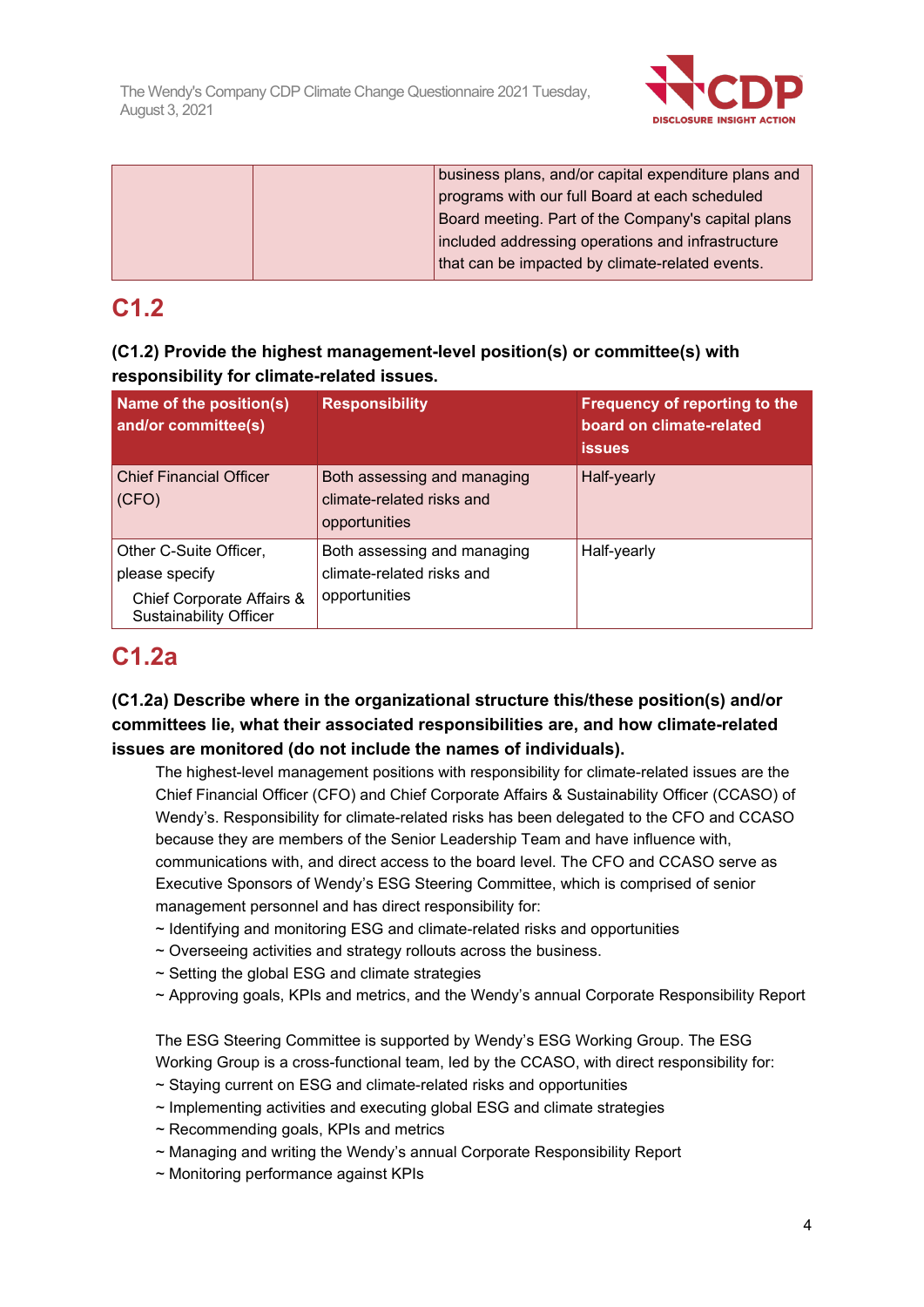| | | business plans, and/or capital expenditure plans and programs with our full Board at each scheduled Board meeting. Part of the Company's capital plans included addressing operations and infrastructure that can be impacted by climate-related events. |
|---|---|---|

## C1.2

**(C1.2) Provide the highest management-level position(s) or committee(s) with responsibility for climate-related issues.**

| Name of the position(s) and/or committee(s) | Responsibility | Frequency of reporting to the board on climate-related issues |
|---|---|---|
| Chief Financial Officer (CFO) | Both assessing and managing climate-related risks and opportunities | Half-yearly |
| Other C-Suite Officer, please specify<br>Chief Corporate Affairs & Sustainability Officer | Both assessing and managing climate-related risks and opportunities | Half-yearly |

## C1.2a

**(C1.2a) Describe where in the organizational structure this/these position(s) and/or committees lie, what their associated responsibilities are, and how climate-related issues are monitored (do not include the names of individuals).**

The highest-level management positions with responsibility for climate-related issues are the Chief Financial Officer (CFO) and Chief Corporate Affairs & Sustainability Officer (CCASO) of Wendy's. Responsibility for climate-related risks has been delegated to the CFO and CCASO because they are members of the Senior Leadership Team and have influence with, communications with, and direct access to the board level. The CFO and CCASO serve as Executive Sponsors of Wendy's ESG Steering Committee, which is comprised of senior management personnel and has direct responsibility for:
~ Identifying and monitoring ESG and climate-related risks and opportunities
~ Overseeing activities and strategy rollouts across the business.
~ Setting the global ESG and climate strategies
~ Approving goals, KPIs and metrics, and the Wendy's annual Corporate Responsibility Report

The ESG Steering Committee is supported by Wendy's ESG Working Group. The ESG Working Group is a cross-functional team, led by the CCASO, with direct responsibility for:
~ Staying current on ESG and climate-related risks and opportunities
~ Implementing activities and executing global ESG and climate strategies
~ Recommending goals, KPIs and metrics
~ Managing and writing the Wendy's annual Corporate Responsibility Report
~ Monitoring performance against KPIs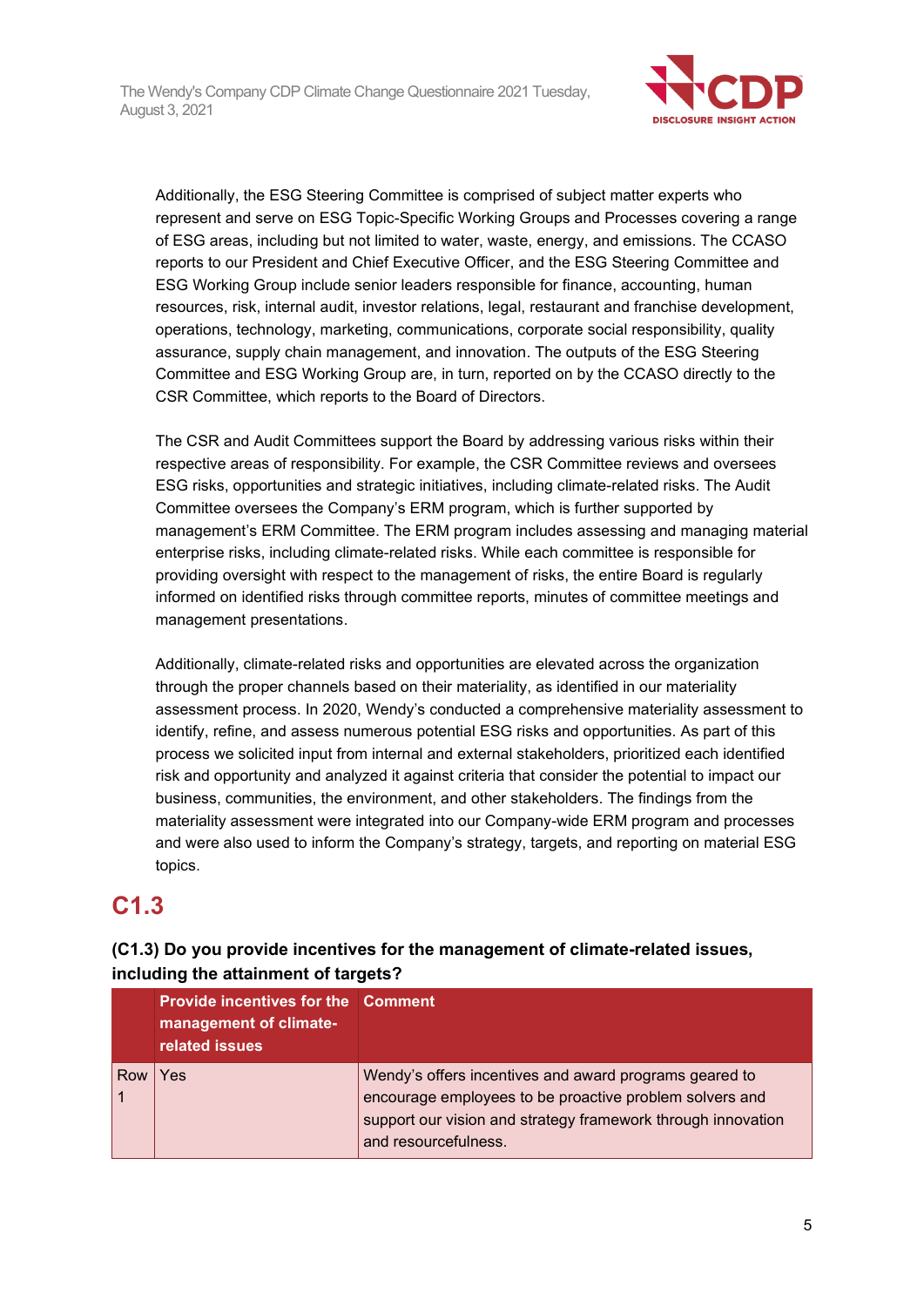Additionally, the ESG Steering Committee is comprised of subject matter experts who represent and serve on ESG Topic-Specific Working Groups and Processes covering a range of ESG areas, including but not limited to water, waste, energy, and emissions. The CCASO reports to our President and Chief Executive Officer, and the ESG Steering Committee and ESG Working Group include senior leaders responsible for finance, accounting, human resources, risk, internal audit, investor relations, legal, restaurant and franchise development, operations, technology, marketing, communications, corporate social responsibility, quality assurance, supply chain management, and innovation. The outputs of the ESG Steering Committee and ESG Working Group are, in turn, reported on by the CCASO directly to the CSR Committee, which reports to the Board of Directors.

The CSR and Audit Committees support the Board by addressing various risks within their respective areas of responsibility. For example, the CSR Committee reviews and oversees ESG risks, opportunities and strategic initiatives, including climate-related risks. The Audit Committee oversees the Company's ERM program, which is further supported by management's ERM Committee. The ERM program includes assessing and managing material enterprise risks, including climate-related risks. While each committee is responsible for providing oversight with respect to the management of risks, the entire Board is regularly informed on identified risks through committee reports, minutes of committee meetings and management presentations.

Additionally, climate-related risks and opportunities are elevated across the organization through the proper channels based on their materiality, as identified in our materiality assessment process. In 2020, Wendy's conducted a comprehensive materiality assessment to identify, refine, and assess numerous potential ESG risks and opportunities. As part of this process we solicited input from internal and external stakeholders, prioritized each identified risk and opportunity and analyzed it against criteria that consider the potential to impact our business, communities, the environment, and other stakeholders. The findings from the materiality assessment were integrated into our Company-wide ERM program and processes and were also used to inform the Company's strategy, targets, and reporting on material ESG topics.

## C1.3

**(C1.3) Do you provide incentives for the management of climate-related issues, including the attainment of targets?**

| | Provide incentives for the management of climate-related issues | Comment |
|---|---|---|
| Row 1 | Yes | Wendy's offers incentives and award programs geared to encourage employees to be proactive problem solvers and support our vision and strategy framework through innovation and resourcefulness. |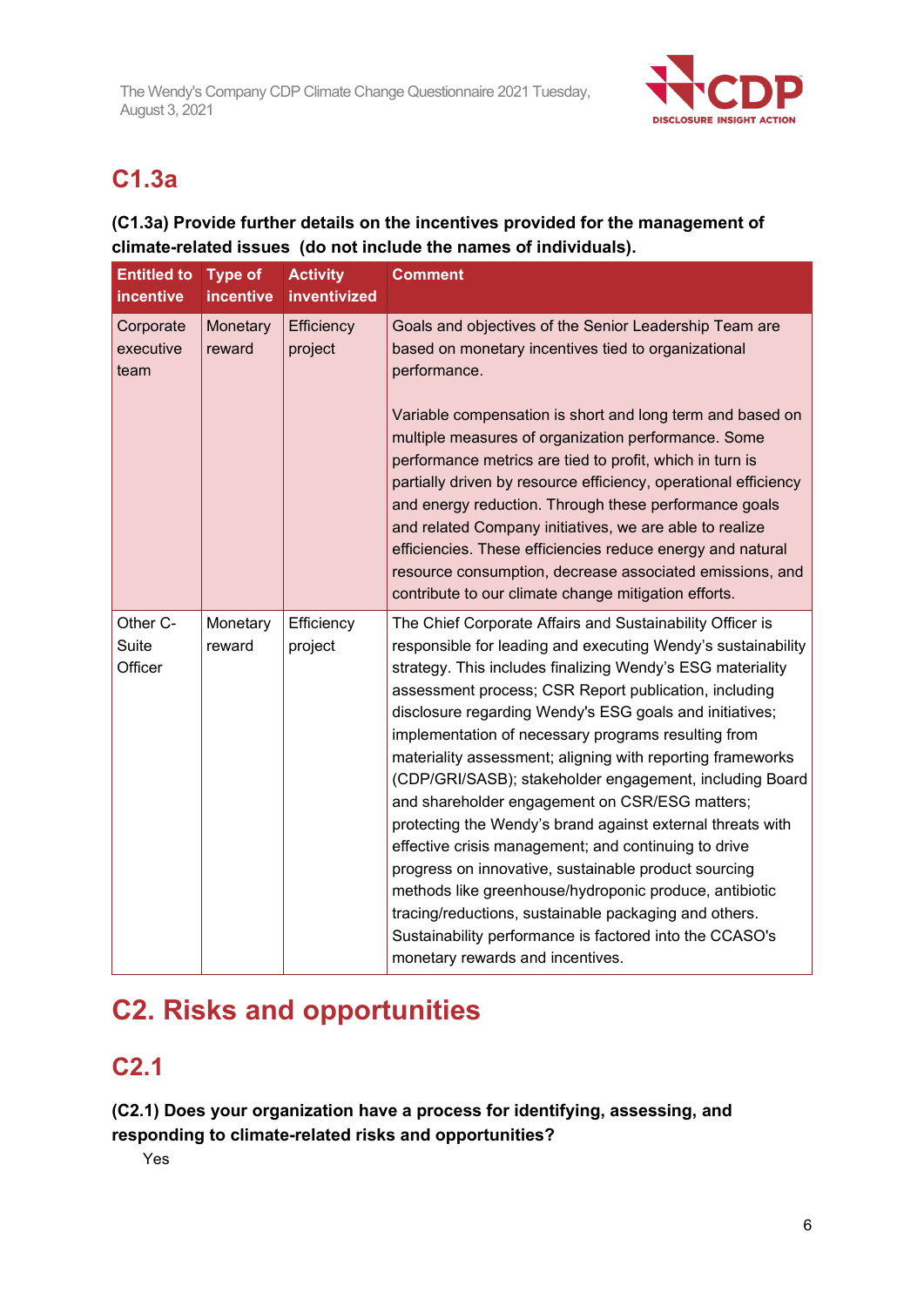## C1.3a

**(C1.3a) Provide further details on the incentives provided for the management of climate-related issues (do not include the names of individuals).**

| Entitled to incentive | Type of incentive | Activity inventivized | Comment |
|---|---|---|---|
| Corporate executive team | Monetary reward | Efficiency project | Goals and objectives of the Senior Leadership Team are based on monetary incentives tied to organizational performance.<br><br>Variable compensation is short and long term and based on multiple measures of organization performance. Some performance metrics are tied to profit, which in turn is partially driven by resource efficiency, operational efficiency and energy reduction. Through these performance goals and related Company initiatives, we are able to realize efficiencies. These efficiencies reduce energy and natural resource consumption, decrease associated emissions, and contribute to our climate change mitigation efforts. |
| Other C-Suite Officer | Monetary reward | Efficiency project | The Chief Corporate Affairs and Sustainability Officer is responsible for leading and executing Wendy's sustainability strategy. This includes finalizing Wendy's ESG materiality assessment process; CSR Report publication, including disclosure regarding Wendy's ESG goals and initiatives; implementation of necessary programs resulting from materiality assessment; aligning with reporting frameworks (CDP/GRI/SASB); stakeholder engagement, including Board and shareholder engagement on CSR/ESG matters; protecting the Wendy's brand against external threats with effective crisis management; and continuing to drive progress on innovative, sustainable product sourcing methods like greenhouse/hydroponic produce, antibiotic tracing/reductions, sustainable packaging and others. Sustainability performance is factored into the CCASO's monetary rewards and incentives. |

# C2. Risks and opportunities

## C2.1

**(C2.1) Does your organization have a process for identifying, assessing, and responding to climate-related risks and opportunities?**

Yes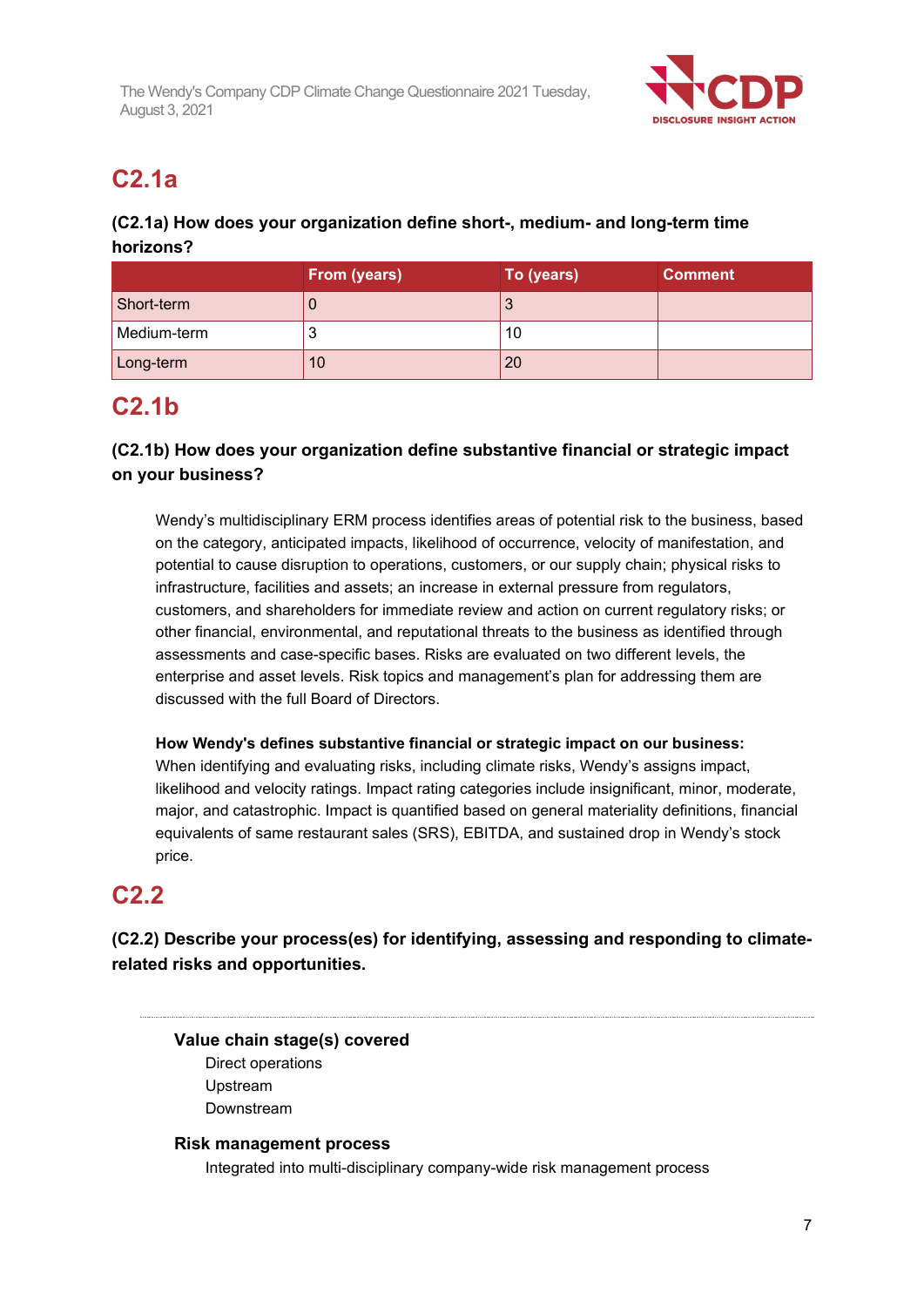## C2.1a

**(C2.1a) How does your organization define short-, medium- and long-term time horizons?**

| | From (years) | To (years) | Comment |
|---|---|---|---|
| Short-term | 0 | 3 | |
| Medium-term | 3 | 10 | |
| Long-term | 10 | 20 | |

## C2.1b

**(C2.1b) How does your organization define substantive financial or strategic impact on your business?**

Wendy's multidisciplinary ERM process identifies areas of potential risk to the business, based on the category, anticipated impacts, likelihood of occurrence, velocity of manifestation, and potential to cause disruption to operations, customers, or our supply chain; physical risks to infrastructure, facilities and assets; an increase in external pressure from regulators, customers, and shareholders for immediate review and action on current regulatory risks; or other financial, environmental, and reputational threats to the business as identified through assessments and case-specific bases. Risks are evaluated on two different levels, the enterprise and asset levels. Risk topics and management's plan for addressing them are discussed with the full Board of Directors.

**How Wendy's defines substantive financial or strategic impact on our business:**
When identifying and evaluating risks, including climate risks, Wendy's assigns impact, likelihood and velocity ratings. Impact rating categories include insignificant, minor, moderate, major, and catastrophic. Impact is quantified based on general materiality definitions, financial equivalents of same restaurant sales (SRS), EBITDA, and sustained drop in Wendy's stock price.

## C2.2

**(C2.2) Describe your process(es) for identifying, assessing and responding to climate-related risks and opportunities.**

---

**Value chain stage(s) covered**

Direct operations
Upstream
Downstream

**Risk management process**

Integrated into multi-disciplinary company-wide risk management process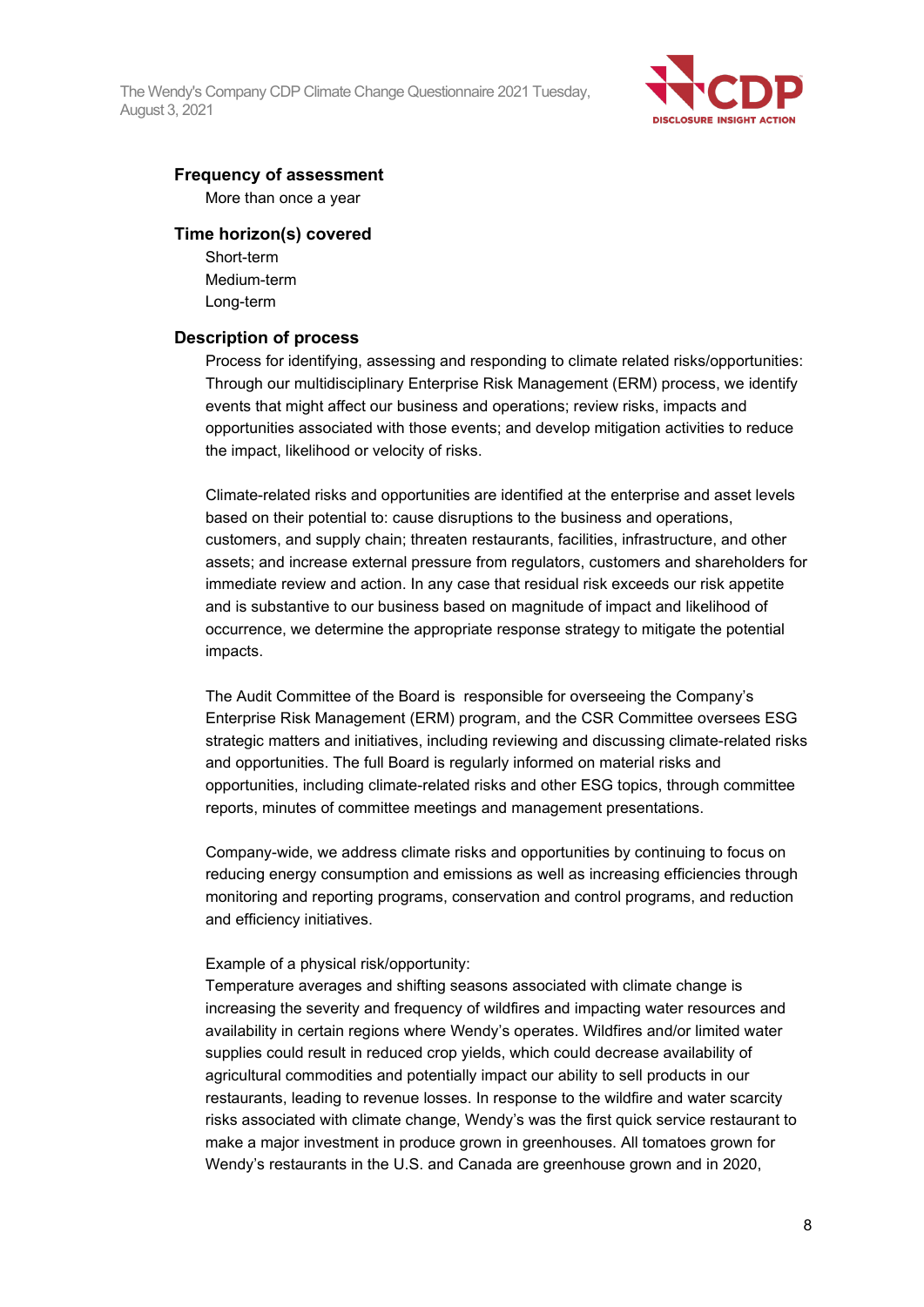#### Frequency of assessment

More than once a year

#### Time horizon(s) covered

Short-term
Medium-term
Long-term

#### Description of process

Process for identifying, assessing and responding to climate related risks/opportunities: Through our multidisciplinary Enterprise Risk Management (ERM) process, we identify events that might affect our business and operations; review risks, impacts and opportunities associated with those events; and develop mitigation activities to reduce the impact, likelihood or velocity of risks.

Climate-related risks and opportunities are identified at the enterprise and asset levels based on their potential to: cause disruptions to the business and operations, customers, and supply chain; threaten restaurants, facilities, infrastructure, and other assets; and increase external pressure from regulators, customers and shareholders for immediate review and action. In any case that residual risk exceeds our risk appetite and is substantive to our business based on magnitude of impact and likelihood of occurrence, we determine the appropriate response strategy to mitigate the potential impacts.

The Audit Committee of the Board is responsible for overseeing the Company's Enterprise Risk Management (ERM) program, and the CSR Committee oversees ESG strategic matters and initiatives, including reviewing and discussing climate-related risks and opportunities. The full Board is regularly informed on material risks and opportunities, including climate-related risks and other ESG topics, through committee reports, minutes of committee meetings and management presentations.

Company-wide, we address climate risks and opportunities by continuing to focus on reducing energy consumption and emissions as well as increasing efficiencies through monitoring and reporting programs, conservation and control programs, and reduction and efficiency initiatives.

Example of a physical risk/opportunity:
Temperature averages and shifting seasons associated with climate change is increasing the severity and frequency of wildfires and impacting water resources and availability in certain regions where Wendy's operates. Wildfires and/or limited water supplies could result in reduced crop yields, which could decrease availability of agricultural commodities and potentially impact our ability to sell products in our restaurants, leading to revenue losses. In response to the wildfire and water scarcity risks associated with climate change, Wendy's was the first quick service restaurant to make a major investment in produce grown in greenhouses. All tomatoes grown for Wendy's restaurants in the U.S. and Canada are greenhouse grown and in 2020,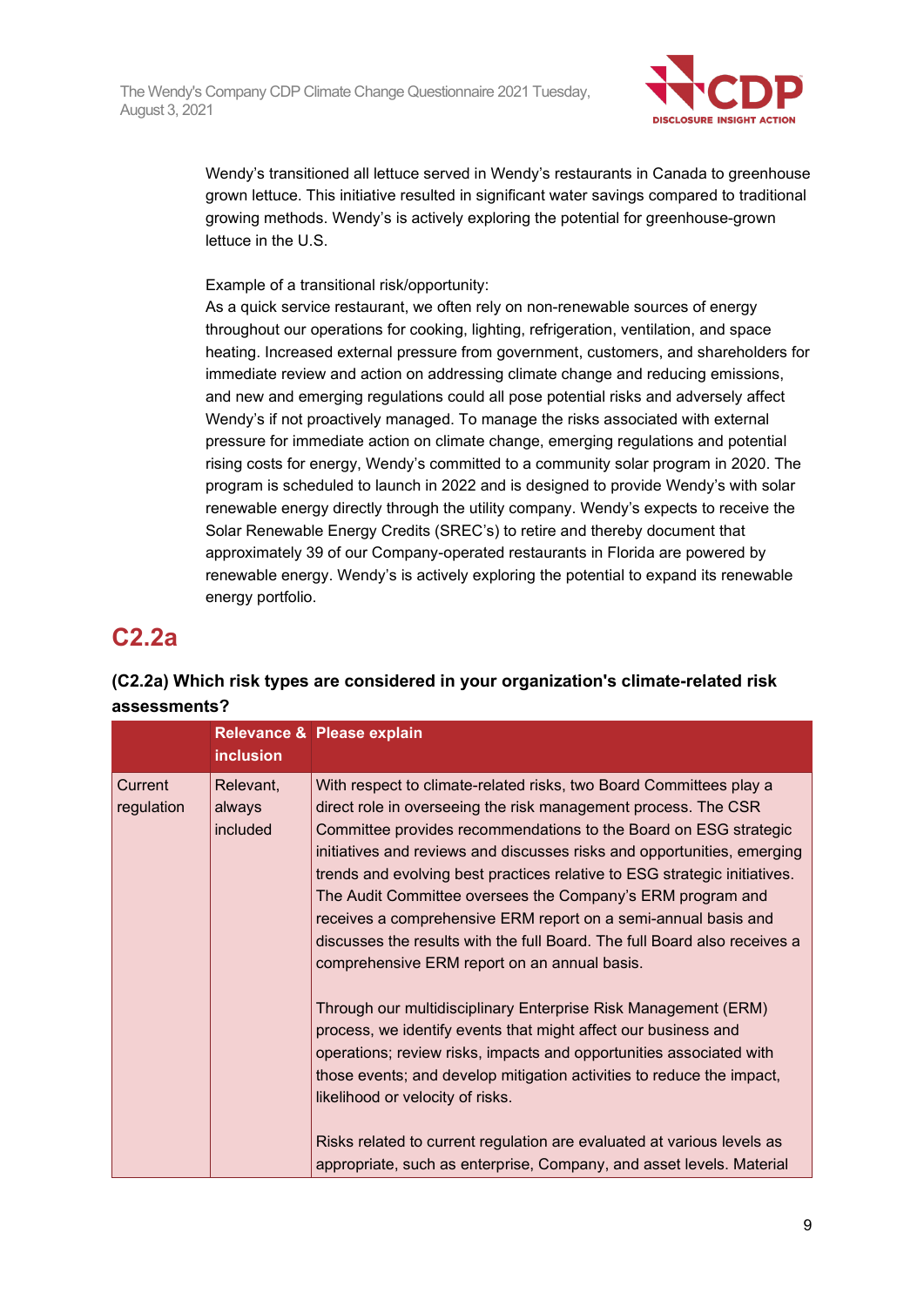Wendy's transitioned all lettuce served in Wendy's restaurants in Canada to greenhouse grown lettuce. This initiative resulted in significant water savings compared to traditional growing methods. Wendy's is actively exploring the potential for greenhouse-grown lettuce in the U.S.

Example of a transitional risk/opportunity:
As a quick service restaurant, we often rely on non-renewable sources of energy throughout our operations for cooking, lighting, refrigeration, ventilation, and space heating. Increased external pressure from government, customers, and shareholders for immediate review and action on addressing climate change and reducing emissions, and new and emerging regulations could all pose potential risks and adversely affect Wendy's if not proactively managed. To manage the risks associated with external pressure for immediate action on climate change, emerging regulations and potential rising costs for energy, Wendy's committed to a community solar program in 2020. The program is scheduled to launch in 2022 and is designed to provide Wendy's with solar renewable energy directly through the utility company. Wendy's expects to receive the Solar Renewable Energy Credits (SREC's) to retire and thereby document that approximately 39 of our Company-operated restaurants in Florida are powered by renewable energy. Wendy's is actively exploring the potential to expand its renewable energy portfolio.

## C2.2a

**(C2.2a) Which risk types are considered in your organization's climate-related risk assessments?**

| | Relevance & inclusion | Please explain |
|---|---|---|
| Current regulation | Relevant, always included | With respect to climate-related risks, two Board Committees play a direct role in overseeing the risk management process. The CSR Committee provides recommendations to the Board on ESG strategic initiatives and reviews and discusses risks and opportunities, emerging trends and evolving best practices relative to ESG strategic initiatives. The Audit Committee oversees the Company's ERM program and receives a comprehensive ERM report on a semi-annual basis and discusses the results with the full Board. The full Board also receives a comprehensive ERM report on an annual basis.<br><br>Through our multidisciplinary Enterprise Risk Management (ERM) process, we identify events that might affect our business and operations; review risks, impacts and opportunities associated with those events; and develop mitigation activities to reduce the impact, likelihood or velocity of risks.<br><br>Risks related to current regulation are evaluated at various levels as appropriate, such as enterprise, Company, and asset levels. Material |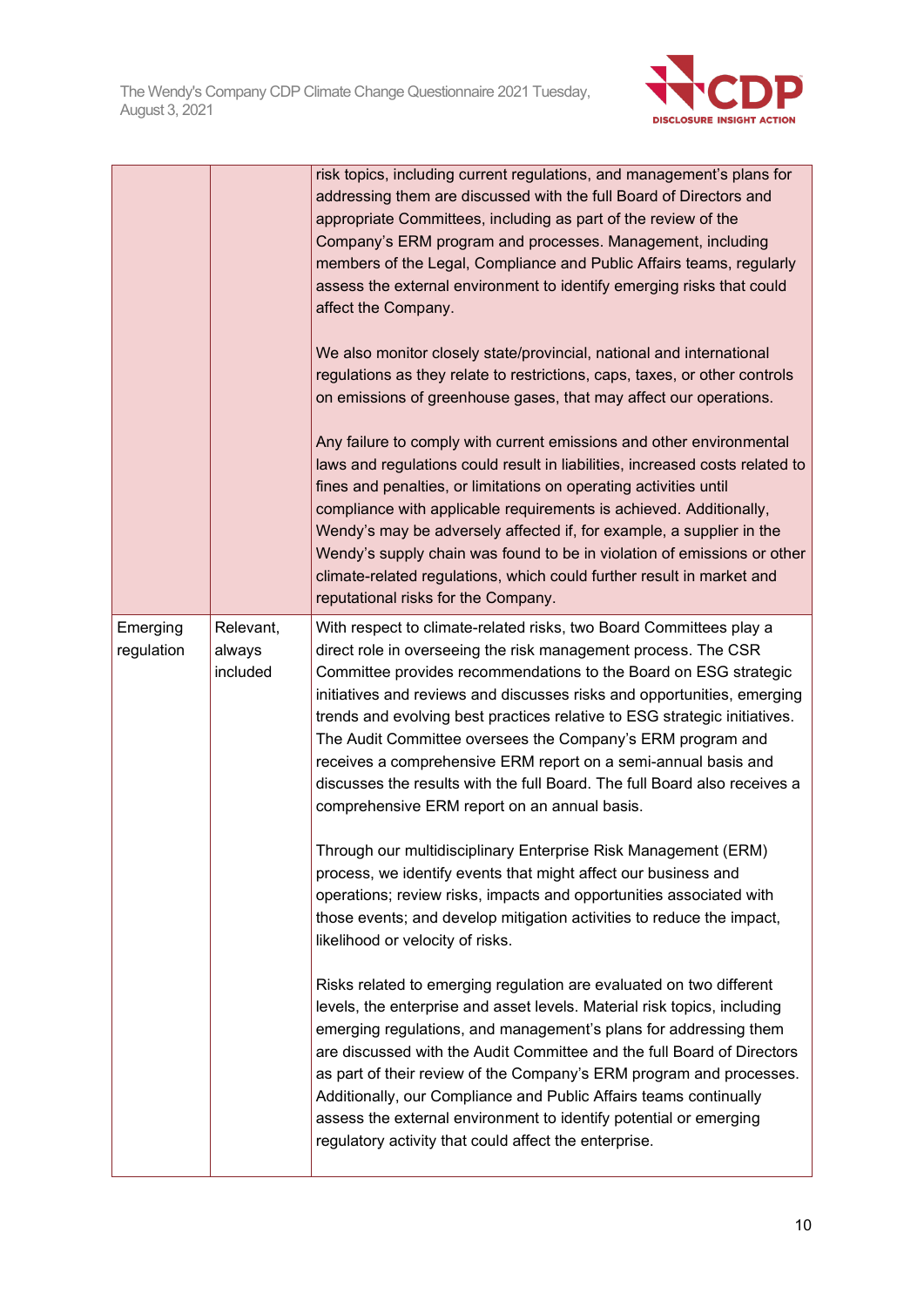|  |  |  |
|---|---|---|
|  |  | risk topics, including current regulations, and management's plans for addressing them are discussed with the full Board of Directors and appropriate Committees, including as part of the review of the Company's ERM program and processes. Management, including members of the Legal, Compliance and Public Affairs teams, regularly assess the external environment to identify emerging risks that could affect the Company.<br><br>We also monitor closely state/provincial, national and international regulations as they relate to restrictions, caps, taxes, or other controls on emissions of greenhouse gases, that may affect our operations.<br><br>Any failure to comply with current emissions and other environmental laws and regulations could result in liabilities, increased costs related to fines and penalties, or limitations on operating activities until compliance with applicable requirements is achieved. Additionally, Wendy's may be adversely affected if, for example, a supplier in the Wendy's supply chain was found to be in violation of emissions or other climate-related regulations, which could further result in market and reputational risks for the Company. |
| Emerging regulation | Relevant, always included | With respect to climate-related risks, two Board Committees play a direct role in overseeing the risk management process. The CSR Committee provides recommendations to the Board on ESG strategic initiatives and reviews and discusses risks and opportunities, emerging trends and evolving best practices relative to ESG strategic initiatives. The Audit Committee oversees the Company's ERM program and receives a comprehensive ERM report on a semi-annual basis and discusses the results with the full Board. The full Board also receives a comprehensive ERM report on an annual basis.<br><br>Through our multidisciplinary Enterprise Risk Management (ERM) process, we identify events that might affect our business and operations; review risks, impacts and opportunities associated with those events; and develop mitigation activities to reduce the impact, likelihood or velocity of risks.<br><br>Risks related to emerging regulation are evaluated on two different levels, the enterprise and asset levels. Material risk topics, including emerging regulations, and management's plans for addressing them are discussed with the Audit Committee and the full Board of Directors as part of their review of the Company's ERM program and processes. Additionally, our Compliance and Public Affairs teams continually assess the external environment to identify potential or emerging regulatory activity that could affect the enterprise. |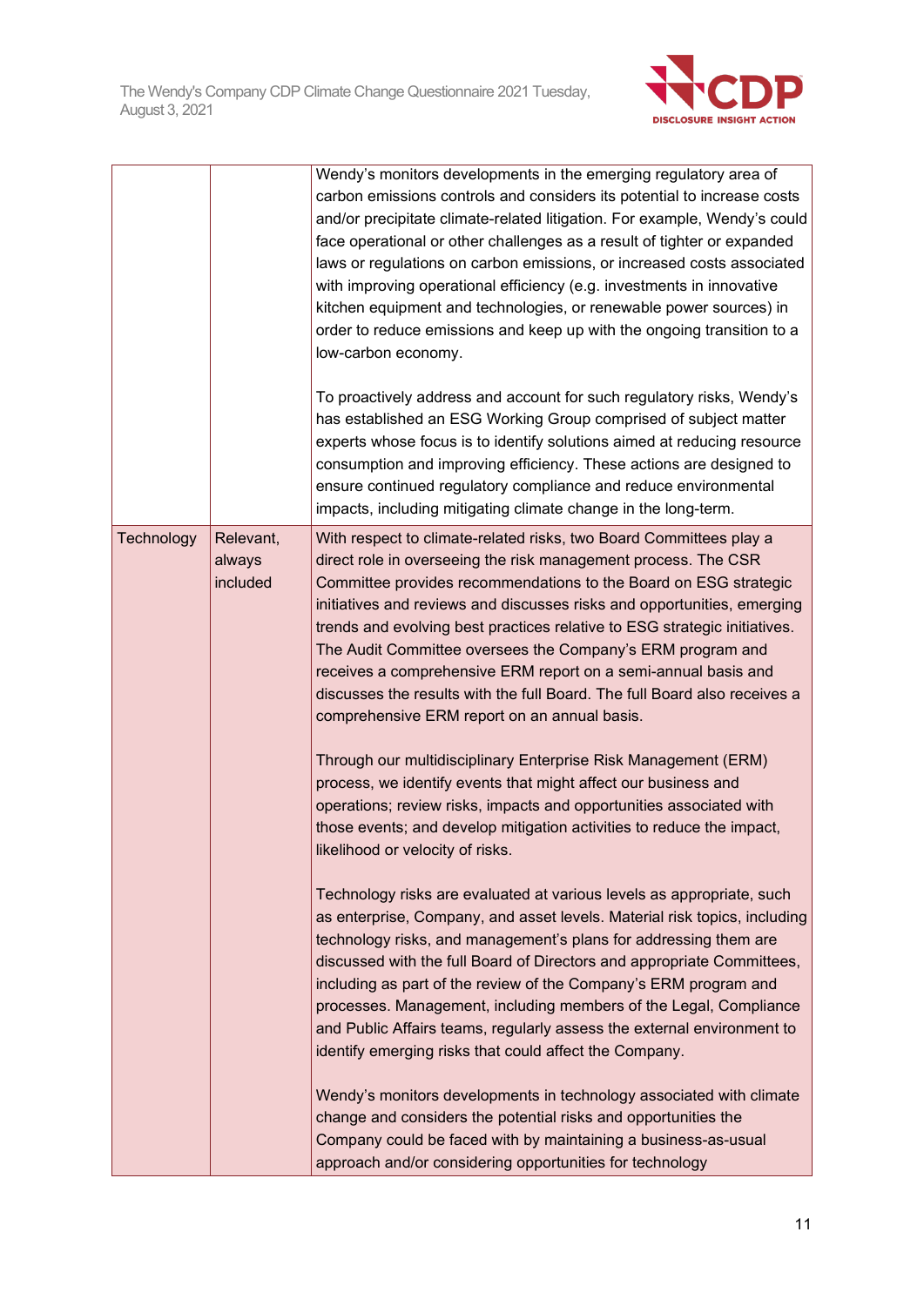| | | |
|---|---|---|
| | | Wendy's monitors developments in the emerging regulatory area of carbon emissions controls and considers its potential to increase costs and/or precipitate climate-related litigation. For example, Wendy's could face operational or other challenges as a result of tighter or expanded laws or regulations on carbon emissions, or increased costs associated with improving operational efficiency (e.g. investments in innovative kitchen equipment and technologies, or renewable power sources) in order to reduce emissions and keep up with the ongoing transition to a low-carbon economy.<br><br>To proactively address and account for such regulatory risks, Wendy's has established an ESG Working Group comprised of subject matter experts whose focus is to identify solutions aimed at reducing resource consumption and improving efficiency. These actions are designed to ensure continued regulatory compliance and reduce environmental impacts, including mitigating climate change in the long-term. |
| Technology | Relevant, always included | With respect to climate-related risks, two Board Committees play a direct role in overseeing the risk management process. The CSR Committee provides recommendations to the Board on ESG strategic initiatives and reviews and discusses risks and opportunities, emerging trends and evolving best practices relative to ESG strategic initiatives. The Audit Committee oversees the Company's ERM program and receives a comprehensive ERM report on a semi-annual basis and discusses the results with the full Board. The full Board also receives a comprehensive ERM report on an annual basis.<br><br>Through our multidisciplinary Enterprise Risk Management (ERM) process, we identify events that might affect our business and operations; review risks, impacts and opportunities associated with those events; and develop mitigation activities to reduce the impact, likelihood or velocity of risks.<br><br>Technology risks are evaluated at various levels as appropriate, such as enterprise, Company, and asset levels. Material risk topics, including technology risks, and management's plans for addressing them are discussed with the full Board of Directors and appropriate Committees, including as part of the review of the Company's ERM program and processes. Management, including members of the Legal, Compliance and Public Affairs teams, regularly assess the external environment to identify emerging risks that could affect the Company.<br><br>Wendy's monitors developments in technology associated with climate change and considers the potential risks and opportunities the Company could be faced with by maintaining a business-as-usual approach and/or considering opportunities for technology |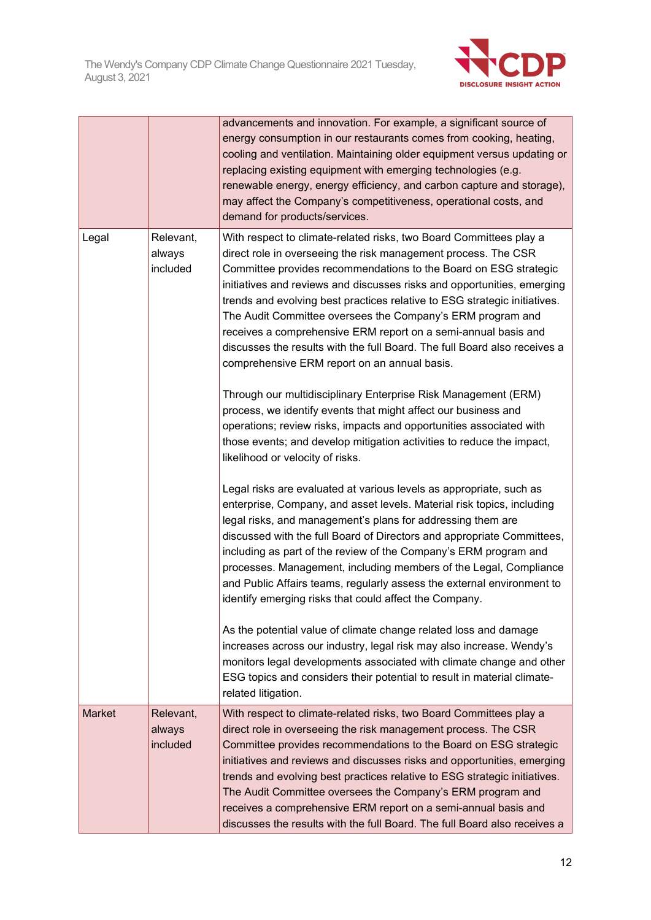| | | |
|---|---|---|
| | | advancements and innovation. For example, a significant source of energy consumption in our restaurants comes from cooking, heating, cooling and ventilation. Maintaining older equipment versus updating or replacing existing equipment with emerging technologies (e.g. renewable energy, energy efficiency, and carbon capture and storage), may affect the Company's competitiveness, operational costs, and demand for products/services. |
| Legal | Relevant, always included | With respect to climate-related risks, two Board Committees play a direct role in overseeing the risk management process. The CSR Committee provides recommendations to the Board on ESG strategic initiatives and reviews and discusses risks and opportunities, emerging trends and evolving best practices relative to ESG strategic initiatives. The Audit Committee oversees the Company's ERM program and receives a comprehensive ERM report on a semi-annual basis and discusses the results with the full Board. The full Board also receives a comprehensive ERM report on an annual basis.<br><br>Through our multidisciplinary Enterprise Risk Management (ERM) process, we identify events that might affect our business and operations; review risks, impacts and opportunities associated with those events; and develop mitigation activities to reduce the impact, likelihood or velocity of risks.<br><br>Legal risks are evaluated at various levels as appropriate, such as enterprise, Company, and asset levels. Material risk topics, including legal risks, and management's plans for addressing them are discussed with the full Board of Directors and appropriate Committees, including as part of the review of the Company's ERM program and processes. Management, including members of the Legal, Compliance and Public Affairs teams, regularly assess the external environment to identify emerging risks that could affect the Company.<br><br>As the potential value of climate change related loss and damage increases across our industry, legal risk may also increase. Wendy's monitors legal developments associated with climate change and other ESG topics and considers their potential to result in material climate-related litigation. |
| Market | Relevant, always included | With respect to climate-related risks, two Board Committees play a direct role in overseeing the risk management process. The CSR Committee provides recommendations to the Board on ESG strategic initiatives and reviews and discusses risks and opportunities, emerging trends and evolving best practices relative to ESG strategic initiatives. The Audit Committee oversees the Company's ERM program and receives a comprehensive ERM report on a semi-annual basis and discusses the results with the full Board. The full Board also receives a |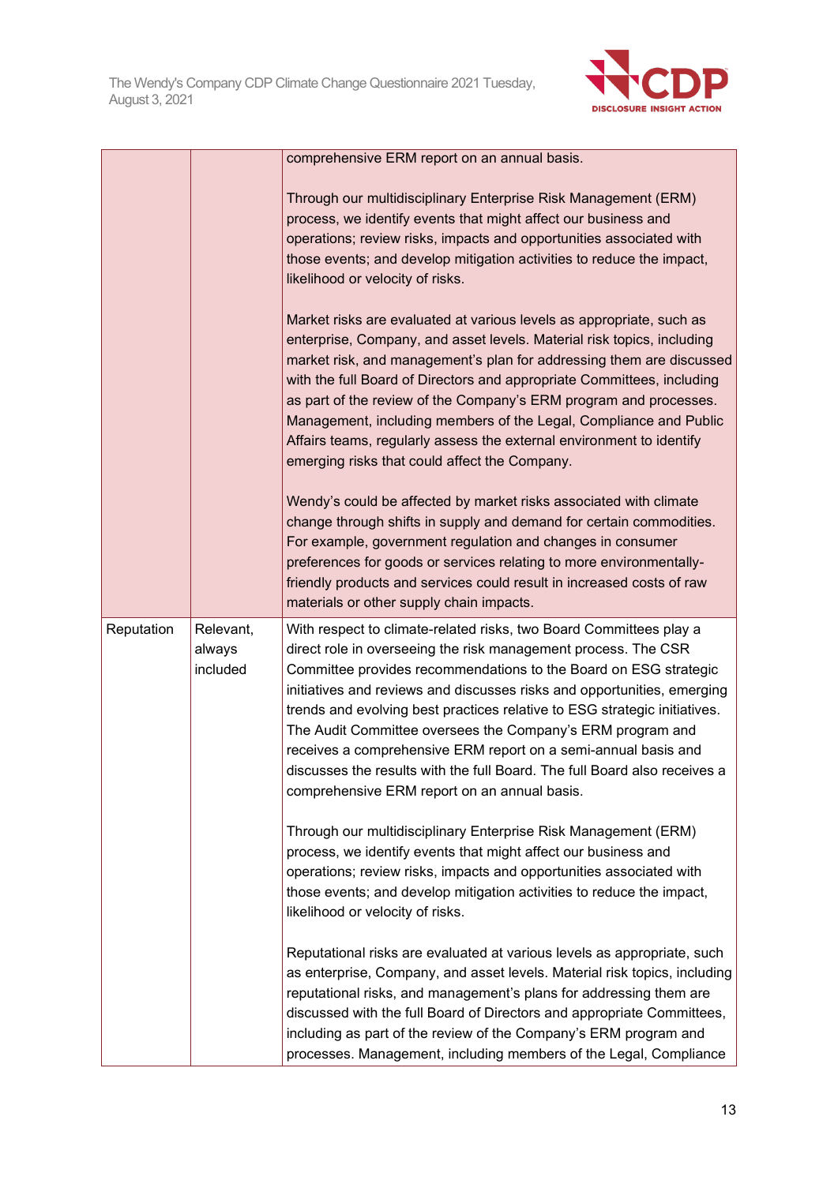| | | |
|---|---|---|
| | | comprehensive ERM report on an annual basis.<br><br>Through our multidisciplinary Enterprise Risk Management (ERM) process, we identify events that might affect our business and operations; review risks, impacts and opportunities associated with those events; and develop mitigation activities to reduce the impact, likelihood or velocity of risks.<br><br>Market risks are evaluated at various levels as appropriate, such as enterprise, Company, and asset levels. Material risk topics, including market risk, and management's plan for addressing them are discussed with the full Board of Directors and appropriate Committees, including as part of the review of the Company's ERM program and processes. Management, including members of the Legal, Compliance and Public Affairs teams, regularly assess the external environment to identify emerging risks that could affect the Company.<br><br>Wendy's could be affected by market risks associated with climate change through shifts in supply and demand for certain commodities. For example, government regulation and changes in consumer preferences for goods or services relating to more environmentally-friendly products and services could result in increased costs of raw materials or other supply chain impacts. |
| Reputation | Relevant, always included | With respect to climate-related risks, two Board Committees play a direct role in overseeing the risk management process. The CSR Committee provides recommendations to the Board on ESG strategic initiatives and reviews and discusses risks and opportunities, emerging trends and evolving best practices relative to ESG strategic initiatives. The Audit Committee oversees the Company's ERM program and receives a comprehensive ERM report on a semi-annual basis and discusses the results with the full Board. The full Board also receives a comprehensive ERM report on an annual basis.<br><br>Through our multidisciplinary Enterprise Risk Management (ERM) process, we identify events that might affect our business and operations; review risks, impacts and opportunities associated with those events; and develop mitigation activities to reduce the impact, likelihood or velocity of risks.<br><br>Reputational risks are evaluated at various levels as appropriate, such as enterprise, Company, and asset levels. Material risk topics, including reputational risks, and management's plans for addressing them are discussed with the full Board of Directors and appropriate Committees, including as part of the review of the Company's ERM program and processes. Management, including members of the Legal, Compliance |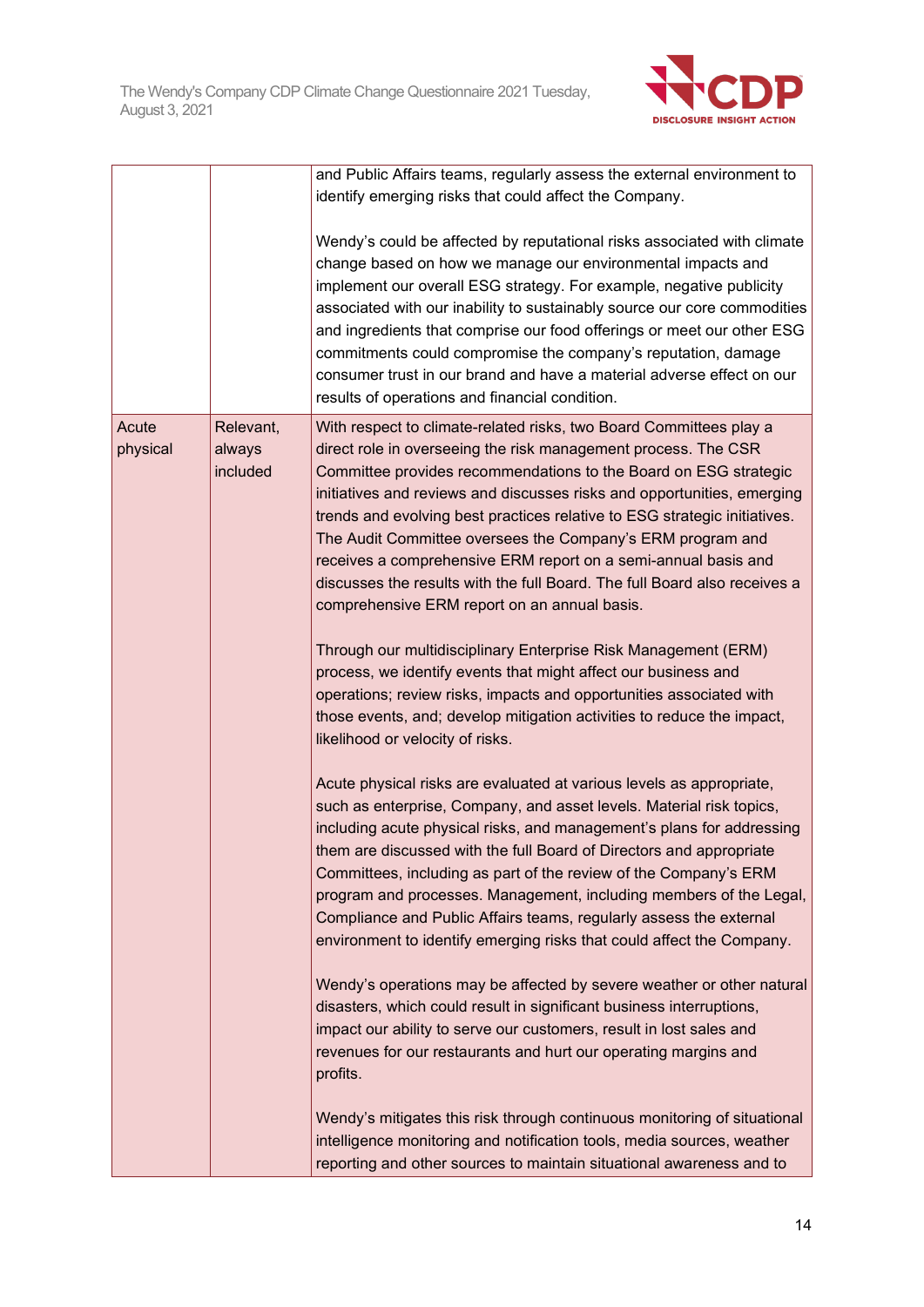|  |  |  |
|---|---|---|
|  |  | and Public Affairs teams, regularly assess the external environment to identify emerging risks that could affect the Company.<br><br>Wendy's could be affected by reputational risks associated with climate change based on how we manage our environmental impacts and implement our overall ESG strategy. For example, negative publicity associated with our inability to sustainably source our core commodities and ingredients that comprise our food offerings or meet our other ESG commitments could compromise the company's reputation, damage consumer trust in our brand and have a material adverse effect on our results of operations and financial condition. |
| Acute physical | Relevant, always included | With respect to climate-related risks, two Board Committees play a direct role in overseeing the risk management process. The CSR Committee provides recommendations to the Board on ESG strategic initiatives and reviews and discusses risks and opportunities, emerging trends and evolving best practices relative to ESG strategic initiatives. The Audit Committee oversees the Company's ERM program and receives a comprehensive ERM report on a semi-annual basis and discusses the results with the full Board. The full Board also receives a comprehensive ERM report on an annual basis.<br><br>Through our multidisciplinary Enterprise Risk Management (ERM) process, we identify events that might affect our business and operations; review risks, impacts and opportunities associated with those events, and; develop mitigation activities to reduce the impact, likelihood or velocity of risks.<br><br>Acute physical risks are evaluated at various levels as appropriate, such as enterprise, Company, and asset levels. Material risk topics, including acute physical risks, and management's plans for addressing them are discussed with the full Board of Directors and appropriate Committees, including as part of the review of the Company's ERM program and processes. Management, including members of the Legal, Compliance and Public Affairs teams, regularly assess the external environment to identify emerging risks that could affect the Company.<br><br>Wendy's operations may be affected by severe weather or other natural disasters, which could result in significant business interruptions, impact our ability to serve our customers, result in lost sales and revenues for our restaurants and hurt our operating margins and profits.<br><br>Wendy's mitigates this risk through continuous monitoring of situational intelligence monitoring and notification tools, media sources, weather reporting and other sources to maintain situational awareness and to |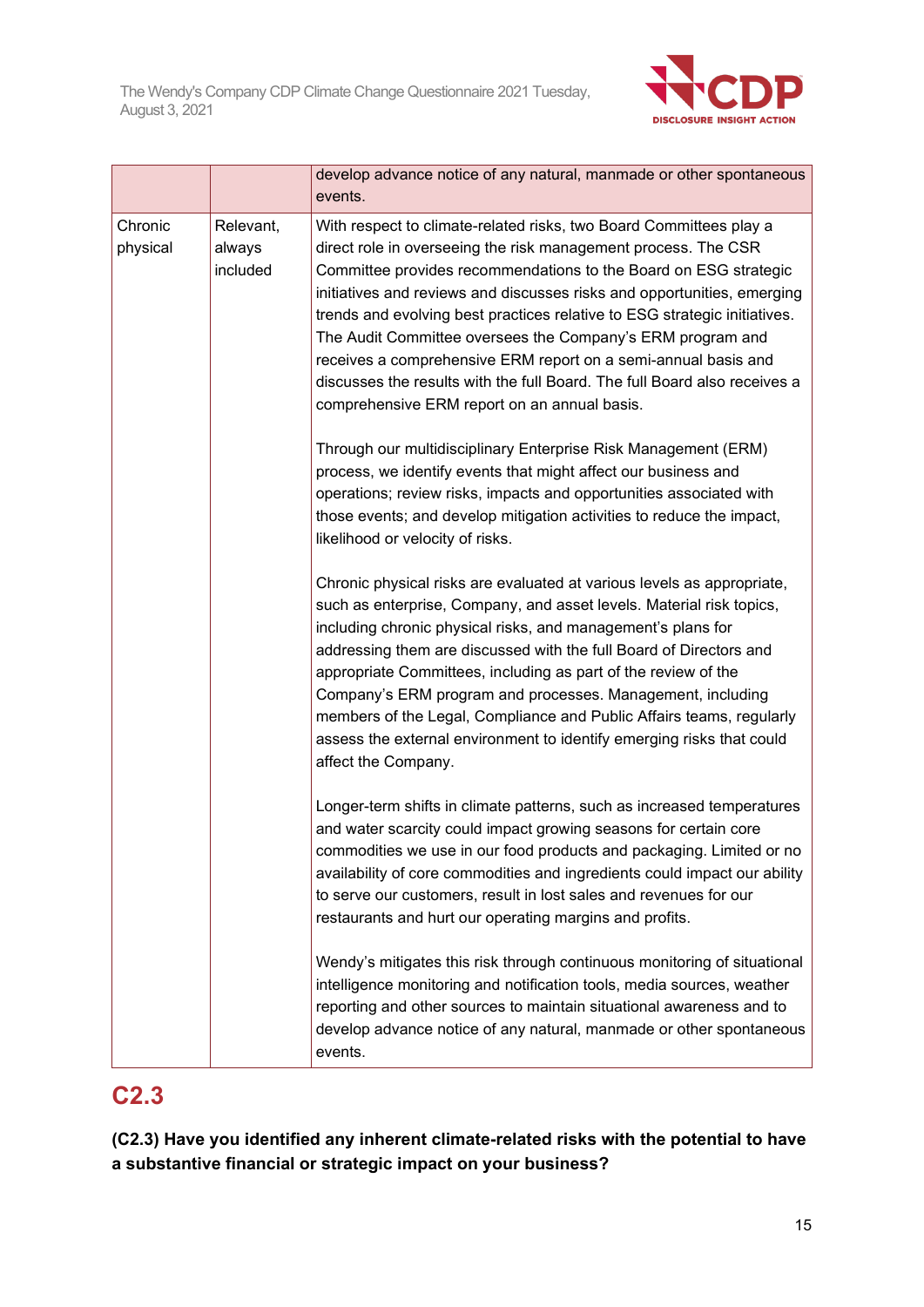|  |  |  |
|---|---|---|
|  |  | develop advance notice of any natural, manmade or other spontaneous events. |
| Chronic physical | Relevant, always included | With respect to climate-related risks, two Board Committees play a direct role in overseeing the risk management process. The CSR Committee provides recommendations to the Board on ESG strategic initiatives and reviews and discusses risks and opportunities, emerging trends and evolving best practices relative to ESG strategic initiatives. The Audit Committee oversees the Company's ERM program and receives a comprehensive ERM report on a semi-annual basis and discusses the results with the full Board. The full Board also receives a comprehensive ERM report on an annual basis.<br><br>Through our multidisciplinary Enterprise Risk Management (ERM) process, we identify events that might affect our business and operations; review risks, impacts and opportunities associated with those events; and develop mitigation activities to reduce the impact, likelihood or velocity of risks.<br><br>Chronic physical risks are evaluated at various levels as appropriate, such as enterprise, Company, and asset levels. Material risk topics, including chronic physical risks, and management's plans for addressing them are discussed with the full Board of Directors and appropriate Committees, including as part of the review of the Company's ERM program and processes. Management, including members of the Legal, Compliance and Public Affairs teams, regularly assess the external environment to identify emerging risks that could affect the Company.<br><br>Longer-term shifts in climate patterns, such as increased temperatures and water scarcity could impact growing seasons for certain core commodities we use in our food products and packaging. Limited or no availability of core commodities and ingredients could impact our ability to serve our customers, result in lost sales and revenues for our restaurants and hurt our operating margins and profits.<br><br>Wendy's mitigates this risk through continuous monitoring of situational intelligence monitoring and notification tools, media sources, weather reporting and other sources to maintain situational awareness and to develop advance notice of any natural, manmade or other spontaneous events. |

## C2.3

**(C2.3) Have you identified any inherent climate-related risks with the potential to have a substantive financial or strategic impact on your business?**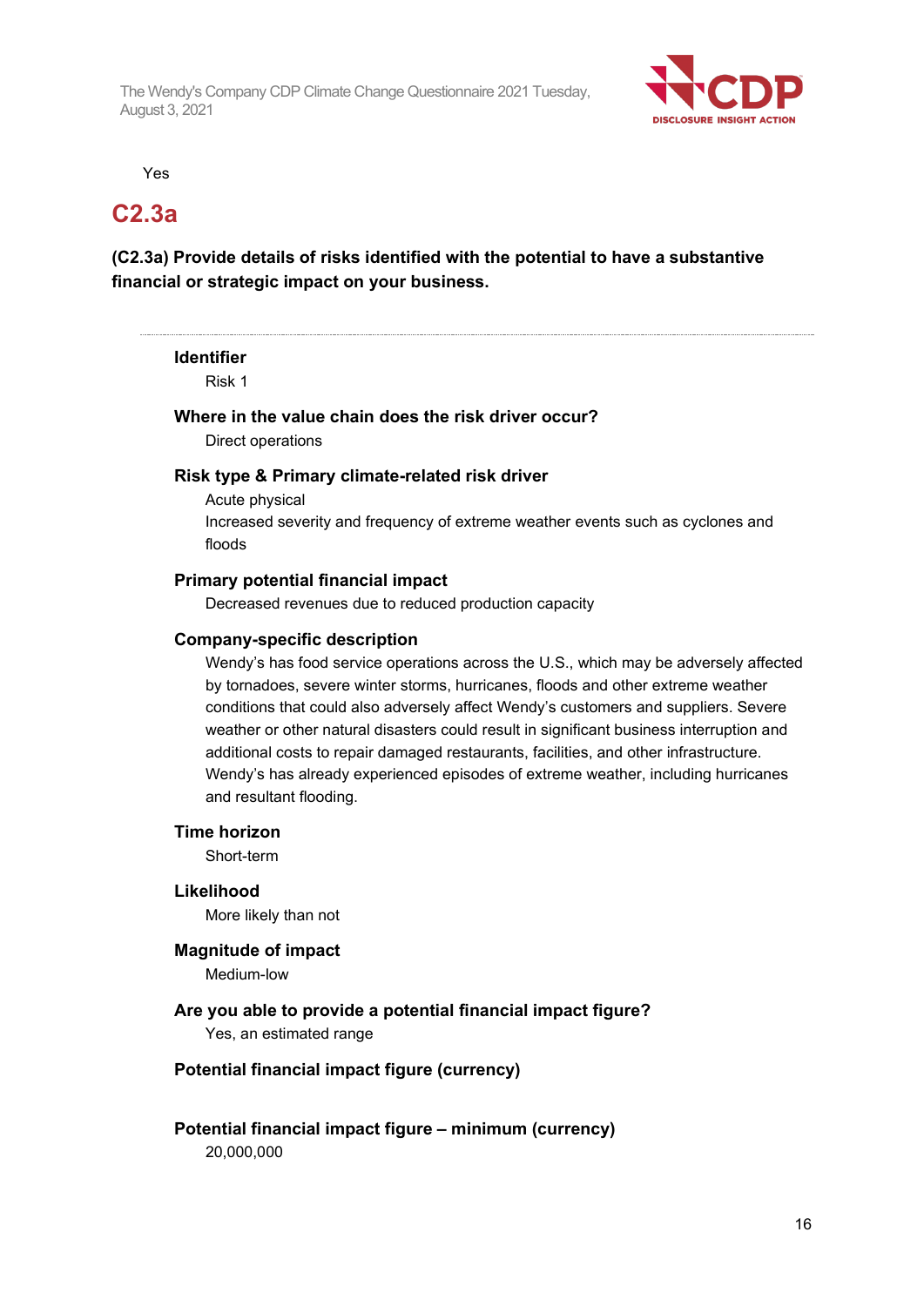Yes

## C2.3a

**(C2.3a) Provide details of risks identified with the potential to have a substantive financial or strategic impact on your business.**

---

**Identifier**

Risk 1

**Where in the value chain does the risk driver occur?**

Direct operations

**Risk type & Primary climate-related risk driver**

Acute physical

Increased severity and frequency of extreme weather events such as cyclones and floods

**Primary potential financial impact**

Decreased revenues due to reduced production capacity

**Company-specific description**

Wendy's has food service operations across the U.S., which may be adversely affected by tornadoes, severe winter storms, hurricanes, floods and other extreme weather conditions that could also adversely affect Wendy's customers and suppliers. Severe weather or other natural disasters could result in significant business interruption and additional costs to repair damaged restaurants, facilities, and other infrastructure. Wendy's has already experienced episodes of extreme weather, including hurricanes and resultant flooding.

**Time horizon**

Short-term

**Likelihood**

More likely than not

**Magnitude of impact**

Medium-low

**Are you able to provide a potential financial impact figure?**

Yes, an estimated range

**Potential financial impact figure (currency)**

**Potential financial impact figure – minimum (currency)**

20,000,000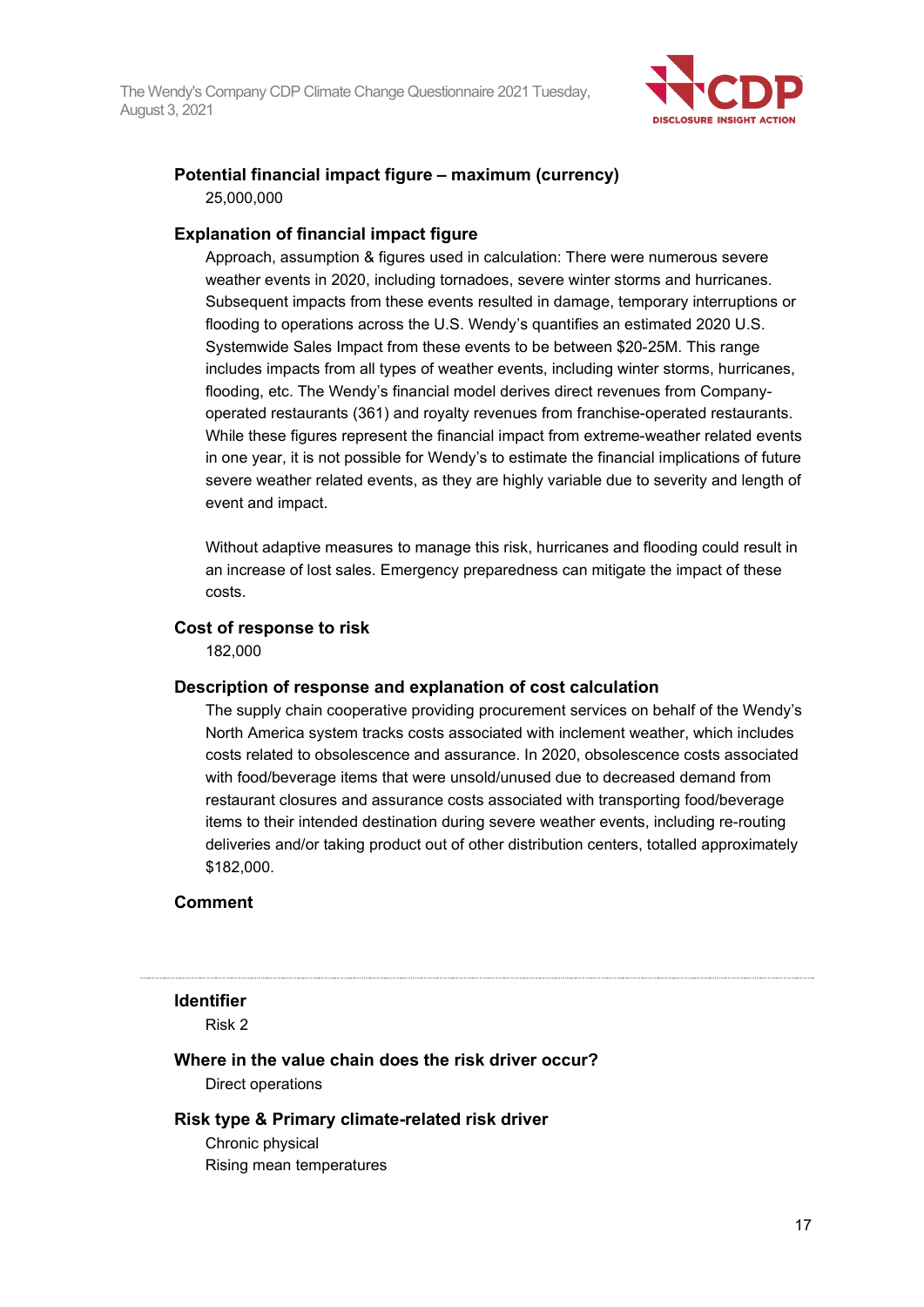**Potential financial impact figure – maximum (currency)**

25,000,000

**Explanation of financial impact figure**

Approach, assumption & figures used in calculation: There were numerous severe weather events in 2020, including tornadoes, severe winter storms and hurricanes. Subsequent impacts from these events resulted in damage, temporary interruptions or flooding to operations across the U.S. Wendy's quantifies an estimated 2020 U.S. Systemwide Sales Impact from these events to be between $20-25M. This range includes impacts from all types of weather events, including winter storms, hurricanes, flooding, etc. The Wendy's financial model derives direct revenues from Company-operated restaurants (361) and royalty revenues from franchise-operated restaurants. While these figures represent the financial impact from extreme-weather related events in one year, it is not possible for Wendy's to estimate the financial implications of future severe weather related events, as they are highly variable due to severity and length of event and impact.

Without adaptive measures to manage this risk, hurricanes and flooding could result in an increase of lost sales. Emergency preparedness can mitigate the impact of these costs.

**Cost of response to risk**

182,000

**Description of response and explanation of cost calculation**

The supply chain cooperative providing procurement services on behalf of the Wendy's North America system tracks costs associated with inclement weather, which includes costs related to obsolescence and assurance. In 2020, obsolescence costs associated with food/beverage items that were unsold/unused due to decreased demand from restaurant closures and assurance costs associated with transporting food/beverage items to their intended destination during severe weather events, including re-routing deliveries and/or taking product out of other distribution centers, totalled approximately $182,000.

**Comment**

---

**Identifier**

Risk 2

**Where in the value chain does the risk driver occur?**

Direct operations

**Risk type & Primary climate-related risk driver**

Chronic physical
Rising mean temperatures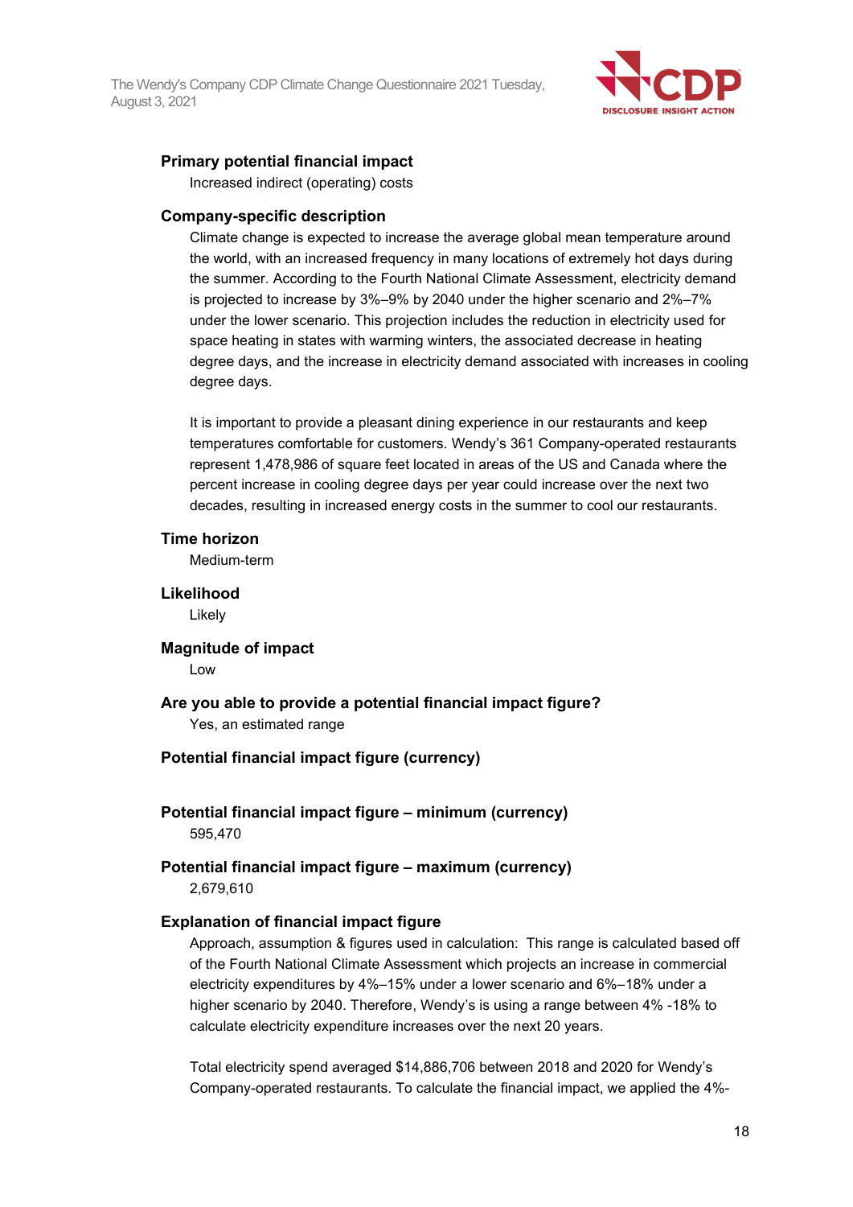**Primary potential financial impact**

Increased indirect (operating) costs

**Company-specific description**

Climate change is expected to increase the average global mean temperature around the world, with an increased frequency in many locations of extremely hot days during the summer. According to the Fourth National Climate Assessment, electricity demand is projected to increase by 3%–9% by 2040 under the higher scenario and 2%–7% under the lower scenario. This projection includes the reduction in electricity used for space heating in states with warming winters, the associated decrease in heating degree days, and the increase in electricity demand associated with increases in cooling degree days.

It is important to provide a pleasant dining experience in our restaurants and keep temperatures comfortable for customers. Wendy's 361 Company-operated restaurants represent 1,478,986 of square feet located in areas of the US and Canada where the percent increase in cooling degree days per year could increase over the next two decades, resulting in increased energy costs in the summer to cool our restaurants.

**Time horizon**

Medium-term

**Likelihood**

Likely

**Magnitude of impact**

Low

**Are you able to provide a potential financial impact figure?**

Yes, an estimated range

**Potential financial impact figure (currency)**

**Potential financial impact figure – minimum (currency)**

595,470

**Potential financial impact figure – maximum (currency)**

2,679,610

**Explanation of financial impact figure**

Approach, assumption & figures used in calculation: This range is calculated based off of the Fourth National Climate Assessment which projects an increase in commercial electricity expenditures by 4%–15% under a lower scenario and 6%–18% under a higher scenario by 2040. Therefore, Wendy's is using a range between 4% -18% to calculate electricity expenditure increases over the next 20 years.

Total electricity spend averaged $14,886,706 between 2018 and 2020 for Wendy's Company-operated restaurants. To calculate the financial impact, we applied the 4%-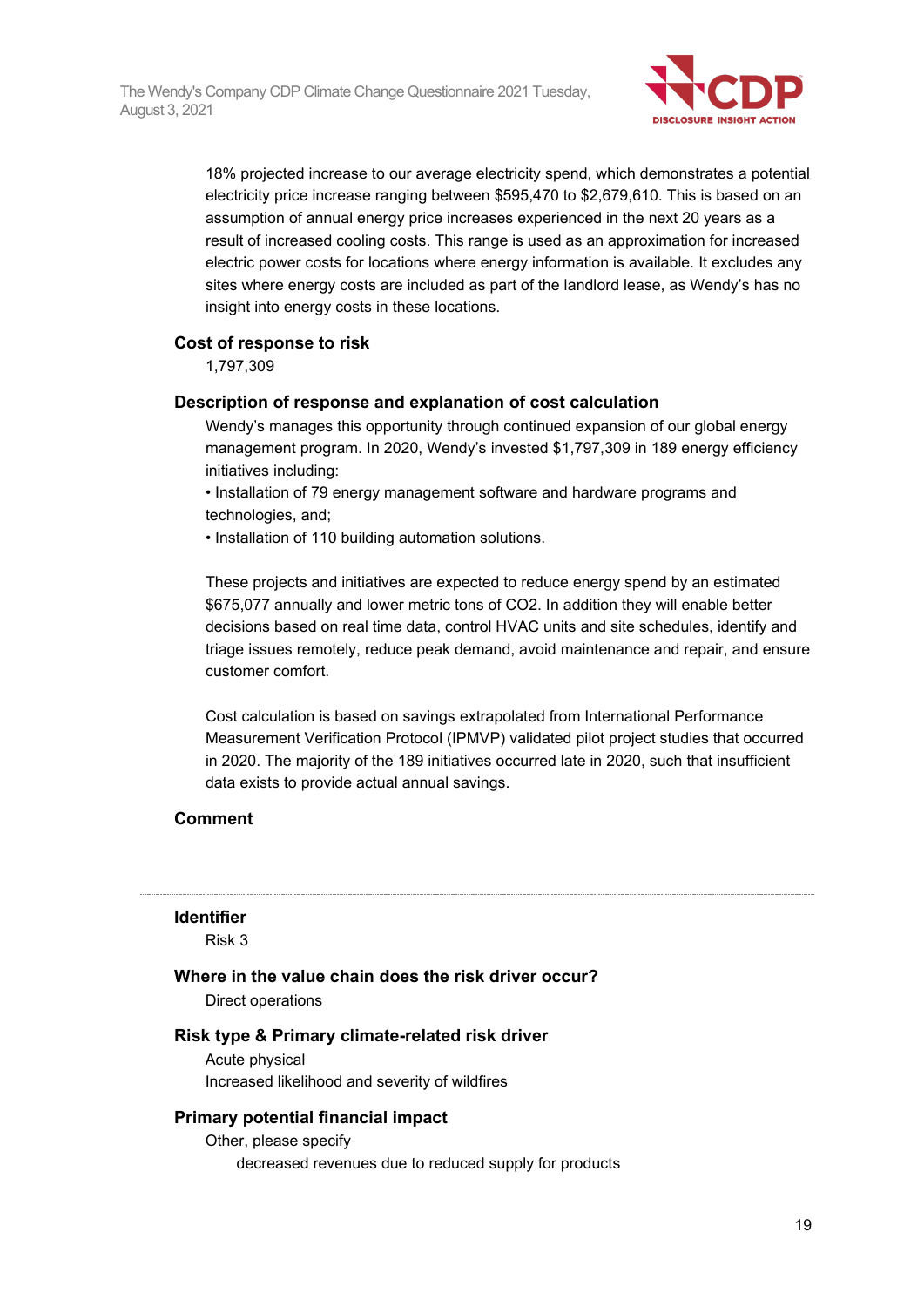18% projected increase to our average electricity spend, which demonstrates a potential electricity price increase ranging between $595,470 to $2,679,610. This is based on an assumption of annual energy price increases experienced in the next 20 years as a result of increased cooling costs. This range is used as an approximation for increased electric power costs for locations where energy information is available. It excludes any sites where energy costs are included as part of the landlord lease, as Wendy's has no insight into energy costs in these locations.

### Cost of response to risk

1,797,309

### Description of response and explanation of cost calculation

Wendy's manages this opportunity through continued expansion of our global energy management program. In 2020, Wendy's invested $1,797,309 in 189 energy efficiency initiatives including:

- Installation of 79 energy management software and hardware programs and technologies, and;
- Installation of 110 building automation solutions.

These projects and initiatives are expected to reduce energy spend by an estimated $675,077 annually and lower metric tons of $CO_2$. In addition they will enable better decisions based on real time data, control HVAC units and site schedules, identify and triage issues remotely, reduce peak demand, avoid maintenance and repair, and ensure customer comfort.

Cost calculation is based on savings extrapolated from International Performance Measurement Verification Protocol (IPMVP) validated pilot project studies that occurred in 2020. The majority of the 189 initiatives occurred late in 2020, such that insufficient data exists to provide actual annual savings.

### Comment

---

### Identifier

Risk 3

### Where in the value chain does the risk driver occur?

Direct operations

### Risk type & Primary climate-related risk driver

Acute physical

Increased likelihood and severity of wildfires

### Primary potential financial impact

Other, please specify

decreased revenues due to reduced supply for products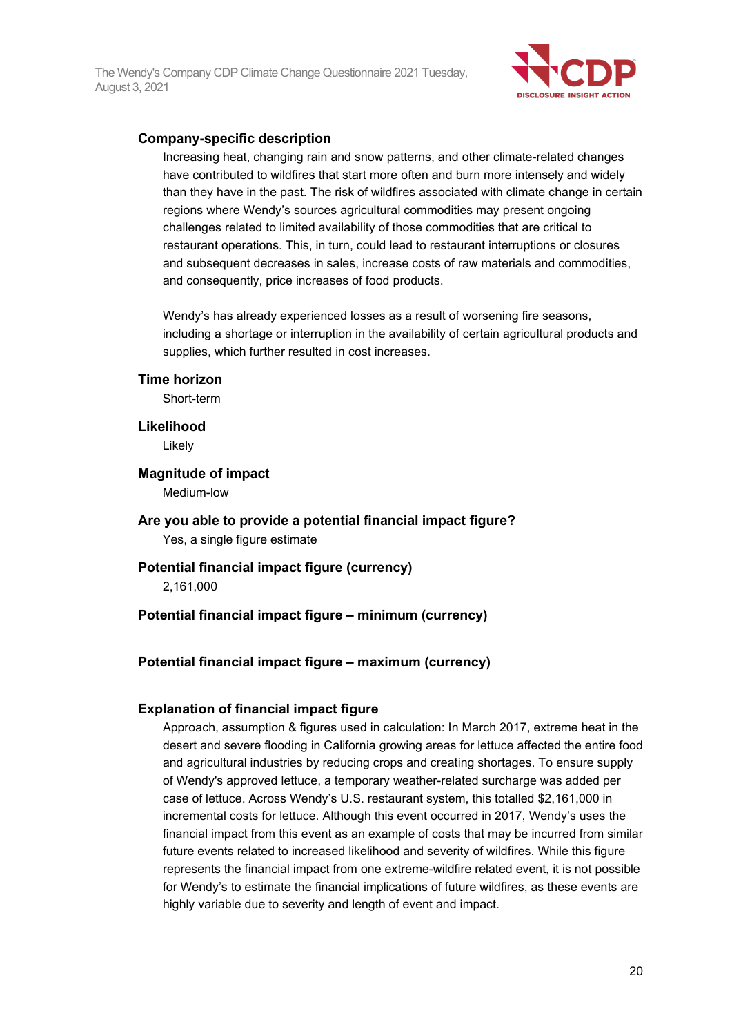**Company-specific description**

Increasing heat, changing rain and snow patterns, and other climate-related changes have contributed to wildfires that start more often and burn more intensely and widely than they have in the past. The risk of wildfires associated with climate change in certain regions where Wendy's sources agricultural commodities may present ongoing challenges related to limited availability of those commodities that are critical to restaurant operations. This, in turn, could lead to restaurant interruptions or closures and subsequent decreases in sales, increase costs of raw materials and commodities, and consequently, price increases of food products.

Wendy's has already experienced losses as a result of worsening fire seasons, including a shortage or interruption in the availability of certain agricultural products and supplies, which further resulted in cost increases.

**Time horizon**

Short-term

**Likelihood**

Likely

**Magnitude of impact**

Medium-low

**Are you able to provide a potential financial impact figure?**

Yes, a single figure estimate

**Potential financial impact figure (currency)**

2,161,000

**Potential financial impact figure – minimum (currency)**

**Potential financial impact figure – maximum (currency)**

**Explanation of financial impact figure**

Approach, assumption & figures used in calculation: In March 2017, extreme heat in the desert and severe flooding in California growing areas for lettuce affected the entire food and agricultural industries by reducing crops and creating shortages. To ensure supply of Wendy's approved lettuce, a temporary weather-related surcharge was added per case of lettuce. Across Wendy's U.S. restaurant system, this totalled $2,161,000 in incremental costs for lettuce. Although this event occurred in 2017, Wendy's uses the financial impact from this event as an example of costs that may be incurred from similar future events related to increased likelihood and severity of wildfires. While this figure represents the financial impact from one extreme-wildfire related event, it is not possible for Wendy's to estimate the financial implications of future wildfires, as these events are highly variable due to severity and length of event and impact.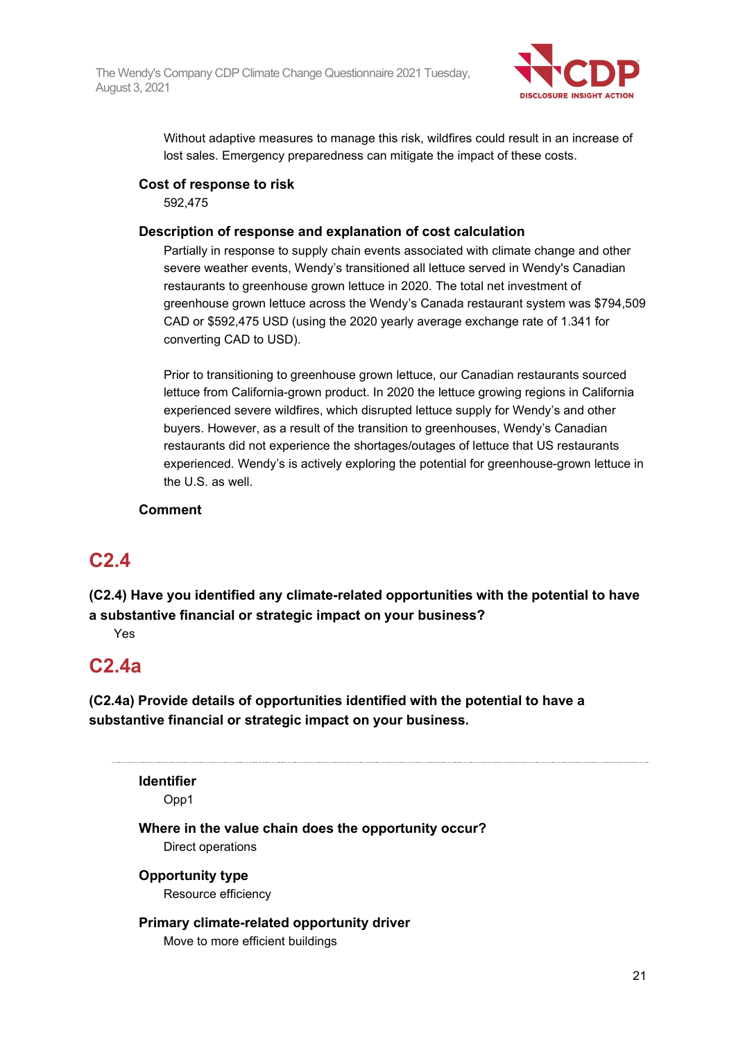Without adaptive measures to manage this risk, wildfires could result in an increase of lost sales. Emergency preparedness can mitigate the impact of these costs.

**Cost of response to risk**

592,475

**Description of response and explanation of cost calculation**

Partially in response to supply chain events associated with climate change and other severe weather events, Wendy's transitioned all lettuce served in Wendy's Canadian restaurants to greenhouse grown lettuce in 2020. The total net investment of greenhouse grown lettuce across the Wendy's Canada restaurant system was $794,509 CAD or $592,475 USD (using the 2020 yearly average exchange rate of 1.341 for converting CAD to USD).

Prior to transitioning to greenhouse grown lettuce, our Canadian restaurants sourced lettuce from California-grown product. In 2020 the lettuce growing regions in California experienced severe wildfires, which disrupted lettuce supply for Wendy's and other buyers. However, as a result of the transition to greenhouses, Wendy's Canadian restaurants did not experience the shortages/outages of lettuce that US restaurants experienced. Wendy's is actively exploring the potential for greenhouse-grown lettuce in the U.S. as well.

**Comment**

## C2.4

**(C2.4) Have you identified any climate-related opportunities with the potential to have a substantive financial or strategic impact on your business?**

Yes

## C2.4a

**(C2.4a) Provide details of opportunities identified with the potential to have a substantive financial or strategic impact on your business.**

---

**Identifier**

Opp1

**Where in the value chain does the opportunity occur?**

Direct operations

**Opportunity type**

Resource efficiency

**Primary climate-related opportunity driver**

Move to more efficient buildings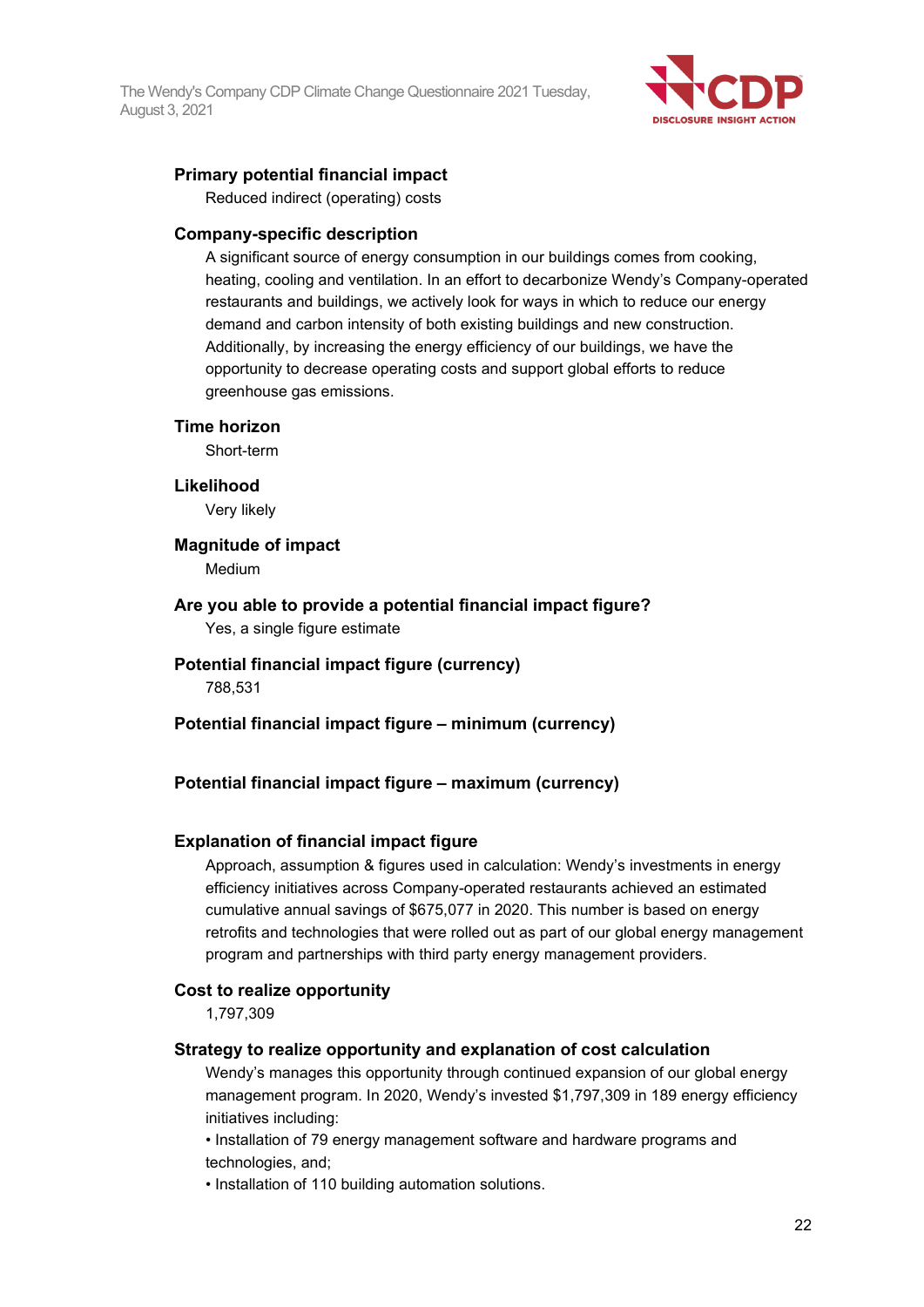**Primary potential financial impact**

Reduced indirect (operating) costs

**Company-specific description**

A significant source of energy consumption in our buildings comes from cooking, heating, cooling and ventilation. In an effort to decarbonize Wendy's Company-operated restaurants and buildings, we actively look for ways in which to reduce our energy demand and carbon intensity of both existing buildings and new construction. Additionally, by increasing the energy efficiency of our buildings, we have the opportunity to decrease operating costs and support global efforts to reduce greenhouse gas emissions.

**Time horizon**

Short-term

**Likelihood**

Very likely

**Magnitude of impact**

Medium

**Are you able to provide a potential financial impact figure?**

Yes, a single figure estimate

**Potential financial impact figure (currency)**

788,531

**Potential financial impact figure – minimum (currency)**

**Potential financial impact figure – maximum (currency)**

**Explanation of financial impact figure**

Approach, assumption & figures used in calculation: Wendy's investments in energy efficiency initiatives across Company-operated restaurants achieved an estimated cumulative annual savings of $675,077 in 2020. This number is based on energy retrofits and technologies that were rolled out as part of our global energy management program and partnerships with third party energy management providers.

**Cost to realize opportunity**

1,797,309

**Strategy to realize opportunity and explanation of cost calculation**

Wendy's manages this opportunity through continued expansion of our global energy management program. In 2020, Wendy's invested $1,797,309 in 189 energy efficiency initiatives including:

- Installation of 79 energy management software and hardware programs and technologies, and;
- Installation of 110 building automation solutions.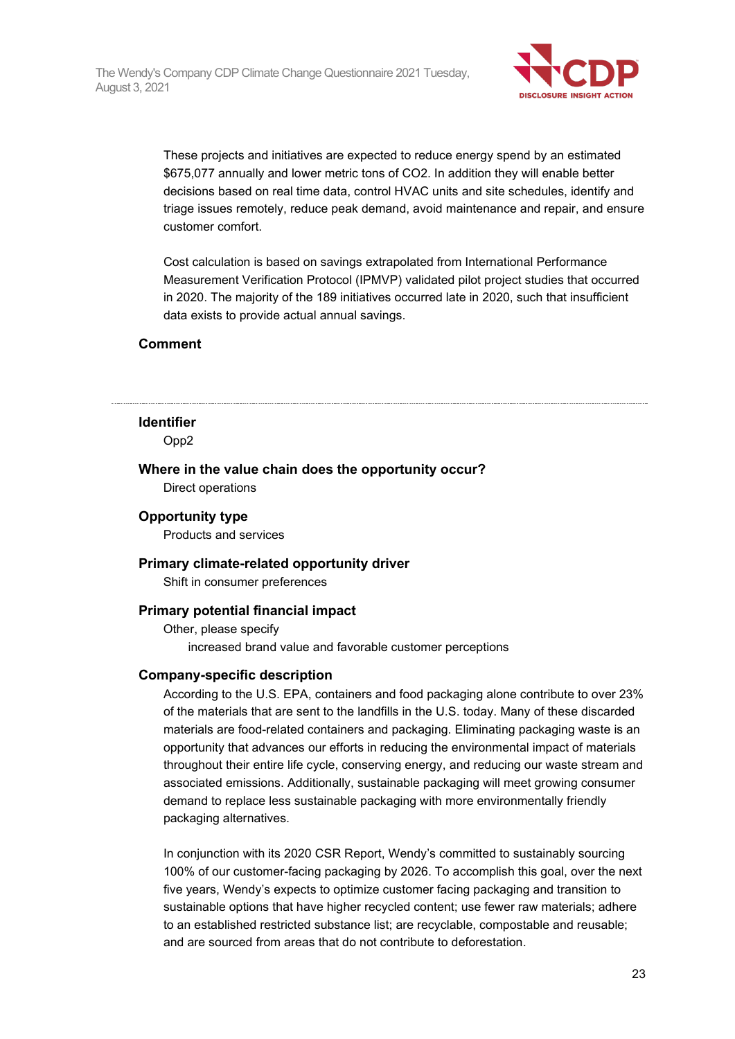These projects and initiatives are expected to reduce energy spend by an estimated $675,077 annually and lower metric tons of $CO_2$. In addition they will enable better decisions based on real time data, control HVAC units and site schedules, identify and triage issues remotely, reduce peak demand, avoid maintenance and repair, and ensure customer comfort.

Cost calculation is based on savings extrapolated from International Performance Measurement Verification Protocol (IPMVP) validated pilot project studies that occurred in 2020. The majority of the 189 initiatives occurred late in 2020, such that insufficient data exists to provide actual annual savings.

**Comment**

---

**Identifier**

Opp2

**Where in the value chain does the opportunity occur?**

Direct operations

**Opportunity type**

Products and services

**Primary climate-related opportunity driver**

Shift in consumer preferences

**Primary potential financial impact**

Other, please specify

increased brand value and favorable customer perceptions

**Company-specific description**

According to the U.S. EPA, containers and food packaging alone contribute to over 23% of the materials that are sent to the landfills in the U.S. today. Many of these discarded materials are food-related containers and packaging. Eliminating packaging waste is an opportunity that advances our efforts in reducing the environmental impact of materials throughout their entire life cycle, conserving energy, and reducing our waste stream and associated emissions. Additionally, sustainable packaging will meet growing consumer demand to replace less sustainable packaging with more environmentally friendly packaging alternatives.

In conjunction with its 2020 CSR Report, Wendy's committed to sustainably sourcing 100% of our customer-facing packaging by 2026. To accomplish this goal, over the next five years, Wendy's expects to optimize customer facing packaging and transition to sustainable options that have higher recycled content; use fewer raw materials; adhere to an established restricted substance list; are recyclable, compostable and reusable; and are sourced from areas that do not contribute to deforestation.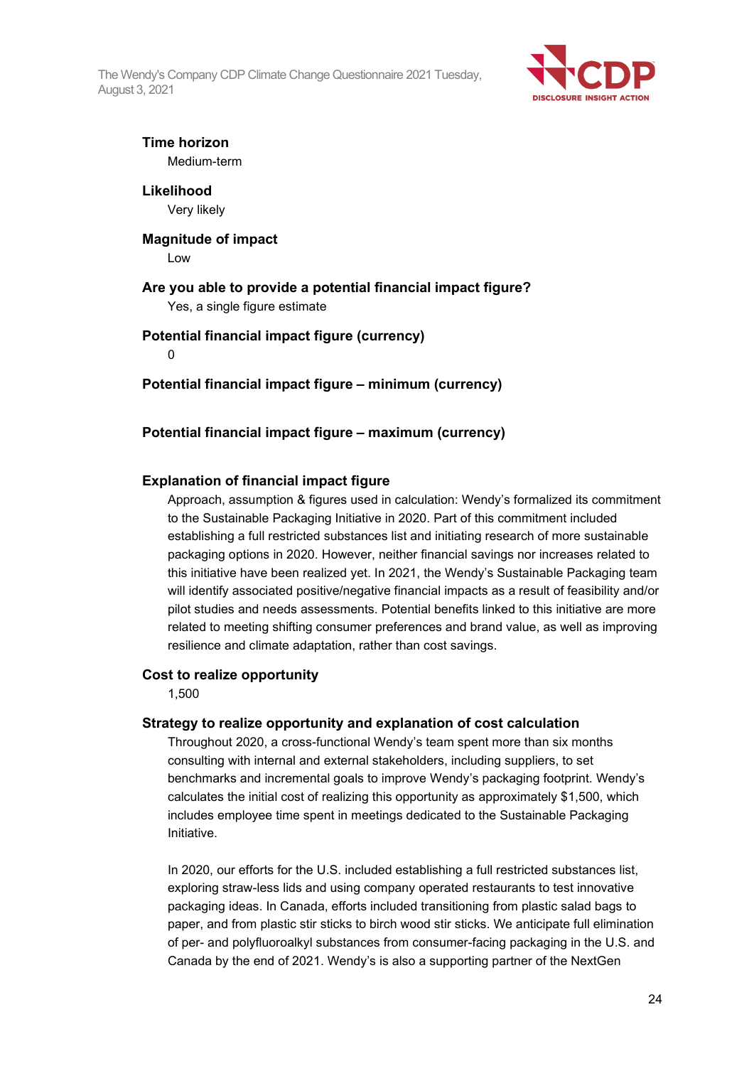**Time horizon**
Medium-term

**Likelihood**
Very likely

**Magnitude of impact**
Low

**Are you able to provide a potential financial impact figure?**
Yes, a single figure estimate

**Potential financial impact figure (currency)**
0

**Potential financial impact figure – minimum (currency)**

**Potential financial impact figure – maximum (currency)**

**Explanation of financial impact figure**
Approach, assumption & figures used in calculation: Wendy's formalized its commitment to the Sustainable Packaging Initiative in 2020. Part of this commitment included establishing a full restricted substances list and initiating research of more sustainable packaging options in 2020. However, neither financial savings nor increases related to this initiative have been realized yet. In 2021, the Wendy's Sustainable Packaging team will identify associated positive/negative financial impacts as a result of feasibility and/or pilot studies and needs assessments. Potential benefits linked to this initiative are more related to meeting shifting consumer preferences and brand value, as well as improving resilience and climate adaptation, rather than cost savings.

**Cost to realize opportunity**
1,500

**Strategy to realize opportunity and explanation of cost calculation**
Throughout 2020, a cross-functional Wendy's team spent more than six months consulting with internal and external stakeholders, including suppliers, to set benchmarks and incremental goals to improve Wendy's packaging footprint. Wendy's calculates the initial cost of realizing this opportunity as approximately $1,500, which includes employee time spent in meetings dedicated to the Sustainable Packaging Initiative.

In 2020, our efforts for the U.S. included establishing a full restricted substances list, exploring straw-less lids and using company operated restaurants to test innovative packaging ideas. In Canada, efforts included transitioning from plastic salad bags to paper, and from plastic stir sticks to birch wood stir sticks. We anticipate full elimination of per- and polyfluoroalkyl substances from consumer-facing packaging in the U.S. and Canada by the end of 2021. Wendy's is also a supporting partner of the NextGen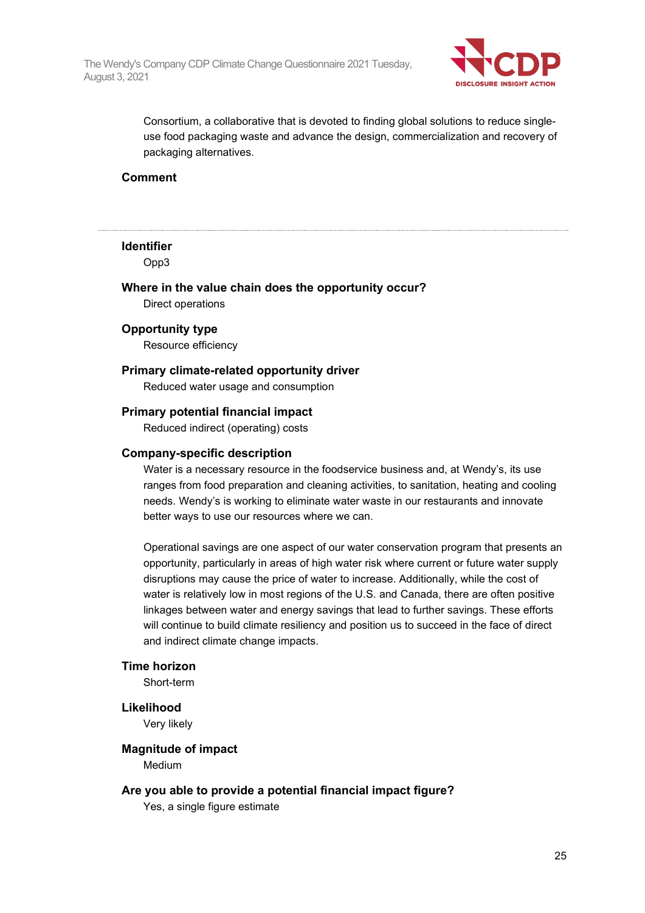Consortium, a collaborative that is devoted to finding global solutions to reduce single-use food packaging waste and advance the design, commercialization and recovery of packaging alternatives.

**Comment**

---

**Identifier**

Opp3

**Where in the value chain does the opportunity occur?**

Direct operations

**Opportunity type**

Resource efficiency

**Primary climate-related opportunity driver**

Reduced water usage and consumption

**Primary potential financial impact**

Reduced indirect (operating) costs

**Company-specific description**

Water is a necessary resource in the foodservice business and, at Wendy's, its use ranges from food preparation and cleaning activities, to sanitation, heating and cooling needs. Wendy's is working to eliminate water waste in our restaurants and innovate better ways to use our resources where we can.

Operational savings are one aspect of our water conservation program that presents an opportunity, particularly in areas of high water risk where current or future water supply disruptions may cause the price of water to increase. Additionally, while the cost of water is relatively low in most regions of the U.S. and Canada, there are often positive linkages between water and energy savings that lead to further savings. These efforts will continue to build climate resiliency and position us to succeed in the face of direct and indirect climate change impacts.

**Time horizon**

Short-term

**Likelihood**

Very likely

**Magnitude of impact**

Medium

**Are you able to provide a potential financial impact figure?**

Yes, a single figure estimate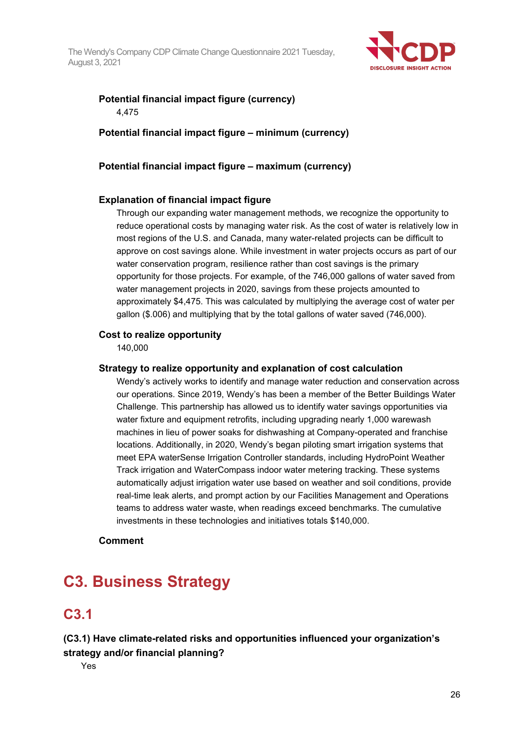**Potential financial impact figure (currency)**

4,475

**Potential financial impact figure – minimum (currency)**

**Potential financial impact figure – maximum (currency)**

**Explanation of financial impact figure**

Through our expanding water management methods, we recognize the opportunity to reduce operational costs by managing water risk. As the cost of water is relatively low in most regions of the U.S. and Canada, many water-related projects can be difficult to approve on cost savings alone. While investment in water projects occurs as part of our water conservation program, resilience rather than cost savings is the primary opportunity for those projects. For example, of the 746,000 gallons of water saved from water management projects in 2020, savings from these projects amounted to approximately $4,475. This was calculated by multiplying the average cost of water per gallon ($.006) and multiplying that by the total gallons of water saved (746,000).

**Cost to realize opportunity**

140,000

**Strategy to realize opportunity and explanation of cost calculation**

Wendy's actively works to identify and manage water reduction and conservation across our operations. Since 2019, Wendy's has been a member of the Better Buildings Water Challenge. This partnership has allowed us to identify water savings opportunities via water fixture and equipment retrofits, including upgrading nearly 1,000 warewash machines in lieu of power soaks for dishwashing at Company-operated and franchise locations. Additionally, in 2020, Wendy's began piloting smart irrigation systems that meet EPA waterSense Irrigation Controller standards, including HydroPoint Weather Track irrigation and WaterCompass indoor water metering tracking. These systems automatically adjust irrigation water use based on weather and soil conditions, provide real-time leak alerts, and prompt action by our Facilities Management and Operations teams to address water waste, when readings exceed benchmarks. The cumulative investments in these technologies and initiatives totals $140,000.

**Comment**

# C3. Business Strategy

## C3.1

**(C3.1) Have climate-related risks and opportunities influenced your organization's strategy and/or financial planning?**

Yes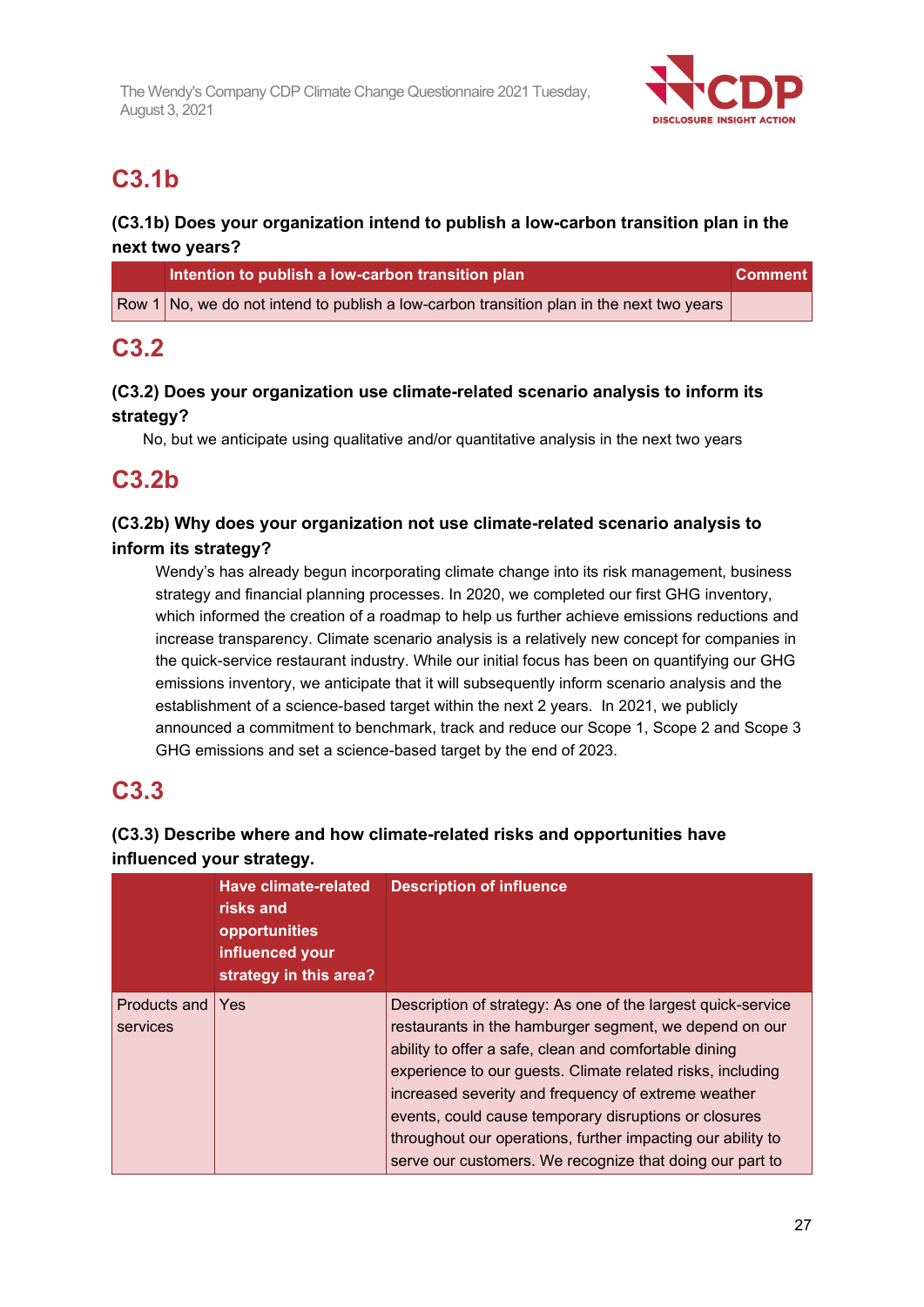## C3.1b

### (C3.1b) Does your organization intend to publish a low-carbon transition plan in the next two years?

| | Intention to publish a low-carbon transition plan | Comment |
|---|---|---|
| Row 1 | No, we do not intend to publish a low-carbon transition plan in the next two years | |

## C3.2

### (C3.2) Does your organization use climate-related scenario analysis to inform its strategy?

No, but we anticipate using qualitative and/or quantitative analysis in the next two years

## C3.2b

### (C3.2b) Why does your organization not use climate-related scenario analysis to inform its strategy?

Wendy's has already begun incorporating climate change into its risk management, business strategy and financial planning processes. In 2020, we completed our first GHG inventory, which informed the creation of a roadmap to help us further achieve emissions reductions and increase transparency. Climate scenario analysis is a relatively new concept for companies in the quick-service restaurant industry. While our initial focus has been on quantifying our GHG emissions inventory, we anticipate that it will subsequently inform scenario analysis and the establishment of a science-based target within the next 2 years. In 2021, we publicly announced a commitment to benchmark, track and reduce our Scope 1, Scope 2 and Scope 3 GHG emissions and set a science-based target by the end of 2023.

## C3.3

### (C3.3) Describe where and how climate-related risks and opportunities have influenced your strategy.

| | Have climate-related risks and opportunities influenced your strategy in this area? | Description of influence |
|---|---|---|
| Products and services | Yes | Description of strategy: As one of the largest quick-service restaurants in the hamburger segment, we depend on our ability to offer a safe, clean and comfortable dining experience to our guests. Climate related risks, including increased severity and frequency of extreme weather events, could cause temporary disruptions or closures throughout our operations, further impacting our ability to serve our customers. We recognize that doing our part to |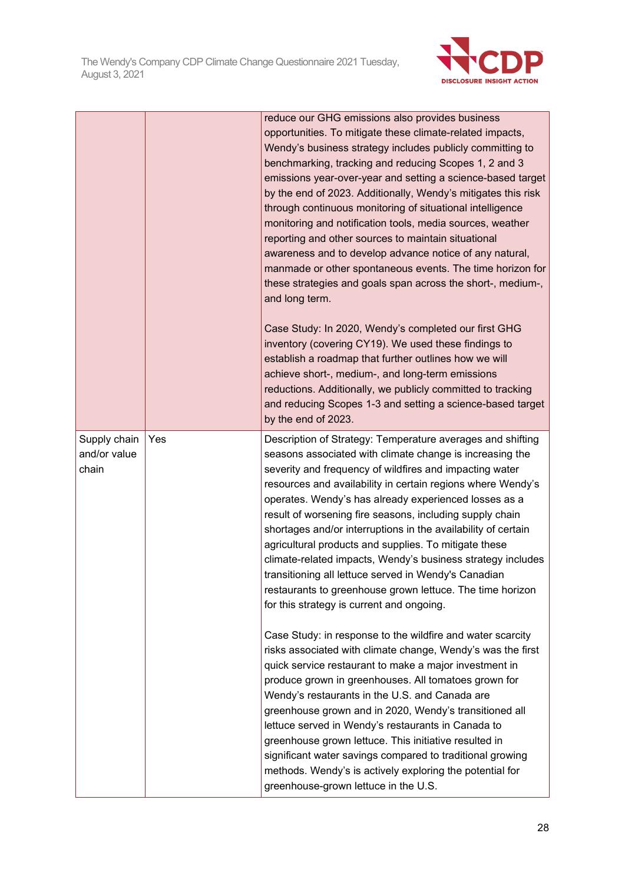| | | |
|---|---|---|
| | | reduce our GHG emissions also provides business opportunities. To mitigate these climate-related impacts, Wendy's business strategy includes publicly committing to benchmarking, tracking and reducing Scopes 1, 2 and 3 emissions year-over-year and setting a science-based target by the end of 2023. Additionally, Wendy's mitigates this risk through continuous monitoring of situational intelligence monitoring and notification tools, media sources, weather reporting and other sources to maintain situational awareness and to develop advance notice of any natural, manmade or other spontaneous events. The time horizon for these strategies and goals span across the short-, medium-, and long term.<br><br>Case Study: In 2020, Wendy's completed our first GHG inventory (covering CY19). We used these findings to establish a roadmap that further outlines how we will achieve short-, medium-, and long-term emissions reductions. Additionally, we publicly committed to tracking and reducing Scopes 1-3 and setting a science-based target by the end of 2023. |
| Supply chain and/or value chain | Yes | Description of Strategy: Temperature averages and shifting seasons associated with climate change is increasing the severity and frequency of wildfires and impacting water resources and availability in certain regions where Wendy's operates. Wendy's has already experienced losses as a result of worsening fire seasons, including supply chain shortages and/or interruptions in the availability of certain agricultural products and supplies. To mitigate these climate-related impacts, Wendy's business strategy includes transitioning all lettuce served in Wendy's Canadian restaurants to greenhouse grown lettuce. The time horizon for this strategy is current and ongoing.<br><br>Case Study: in response to the wildfire and water scarcity risks associated with climate change, Wendy's was the first quick service restaurant to make a major investment in produce grown in greenhouses. All tomatoes grown for Wendy's restaurants in the U.S. and Canada are greenhouse grown and in 2020, Wendy's transitioned all lettuce served in Wendy's restaurants in Canada to greenhouse grown lettuce. This initiative resulted in significant water savings compared to traditional growing methods. Wendy's is actively exploring the potential for greenhouse-grown lettuce in the U.S. |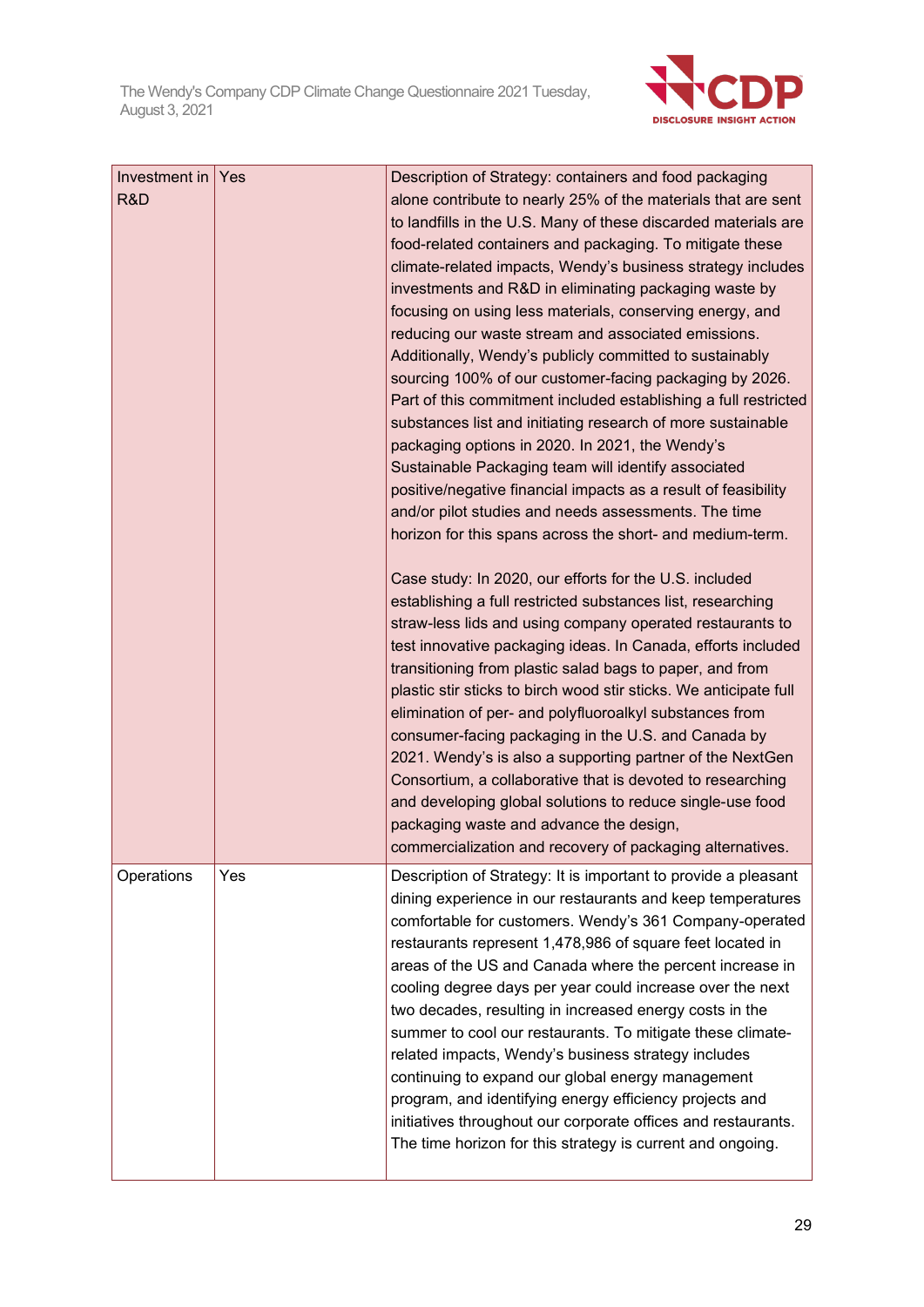| | | |
|---|---|---|
| Investment in R&D | Yes | Description of Strategy: containers and food packaging alone contribute to nearly 25% of the materials that are sent to landfills in the U.S. Many of these discarded materials are food-related containers and packaging. To mitigate these climate-related impacts, Wendy's business strategy includes investments and R&D in eliminating packaging waste by focusing on using less materials, conserving energy, and reducing our waste stream and associated emissions. Additionally, Wendy's publicly committed to sustainably sourcing 100% of our customer-facing packaging by 2026. Part of this commitment included establishing a full restricted substances list and initiating research of more sustainable packaging options in 2020. In 2021, the Wendy's Sustainable Packaging team will identify associated positive/negative financial impacts as a result of feasibility and/or pilot studies and needs assessments. The time horizon for this spans across the short- and medium-term.<br><br>Case study: In 2020, our efforts for the U.S. included establishing a full restricted substances list, researching straw-less lids and using company operated restaurants to test innovative packaging ideas. In Canada, efforts included transitioning from plastic salad bags to paper, and from plastic stir sticks to birch wood stir sticks. We anticipate full elimination of per- and polyfluoroalkyl substances from consumer-facing packaging in the U.S. and Canada by 2021. Wendy's is also a supporting partner of the NextGen Consortium, a collaborative that is devoted to researching and developing global solutions to reduce single-use food packaging waste and advance the design, commercialization and recovery of packaging alternatives. |
| Operations | Yes | Description of Strategy: It is important to provide a pleasant dining experience in our restaurants and keep temperatures comfortable for customers. Wendy's 361 Company-operated restaurants represent 1,478,986 of square feet located in areas of the US and Canada where the percent increase in cooling degree days per year could increase over the next two decades, resulting in increased energy costs in the summer to cool our restaurants. To mitigate these climate-related impacts, Wendy's business strategy includes continuing to expand our global energy management program, and identifying energy efficiency projects and initiatives throughout our corporate offices and restaurants. The time horizon for this strategy is current and ongoing. |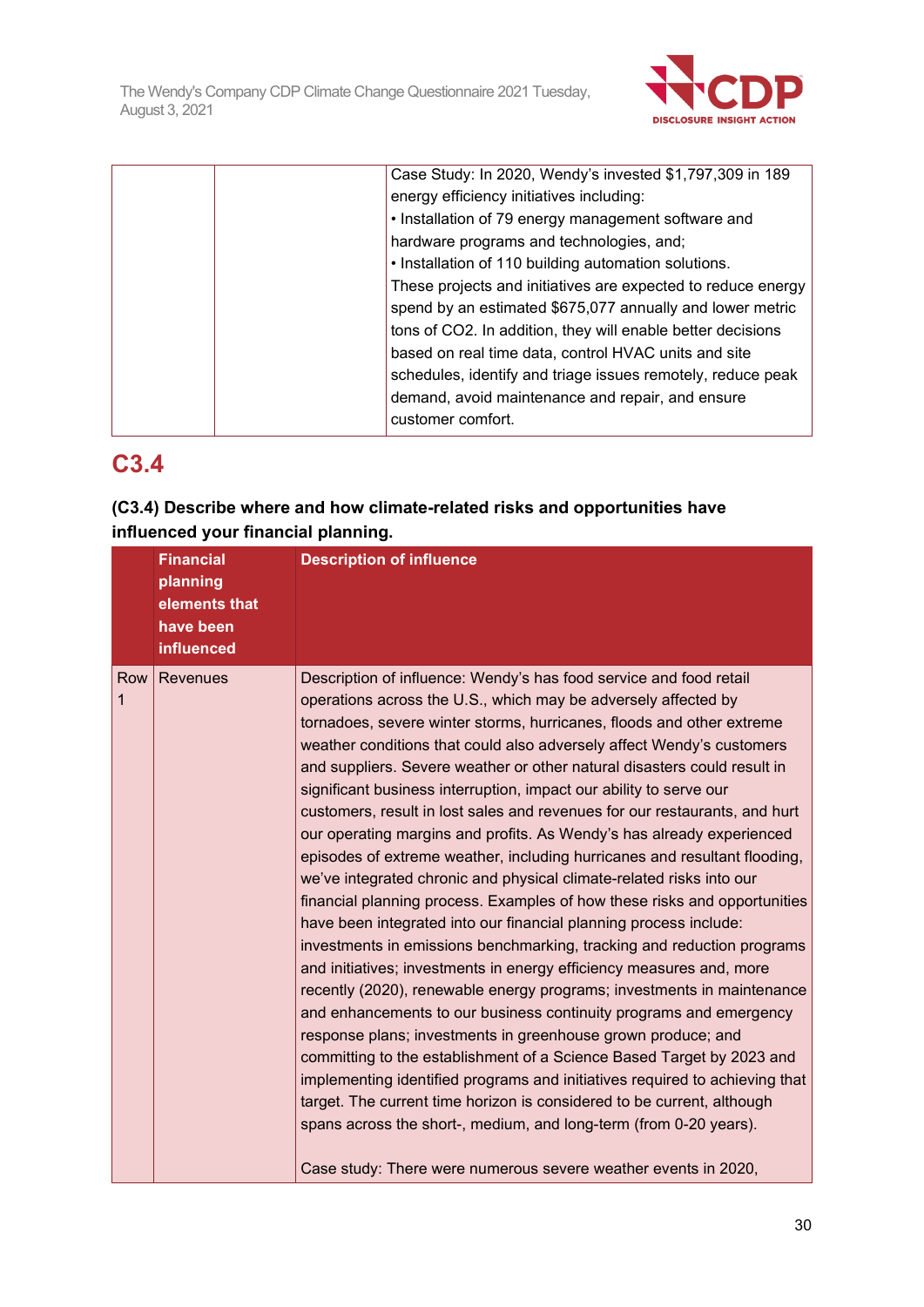| | | Case Study: In 2020, Wendy's invested $1,797,309 in 189 energy efficiency initiatives including:<br>• Installation of 79 energy management software and hardware programs and technologies, and;<br>• Installation of 110 building automation solutions.<br>These projects and initiatives are expected to reduce energy spend by an estimated $675,077 annually and lower metric tons of CO2. In addition, they will enable better decisions based on real time data, control HVAC units and site schedules, identify and triage issues remotely, reduce peak demand, avoid maintenance and repair, and ensure customer comfort. |
|---|---|---|

## C3.4

**(C3.4) Describe where and how climate-related risks and opportunities have influenced your financial planning.**

| | Financial planning elements that have been influenced | Description of influence |
|---|---|---|
| Row 1 | Revenues | Description of influence: Wendy's has food service and food retail operations across the U.S., which may be adversely affected by tornadoes, severe winter storms, hurricanes, floods and other extreme weather conditions that could also adversely affect Wendy's customers and suppliers. Severe weather or other natural disasters could result in significant business interruption, impact our ability to serve our customers, result in lost sales and revenues for our restaurants, and hurt our operating margins and profits. As Wendy's has already experienced episodes of extreme weather, including hurricanes and resultant flooding, we've integrated chronic and physical climate-related risks into our financial planning process. Examples of how these risks and opportunities have been integrated into our financial planning process include: investments in emissions benchmarking, tracking and reduction programs and initiatives; investments in energy efficiency measures and, more recently (2020), renewable energy programs; investments in maintenance and enhancements to our business continuity programs and emergency response plans; investments in greenhouse grown produce; and committing to the establishment of a Science Based Target by 2023 and implementing identified programs and initiatives required to achieving that target. The current time horizon is considered to be current, although spans across the short-, medium, and long-term (from 0-20 years).<br><br>Case study: There were numerous severe weather events in 2020, |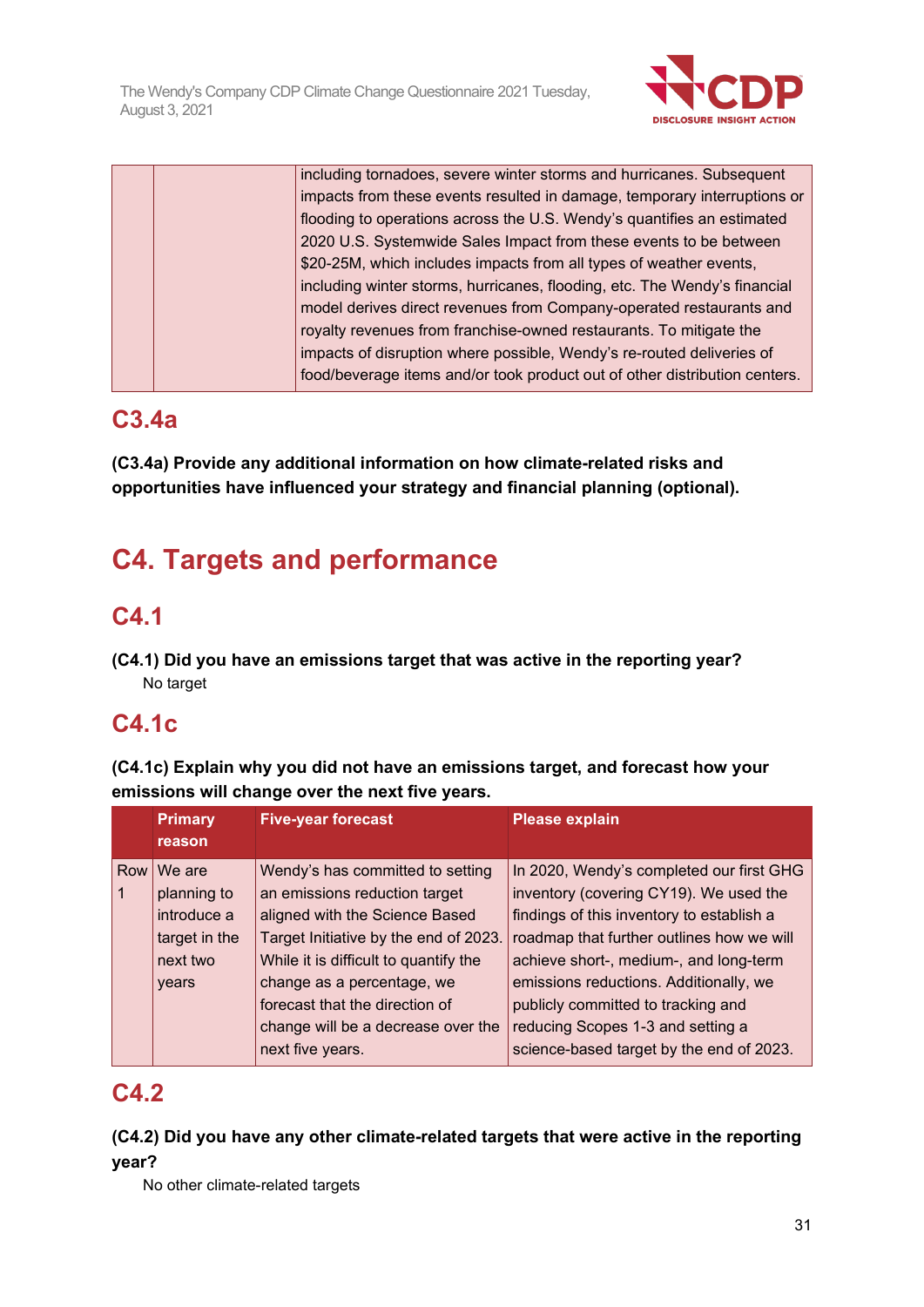| | | including tornadoes, severe winter storms and hurricanes. Subsequent impacts from these events resulted in damage, temporary interruptions or flooding to operations across the U.S. Wendy's quantifies an estimated 2020 U.S. Systemwide Sales Impact from these events to be between $20-25M, which includes impacts from all types of weather events, including winter storms, hurricanes, flooding, etc. The Wendy's financial model derives direct revenues from Company-operated restaurants and royalty revenues from franchise-owned restaurants. To mitigate the impacts of disruption where possible, Wendy's re-routed deliveries of food/beverage items and/or took product out of other distribution centers. |
|---|---|---|

## C3.4a

**(C3.4a) Provide any additional information on how climate-related risks and opportunities have influenced your strategy and financial planning (optional).**

# C4. Targets and performance

## C4.1

**(C4.1) Did you have an emissions target that was active in the reporting year?**

No target

## C4.1c

**(C4.1c) Explain why you did not have an emissions target, and forecast how your emissions will change over the next five years.**

| | Primary reason | Five-year forecast | Please explain |
|---|---|---|---|
| Row 1 | We are planning to introduce a target in the next two years | Wendy's has committed to setting an emissions reduction target aligned with the Science Based Target Initiative by the end of 2023. While it is difficult to quantify the change as a percentage, we forecast that the direction of change will be a decrease over the next five years. | In 2020, Wendy's completed our first GHG inventory (covering CY19). We used the findings of this inventory to establish a roadmap that further outlines how we will achieve short-, medium-, and long-term emissions reductions. Additionally, we publicly committed to tracking and reducing Scopes 1-3 and setting a science-based target by the end of 2023. |

## C4.2

**(C4.2) Did you have any other climate-related targets that were active in the reporting year?**

No other climate-related targets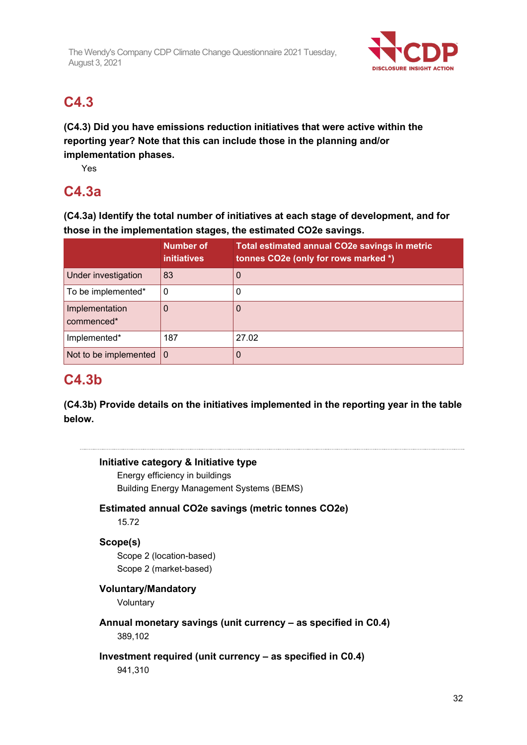## C4.3

**(C4.3) Did you have emissions reduction initiatives that were active within the reporting year? Note that this can include those in the planning and/or implementation phases.**

Yes

## C4.3a

**(C4.3a) Identify the total number of initiatives at each stage of development, and for those in the implementation stages, the estimated CO2e savings.**

| | Number of initiatives | Total estimated annual CO2e savings in metric tonnes CO2e (only for rows marked *) |
|---|---|---|
| Under investigation | 83 | 0 |
| To be implemented* | 0 | 0 |
| Implementation commenced* | 0 | 0 |
| Implemented* | 187 | 27.02 |
| Not to be implemented | 0 | 0 |

## C4.3b

**(C4.3b) Provide details on the initiatives implemented in the reporting year in the table below.**

**Initiative category & Initiative type**

Energy efficiency in buildings

Building Energy Management Systems (BEMS)

**Estimated annual CO2e savings (metric tonnes CO2e)**

15.72

**Scope(s)**

Scope 2 (location-based)

Scope 2 (market-based)

**Voluntary/Mandatory**

Voluntary

**Annual monetary savings (unit currency – as specified in C0.4)**

389,102

**Investment required (unit currency – as specified in C0.4)**

941,310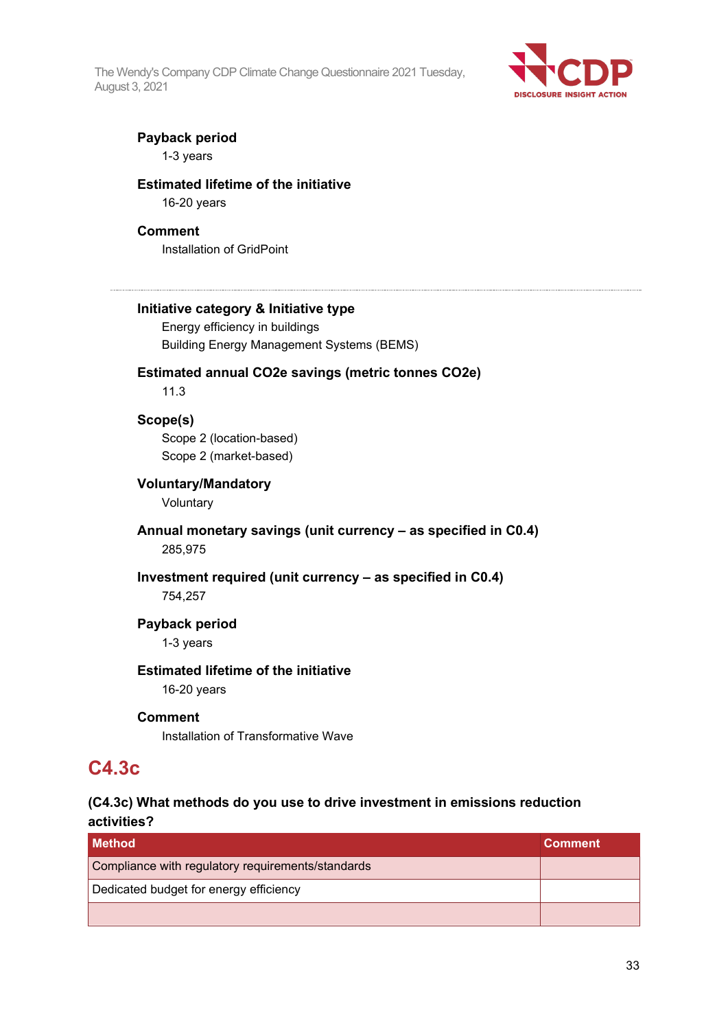**Payback period**

1-3 years

**Estimated lifetime of the initiative**

16-20 years

**Comment**

Installation of GridPoint

---

**Initiative category & Initiative type**

Energy efficiency in buildings

Building Energy Management Systems (BEMS)

**Estimated annual CO2e savings (metric tonnes CO2e)**

11.3

**Scope(s)**

Scope 2 (location-based)

Scope 2 (market-based)

**Voluntary/Mandatory**

Voluntary

**Annual monetary savings (unit currency – as specified in C0.4)**

285,975

**Investment required (unit currency – as specified in C0.4)**

754,257

**Payback period**

1-3 years

**Estimated lifetime of the initiative**

16-20 years

**Comment**

Installation of Transformative Wave

## C4.3c

### (C4.3c) What methods do you use to drive investment in emissions reduction activities?

| Method | Comment |
|---|---|
| Compliance with regulatory requirements/standards | |
| Dedicated budget for energy efficiency | |
| | |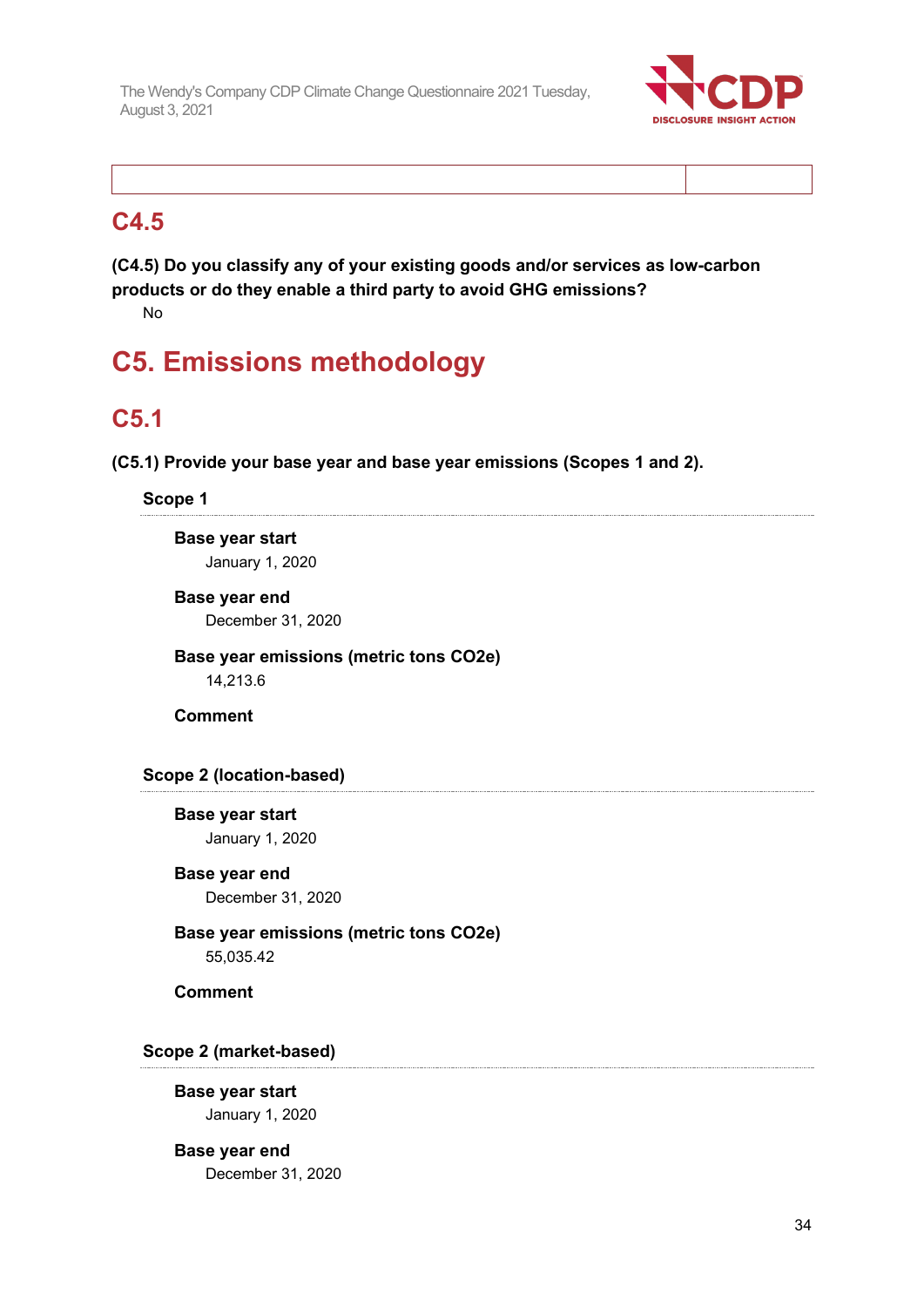| | |
|---|---|
| | |

## C4.5

**(C4.5) Do you classify any of your existing goods and/or services as low-carbon products or do they enable a third party to avoid GHG emissions?**

No

# C5. Emissions methodology

## C5.1

**(C5.1) Provide your base year and base year emissions (Scopes 1 and 2).**

**Scope 1**

**Base year start**

January 1, 2020

**Base year end**

December 31, 2020

**Base year emissions (metric tons CO2e)**

14,213.6

**Comment**

**Scope 2 (location-based)**

**Base year start**

January 1, 2020

**Base year end**

December 31, 2020

**Base year emissions (metric tons CO2e)**

55,035.42

**Comment**

**Scope 2 (market-based)**

**Base year start**

January 1, 2020

**Base year end**

December 31, 2020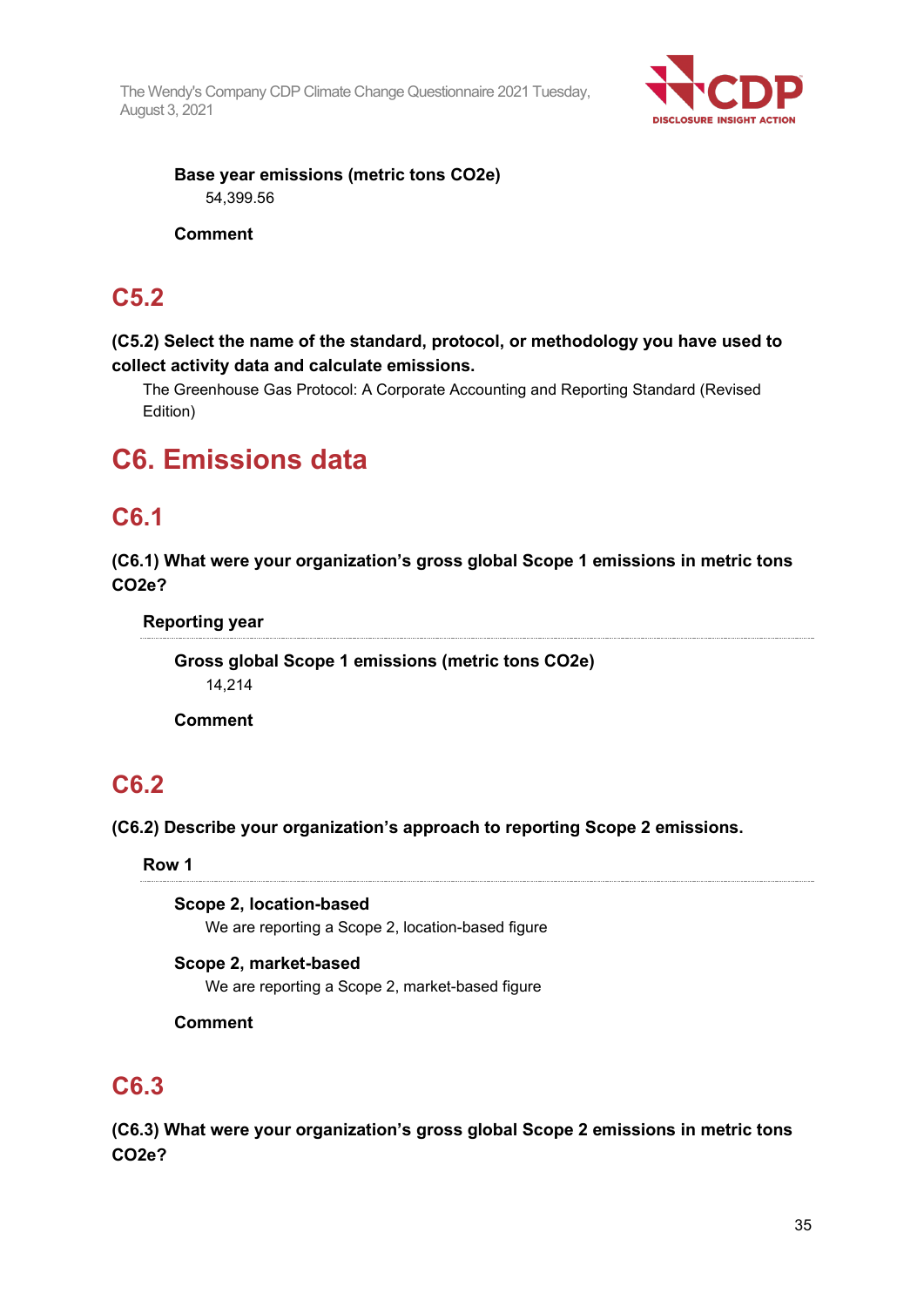**Base year emissions (metric tons CO2e)**

54,399.56

**Comment**

## C5.2

**(C5.2) Select the name of the standard, protocol, or methodology you have used to collect activity data and calculate emissions.**

The Greenhouse Gas Protocol: A Corporate Accounting and Reporting Standard (Revised Edition)

# C6. Emissions data

## C6.1

**(C6.1) What were your organization's gross global Scope 1 emissions in metric tons CO2e?**

**Reporting year**

**Gross global Scope 1 emissions (metric tons CO2e)**

14,214

**Comment**

## C6.2

**(C6.2) Describe your organization's approach to reporting Scope 2 emissions.**

**Row 1**

**Scope 2, location-based**

We are reporting a Scope 2, location-based figure

**Scope 2, market-based**

We are reporting a Scope 2, market-based figure

**Comment**

## C6.3

**(C6.3) What were your organization's gross global Scope 2 emissions in metric tons CO2e?**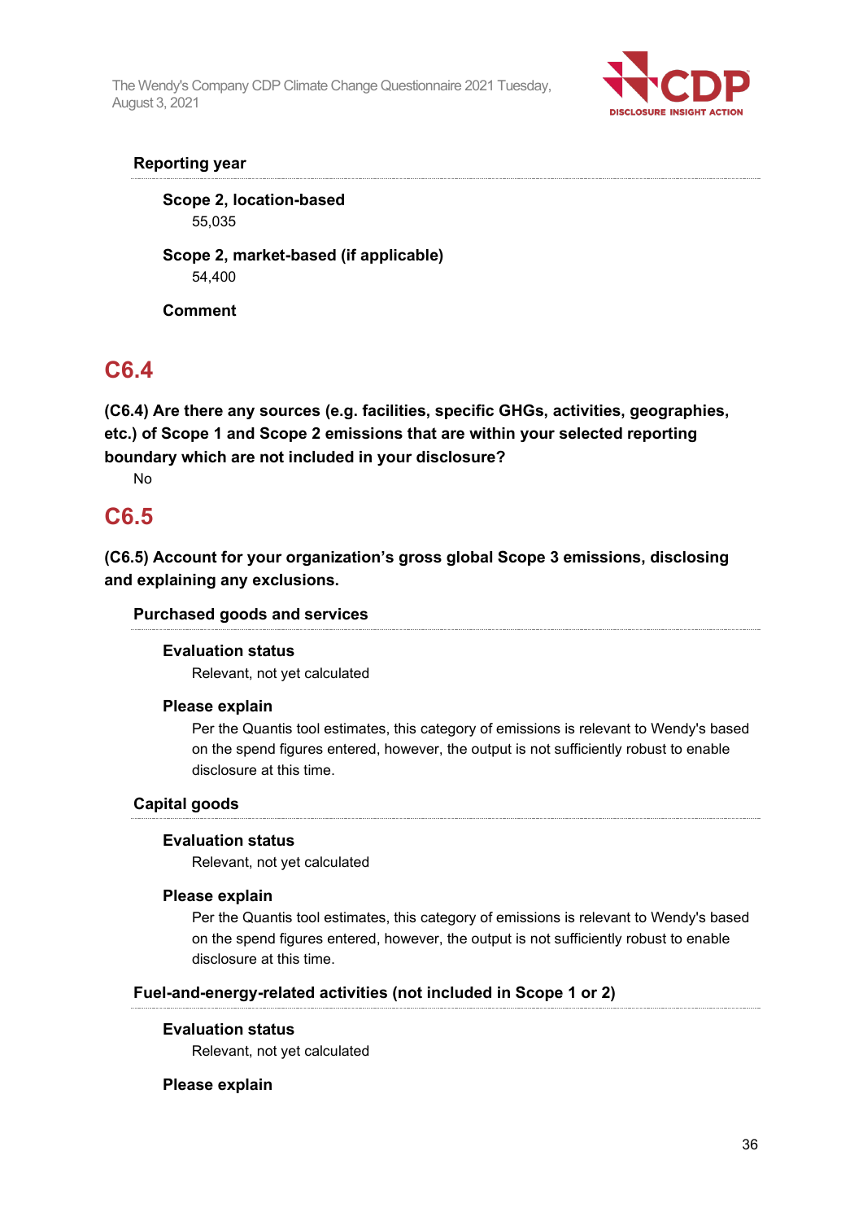**Reporting year**

**Scope 2, location-based**
55,035

**Scope 2, market-based (if applicable)**
54,400

**Comment**

## C6.4

**(C6.4) Are there any sources (e.g. facilities, specific GHGs, activities, geographies, etc.) of Scope 1 and Scope 2 emissions that are within your selected reporting boundary which are not included in your disclosure?**

No

## C6.5

**(C6.5) Account for your organization's gross global Scope 3 emissions, disclosing and explaining any exclusions.**

**Purchased goods and services**

**Evaluation status**
Relevant, not yet calculated

**Please explain**
Per the Quantis tool estimates, this category of emissions is relevant to Wendy's based on the spend figures entered, however, the output is not sufficiently robust to enable disclosure at this time.

**Capital goods**

**Evaluation status**
Relevant, not yet calculated

**Please explain**
Per the Quantis tool estimates, this category of emissions is relevant to Wendy's based on the spend figures entered, however, the output is not sufficiently robust to enable disclosure at this time.

**Fuel-and-energy-related activities (not included in Scope 1 or 2)**

**Evaluation status**
Relevant, not yet calculated

**Please explain**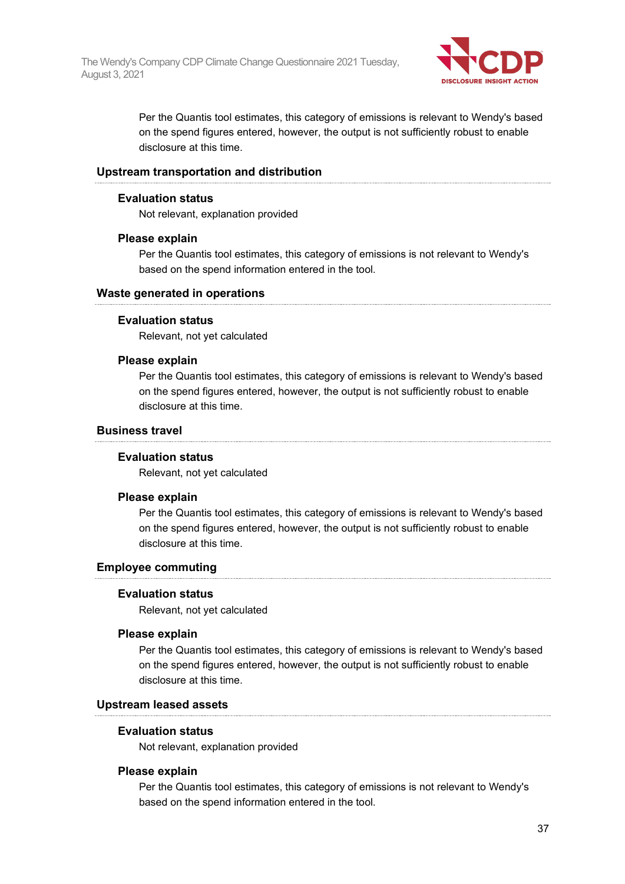Per the Quantis tool estimates, this category of emissions is relevant to Wendy's based on the spend figures entered, however, the output is not sufficiently robust to enable disclosure at this time.

### Upstream transportation and distribution

**Evaluation status**

Not relevant, explanation provided

**Please explain**

Per the Quantis tool estimates, this category of emissions is not relevant to Wendy's based on the spend information entered in the tool.

### Waste generated in operations

**Evaluation status**

Relevant, not yet calculated

**Please explain**

Per the Quantis tool estimates, this category of emissions is relevant to Wendy's based on the spend figures entered, however, the output is not sufficiently robust to enable disclosure at this time.

### Business travel

**Evaluation status**

Relevant, not yet calculated

**Please explain**

Per the Quantis tool estimates, this category of emissions is relevant to Wendy's based on the spend figures entered, however, the output is not sufficiently robust to enable disclosure at this time.

### Employee commuting

**Evaluation status**

Relevant, not yet calculated

**Please explain**

Per the Quantis tool estimates, this category of emissions is relevant to Wendy's based on the spend figures entered, however, the output is not sufficiently robust to enable disclosure at this time.

### Upstream leased assets

**Evaluation status**

Not relevant, explanation provided

**Please explain**

Per the Quantis tool estimates, this category of emissions is not relevant to Wendy's based on the spend information entered in the tool.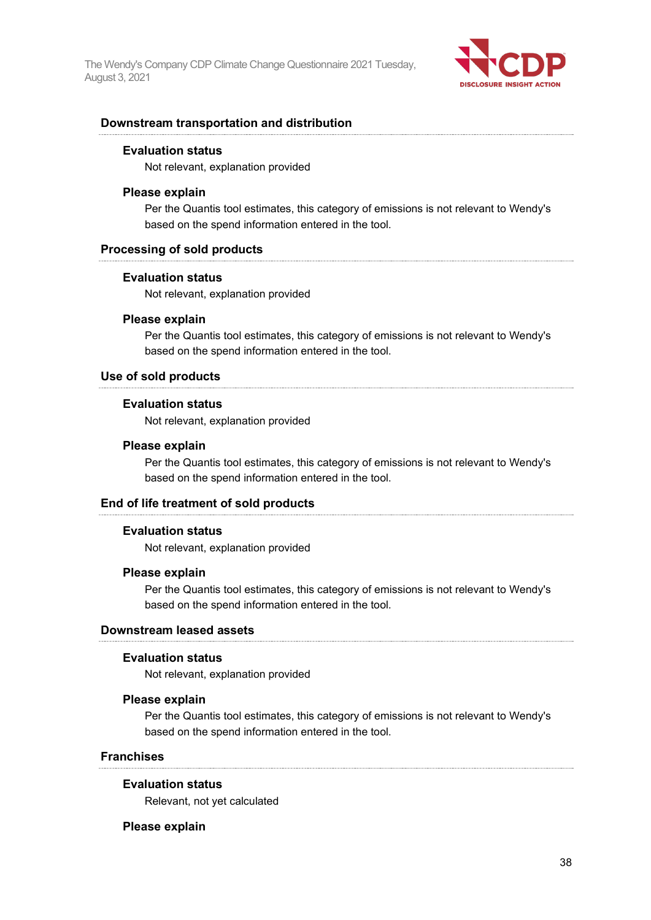### Downstream transportation and distribution

**Evaluation status**

Not relevant, explanation provided

**Please explain**

Per the Quantis tool estimates, this category of emissions is not relevant to Wendy's based on the spend information entered in the tool.

### Processing of sold products

**Evaluation status**

Not relevant, explanation provided

**Please explain**

Per the Quantis tool estimates, this category of emissions is not relevant to Wendy's based on the spend information entered in the tool.

### Use of sold products

**Evaluation status**

Not relevant, explanation provided

**Please explain**

Per the Quantis tool estimates, this category of emissions is not relevant to Wendy's based on the spend information entered in the tool.

### End of life treatment of sold products

**Evaluation status**

Not relevant, explanation provided

**Please explain**

Per the Quantis tool estimates, this category of emissions is not relevant to Wendy's based on the spend information entered in the tool.

### Downstream leased assets

**Evaluation status**

Not relevant, explanation provided

**Please explain**

Per the Quantis tool estimates, this category of emissions is not relevant to Wendy's based on the spend information entered in the tool.

### Franchises

**Evaluation status**

Relevant, not yet calculated

**Please explain**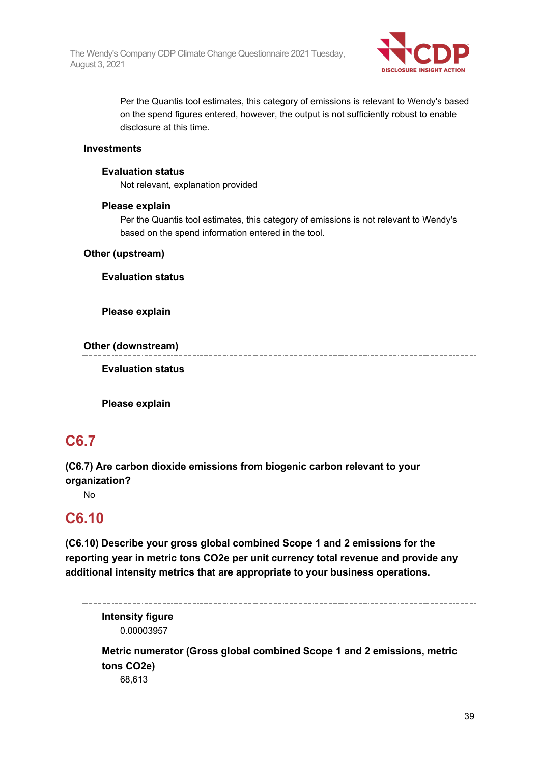Per the Quantis tool estimates, this category of emissions is relevant to Wendy's based on the spend figures entered, however, the output is not sufficiently robust to enable disclosure at this time.

**Investments**

**Evaluation status**

Not relevant, explanation provided

**Please explain**

Per the Quantis tool estimates, this category of emissions is not relevant to Wendy's based on the spend information entered in the tool.

**Other (upstream)**

**Evaluation status**

**Please explain**

**Other (downstream)**

**Evaluation status**

**Please explain**

## C6.7

**(C6.7) Are carbon dioxide emissions from biogenic carbon relevant to your organization?**

No

## C6.10

**(C6.10) Describe your gross global combined Scope 1 and 2 emissions for the reporting year in metric tons CO2e per unit currency total revenue and provide any additional intensity metrics that are appropriate to your business operations.**

**Intensity figure**

0.00003957

**Metric numerator (Gross global combined Scope 1 and 2 emissions, metric tons CO2e)**

68,613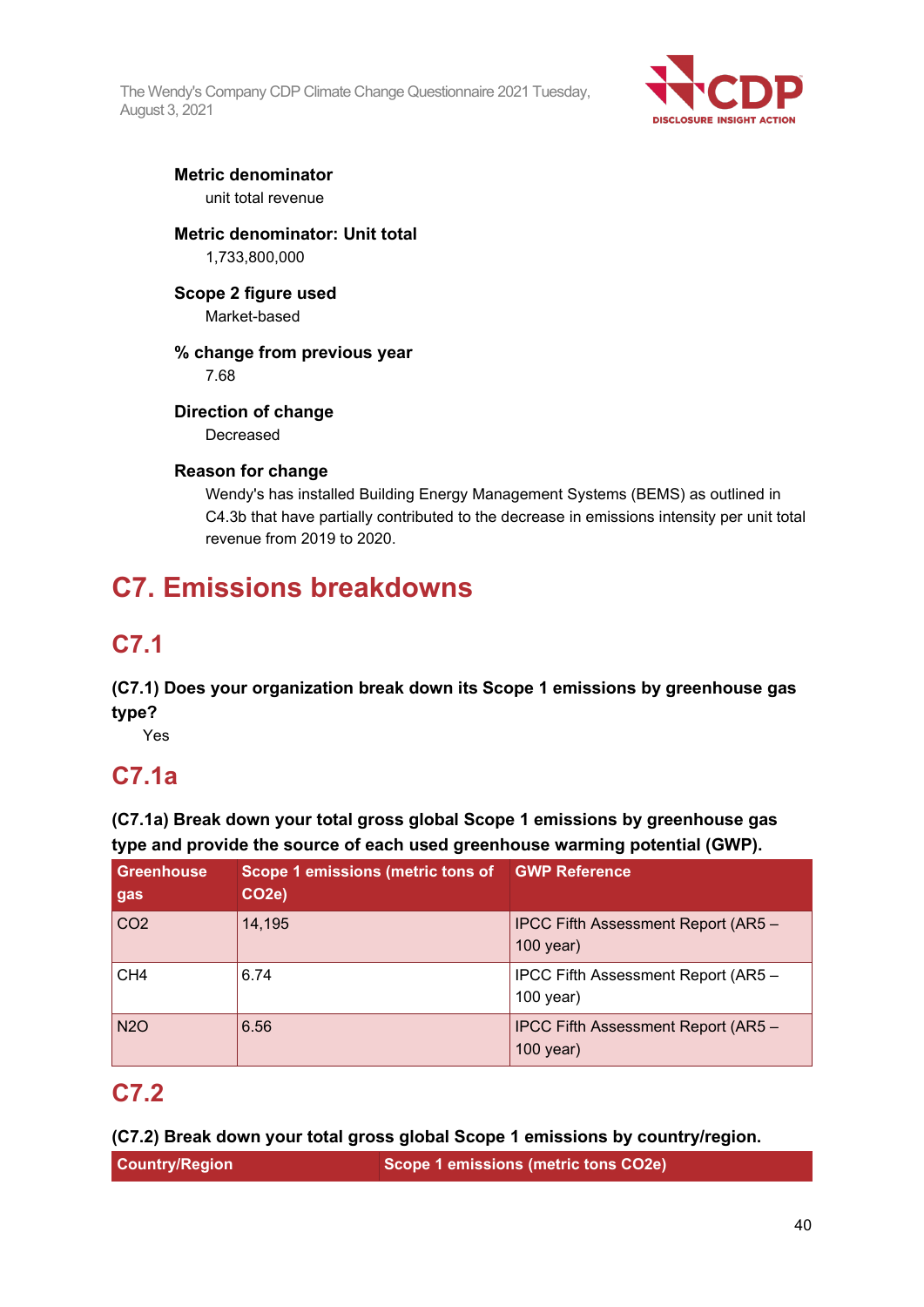**Metric denominator**

unit total revenue

**Metric denominator: Unit total**

1,733,800,000

**Scope 2 figure used**

Market-based

**% change from previous year**

7.68

**Direction of change**

Decreased

**Reason for change**

Wendy's has installed Building Energy Management Systems (BEMS) as outlined in C4.3b that have partially contributed to the decrease in emissions intensity per unit total revenue from 2019 to 2020.

# C7. Emissions breakdowns

## C7.1

**(C7.1) Does your organization break down its Scope 1 emissions by greenhouse gas type?**

Yes

## C7.1a

**(C7.1a) Break down your total gross global Scope 1 emissions by greenhouse gas type and provide the source of each used greenhouse warming potential (GWP).**

| Greenhouse gas | Scope 1 emissions (metric tons of $CO_2e$) | GWP Reference |
|---|---|---|
| $CO_2$ | 14,195 | IPCC Fifth Assessment Report (AR5 – 100 year) |
| $CH_4$ | 6.74 | IPCC Fifth Assessment Report (AR5 – 100 year) |
| $N_2O$ | 6.56 | IPCC Fifth Assessment Report (AR5 – 100 year) |

## C7.2

**(C7.2) Break down your total gross global Scope 1 emissions by country/region.**

| Country/Region | Scope 1 emissions (metric tons $CO_2e$) |
|---|---|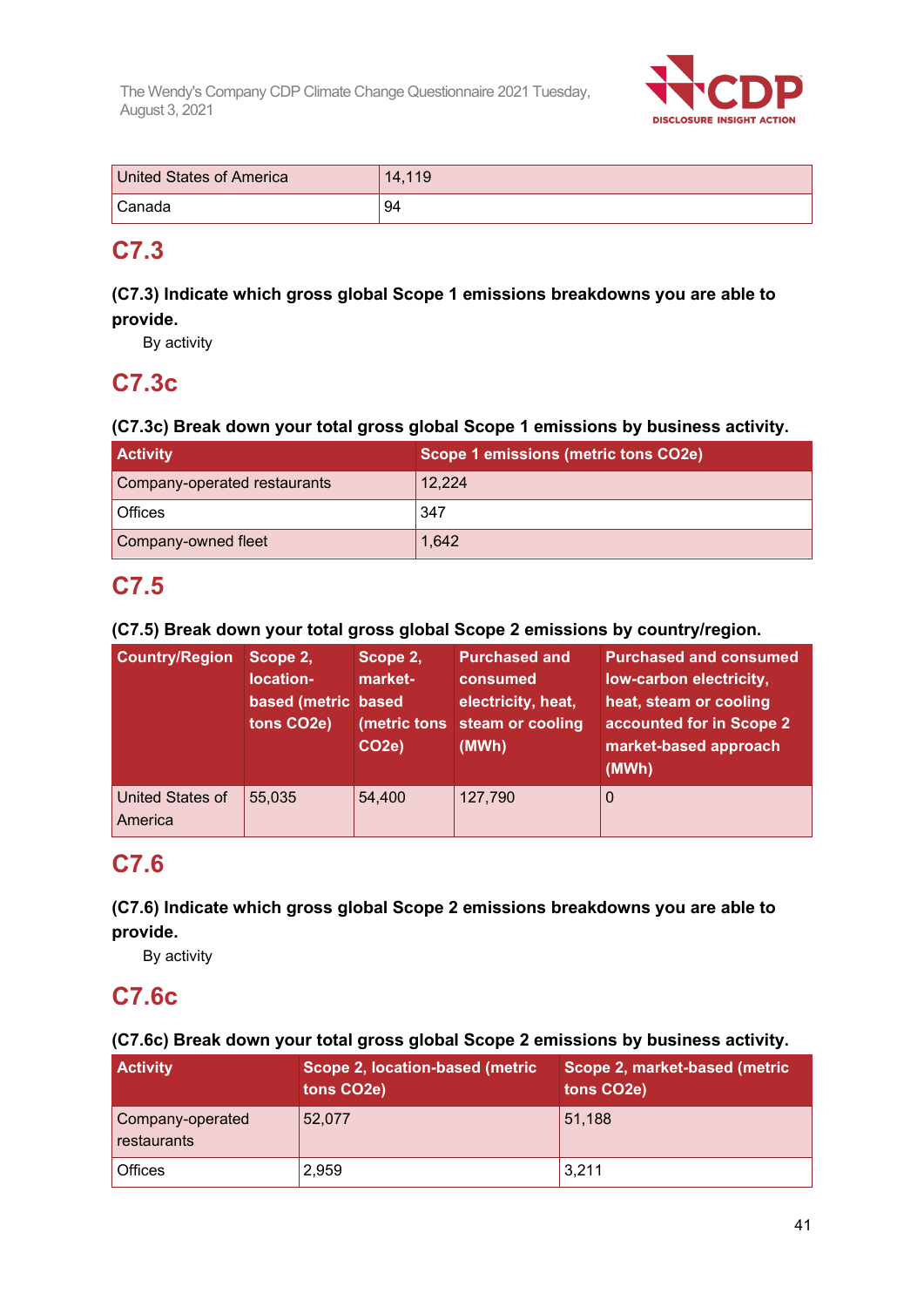| United States of America | 14,119 |
|---|---|
| Canada | 94 |

## C7.3

**(C7.3) Indicate which gross global Scope 1 emissions breakdowns you are able to provide.**

By activity

## C7.3c

**(C7.3c) Break down your total gross global Scope 1 emissions by business activity.**

| Activity | Scope 1 emissions (metric tons CO2e) |
|---|---|
| Company-operated restaurants | 12,224 |
| Offices | 347 |
| Company-owned fleet | 1,642 |

## C7.5

**(C7.5) Break down your total gross global Scope 2 emissions by country/region.**

| Country/Region | Scope 2, location-based (metric tons CO2e) | Scope 2, market-based (metric tons CO2e) | Purchased and consumed electricity, heat, steam or cooling (MWh) | Purchased and consumed low-carbon electricity, heat, steam or cooling accounted for in Scope 2 market-based approach (MWh) |
|---|---|---|---|---|
| United States of America | 55,035 | 54,400 | 127,790 | 0 |

## C7.6

**(C7.6) Indicate which gross global Scope 2 emissions breakdowns you are able to provide.**

By activity

## C7.6c

**(C7.6c) Break down your total gross global Scope 2 emissions by business activity.**

| Activity | Scope 2, location-based (metric tons CO2e) | Scope 2, market-based (metric tons CO2e) |
|---|---|---|
| Company-operated restaurants | 52,077 | 51,188 |
| Offices | 2,959 | 3,211 |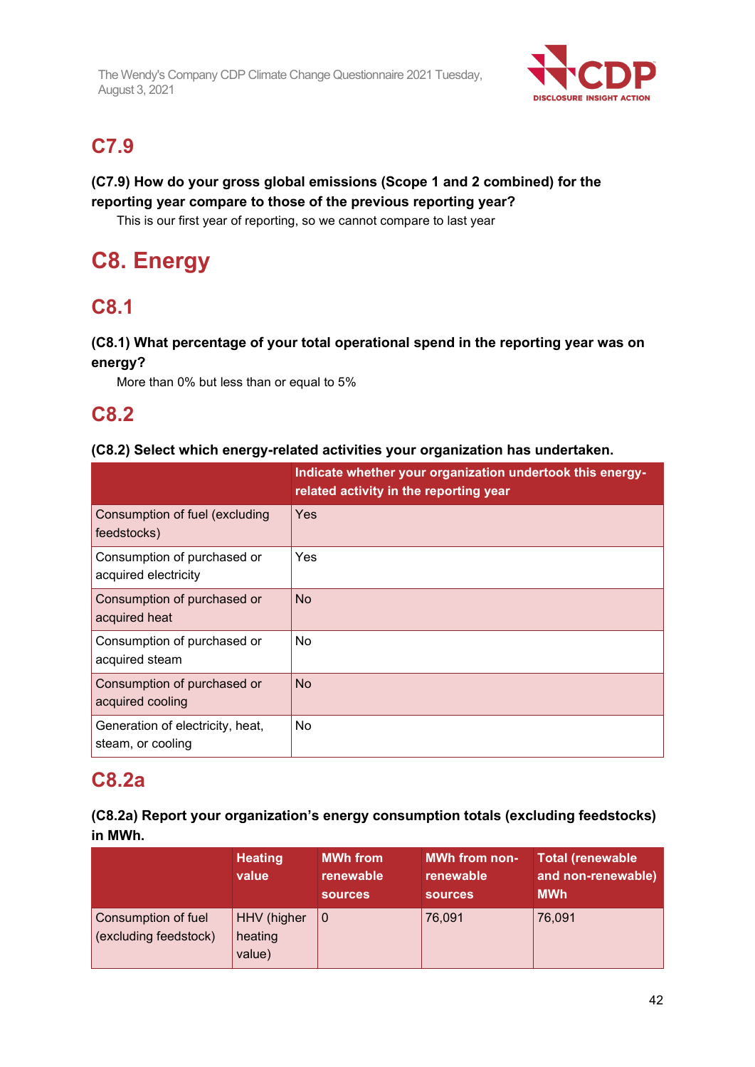## C7.9

**(C7.9) How do your gross global emissions (Scope 1 and 2 combined) for the reporting year compare to those of the previous reporting year?**

This is our first year of reporting, so we cannot compare to last year

# C8. Energy

## C8.1

**(C8.1) What percentage of your total operational spend in the reporting year was on energy?**

More than 0% but less than or equal to 5%

## C8.2

**(C8.2) Select which energy-related activities your organization has undertaken.**

| | Indicate whether your organization undertook this energy-related activity in the reporting year |
|---|---|
| Consumption of fuel (excluding feedstocks) | Yes |
| Consumption of purchased or acquired electricity | Yes |
| Consumption of purchased or acquired heat | No |
| Consumption of purchased or acquired steam | No |
| Consumption of purchased or acquired cooling | No |
| Generation of electricity, heat, steam, or cooling | No |

## C8.2a

**(C8.2a) Report your organization's energy consumption totals (excluding feedstocks) in MWh.**

| | Heating value | MWh from renewable sources | MWh from non-renewable sources | Total (renewable and non-renewable) MWh |
|---|---|---|---|---|
| Consumption of fuel (excluding feedstock) | HHV (higher heating value) | 0 | 76,091 | 76,091 |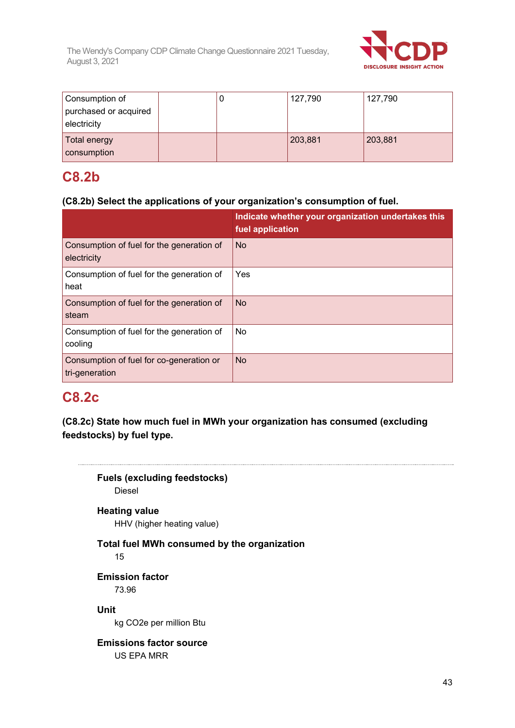| | | | | |
|---|---|---|---|---|
| Consumption of purchased or acquired electricity | | 0 | 127,790 | 127,790 |
| Total energy consumption | | | 203,881 | 203,881 |

## C8.2b

**(C8.2b) Select the applications of your organization's consumption of fuel.**

| | Indicate whether your organization undertakes this fuel application |
|---|---|
| Consumption of fuel for the generation of electricity | No |
| Consumption of fuel for the generation of heat | Yes |
| Consumption of fuel for the generation of steam | No |
| Consumption of fuel for the generation of cooling | No |
| Consumption of fuel for co-generation or tri-generation | No |

## C8.2c

**(C8.2c) State how much fuel in MWh your organization has consumed (excluding feedstocks) by fuel type.**

---

**Fuels (excluding feedstocks)**
Diesel

**Heating value**
HHV (higher heating value)

**Total fuel MWh consumed by the organization**
15

**Emission factor**
73.96

**Unit**
kg CO2e per million Btu

**Emissions factor source**
US EPA MRR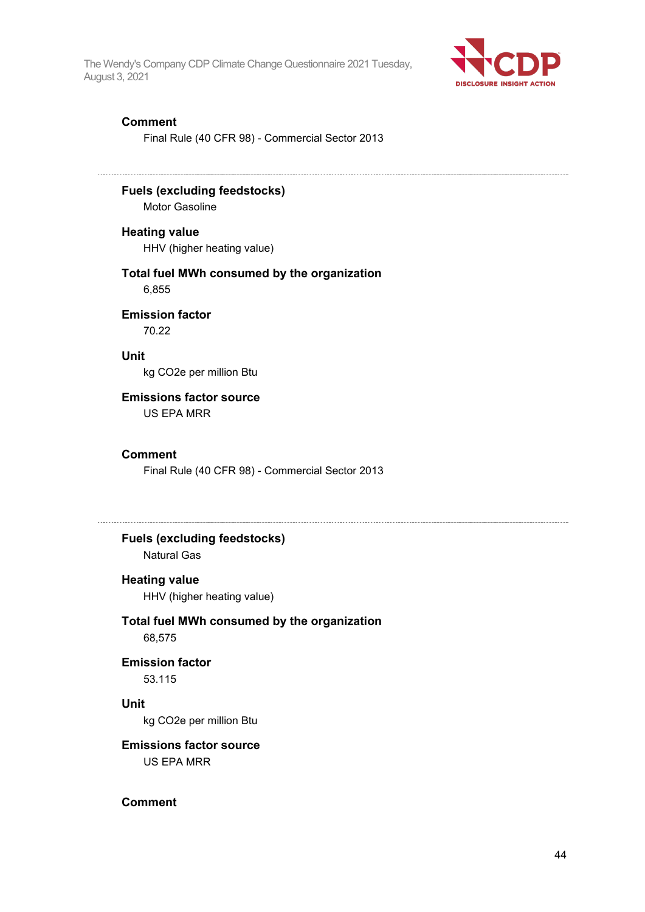**Comment**

Final Rule (40 CFR 98) - Commercial Sector 2013

---

**Fuels (excluding feedstocks)**

Motor Gasoline

**Heating value**

HHV (higher heating value)

**Total fuel MWh consumed by the organization**

6,855

**Emission factor**

70.22

**Unit**

kg CO2e per million Btu

**Emissions factor source**

US EPA MRR

**Comment**

Final Rule (40 CFR 98) - Commercial Sector 2013

---

**Fuels (excluding feedstocks)**

Natural Gas

**Heating value**

HHV (higher heating value)

**Total fuel MWh consumed by the organization**

68,575

**Emission factor**

53.115

**Unit**

kg CO2e per million Btu

**Emissions factor source**

US EPA MRR

**Comment**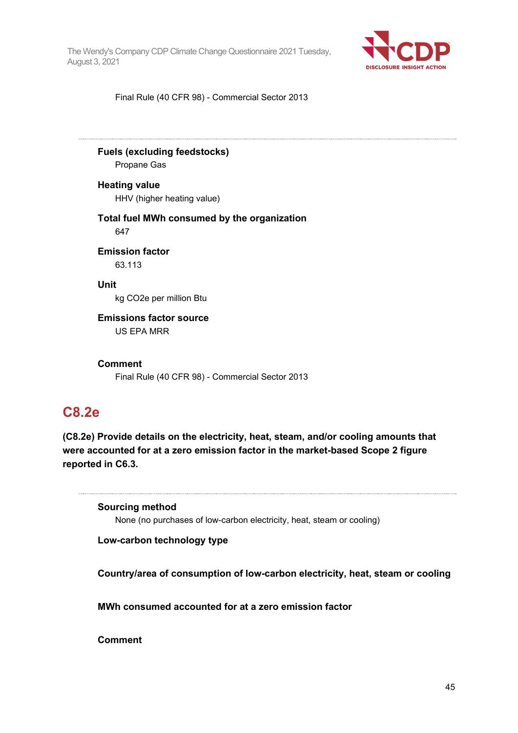Final Rule (40 CFR 98) - Commercial Sector 2013

---

**Fuels (excluding feedstocks)**
Propane Gas

**Heating value**
HHV (higher heating value)

**Total fuel MWh consumed by the organization**
647

**Emission factor**
63.113

**Unit**
kg CO2e per million Btu

**Emissions factor source**
US EPA MRR

**Comment**
Final Rule (40 CFR 98) - Commercial Sector 2013

## C8.2e

**(C8.2e) Provide details on the electricity, heat, steam, and/or cooling amounts that were accounted for at a zero emission factor in the market-based Scope 2 figure reported in C6.3.**

---

**Sourcing method**
None (no purchases of low-carbon electricity, heat, steam or cooling)

**Low-carbon technology type**

**Country/area of consumption of low-carbon electricity, heat, steam or cooling**

**MWh consumed accounted for at a zero emission factor**

**Comment**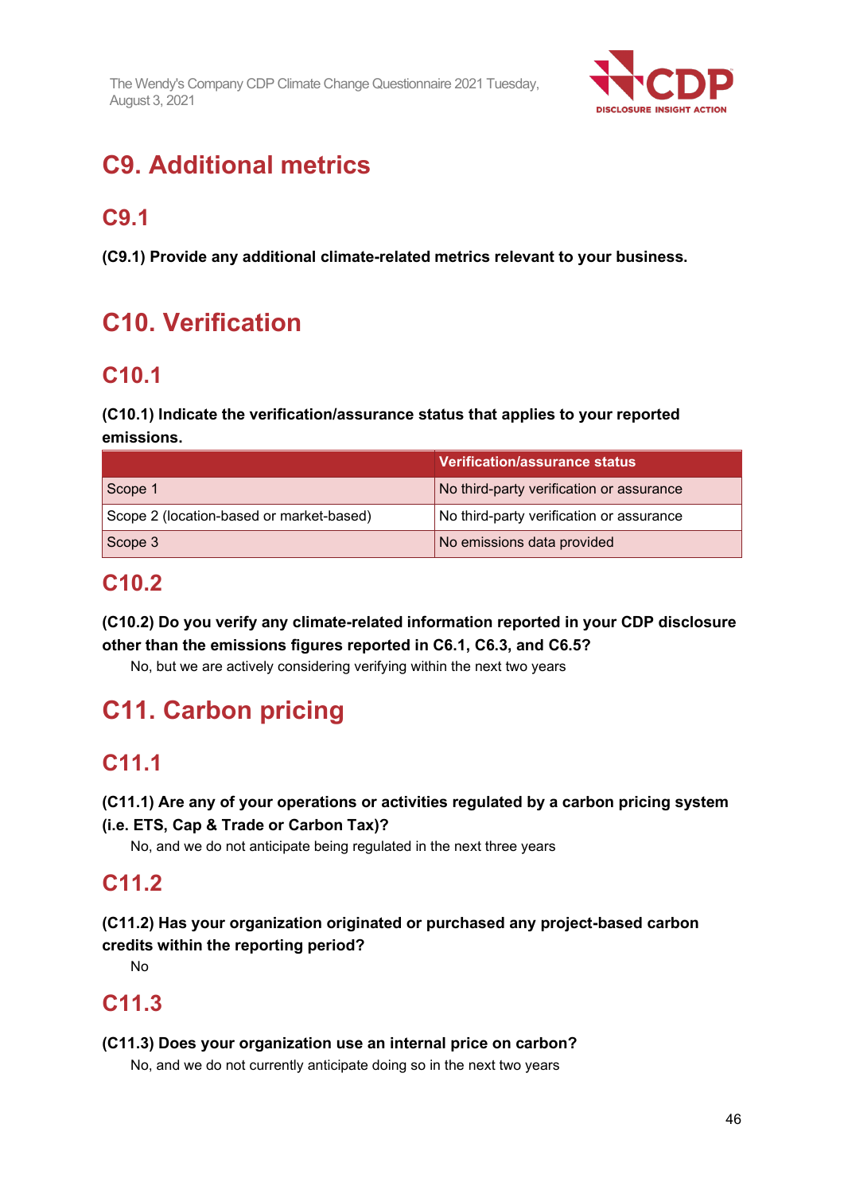# C9. Additional metrics

## C9.1

**(C9.1) Provide any additional climate-related metrics relevant to your business.**

# C10. Verification

## C10.1

**(C10.1) Indicate the verification/assurance status that applies to your reported emissions.**

| | Verification/assurance status |
|---|---|
| Scope 1 | No third-party verification or assurance |
| Scope 2 (location-based or market-based) | No third-party verification or assurance |
| Scope 3 | No emissions data provided |

## C10.2

**(C10.2) Do you verify any climate-related information reported in your CDP disclosure other than the emissions figures reported in C6.1, C6.3, and C6.5?**

No, but we are actively considering verifying within the next two years

# C11. Carbon pricing

## C11.1

**(C11.1) Are any of your operations or activities regulated by a carbon pricing system (i.e. ETS, Cap & Trade or Carbon Tax)?**

No, and we do not anticipate being regulated in the next three years

## C11.2

**(C11.2) Has your organization originated or purchased any project-based carbon credits within the reporting period?**

No

## C11.3

**(C11.3) Does your organization use an internal price on carbon?**

No, and we do not currently anticipate doing so in the next two years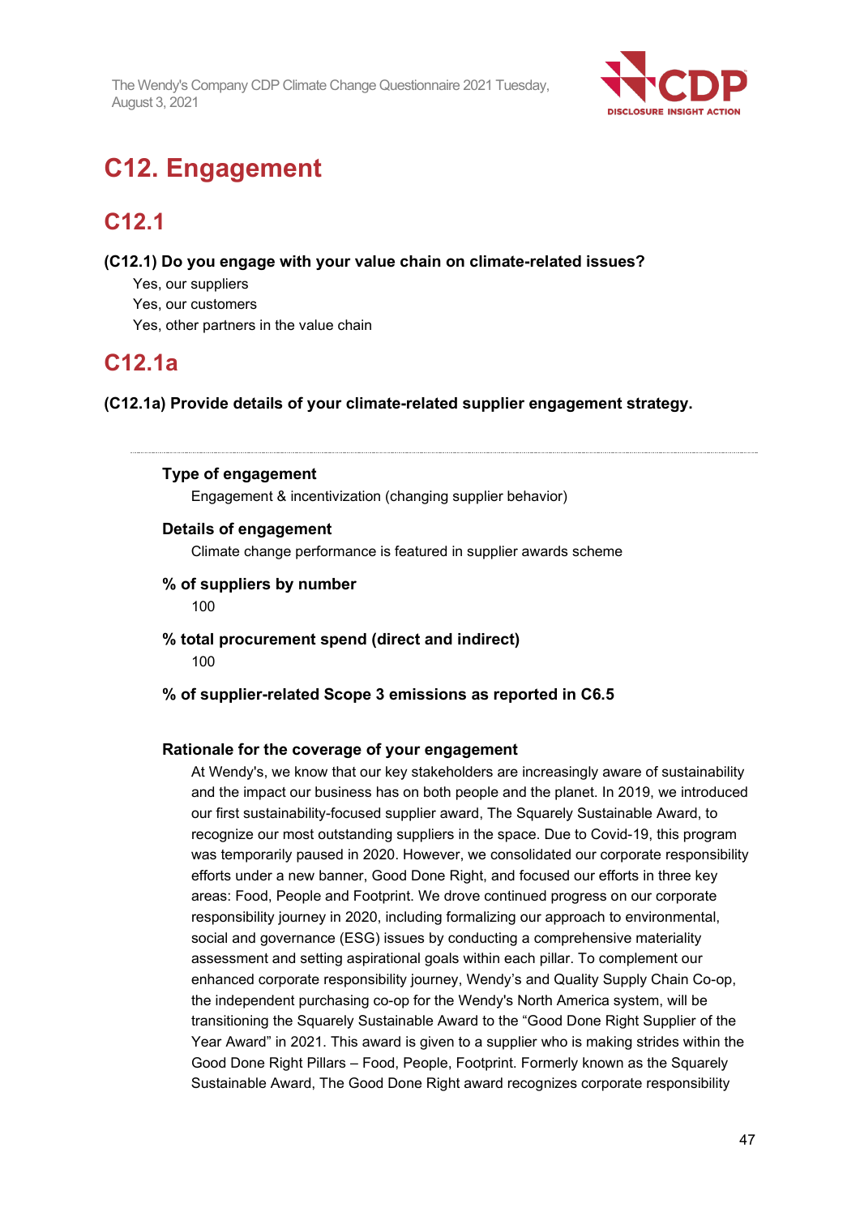# C12. Engagement

## C12.1

**(C12.1) Do you engage with your value chain on climate-related issues?**

Yes, our suppliers
Yes, our customers
Yes, other partners in the value chain

## C12.1a

**(C12.1a) Provide details of your climate-related supplier engagement strategy.**

---

**Type of engagement**

Engagement & incentivization (changing supplier behavior)

**Details of engagement**

Climate change performance is featured in supplier awards scheme

**% of suppliers by number**

100

**% total procurement spend (direct and indirect)**

100

**% of supplier-related Scope 3 emissions as reported in C6.5**

**Rationale for the coverage of your engagement**

At Wendy's, we know that our key stakeholders are increasingly aware of sustainability and the impact our business has on both people and the planet. In 2019, we introduced our first sustainability-focused supplier award, The Squarely Sustainable Award, to recognize our most outstanding suppliers in the space. Due to Covid-19, this program was temporarily paused in 2020. However, we consolidated our corporate responsibility efforts under a new banner, Good Done Right, and focused our efforts in three key areas: Food, People and Footprint. We drove continued progress on our corporate responsibility journey in 2020, including formalizing our approach to environmental, social and governance (ESG) issues by conducting a comprehensive materiality assessment and setting aspirational goals within each pillar. To complement our enhanced corporate responsibility journey, Wendy's and Quality Supply Chain Co-op, the independent purchasing co-op for the Wendy's North America system, will be transitioning the Squarely Sustainable Award to the "Good Done Right Supplier of the Year Award" in 2021. This award is given to a supplier who is making strides within the Good Done Right Pillars – Food, People, Footprint. Formerly known as the Squarely Sustainable Award, The Good Done Right award recognizes corporate responsibility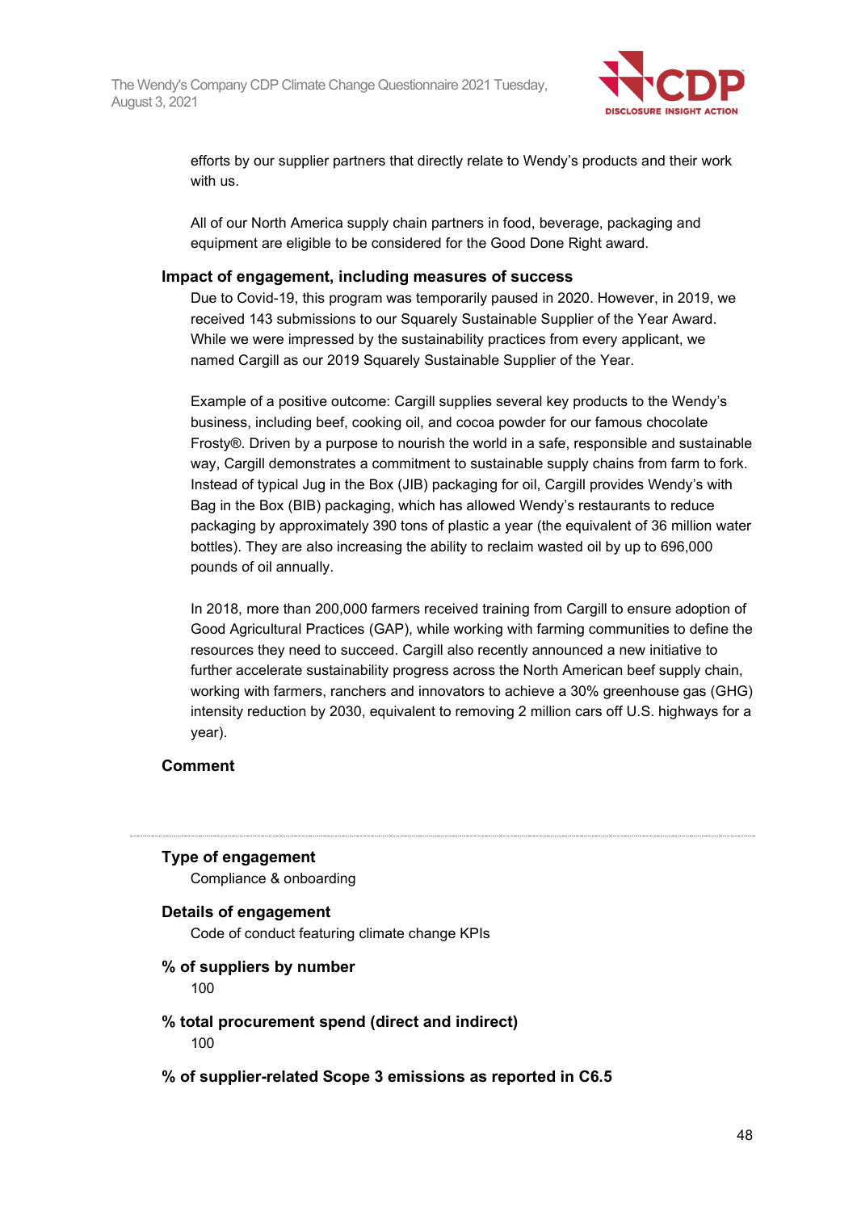efforts by our supplier partners that directly relate to Wendy's products and their work with us.

All of our North America supply chain partners in food, beverage, packaging and equipment are eligible to be considered for the Good Done Right award.

**Impact of engagement, including measures of success**

Due to Covid-19, this program was temporarily paused in 2020. However, in 2019, we received 143 submissions to our Squarely Sustainable Supplier of the Year Award. While we were impressed by the sustainability practices from every applicant, we named Cargill as our 2019 Squarely Sustainable Supplier of the Year.

Example of a positive outcome: Cargill supplies several key products to the Wendy's business, including beef, cooking oil, and cocoa powder for our famous chocolate Frosty®. Driven by a purpose to nourish the world in a safe, responsible and sustainable way, Cargill demonstrates a commitment to sustainable supply chains from farm to fork. Instead of typical Jug in the Box (JIB) packaging for oil, Cargill provides Wendy's with Bag in the Box (BIB) packaging, which has allowed Wendy's restaurants to reduce packaging by approximately 390 tons of plastic a year (the equivalent of 36 million water bottles). They are also increasing the ability to reclaim wasted oil by up to 696,000 pounds of oil annually.

In 2018, more than 200,000 farmers received training from Cargill to ensure adoption of Good Agricultural Practices (GAP), while working with farming communities to define the resources they need to succeed. Cargill also recently announced a new initiative to further accelerate sustainability progress across the North American beef supply chain, working with farmers, ranchers and innovators to achieve a 30% greenhouse gas (GHG) intensity reduction by 2030, equivalent to removing 2 million cars off U.S. highways for a year).

**Comment**

---

**Type of engagement**

Compliance & onboarding

**Details of engagement**

Code of conduct featuring climate change KPIs

**% of suppliers by number**

100

**% total procurement spend (direct and indirect)**

100

**% of supplier-related Scope 3 emissions as reported in C6.5**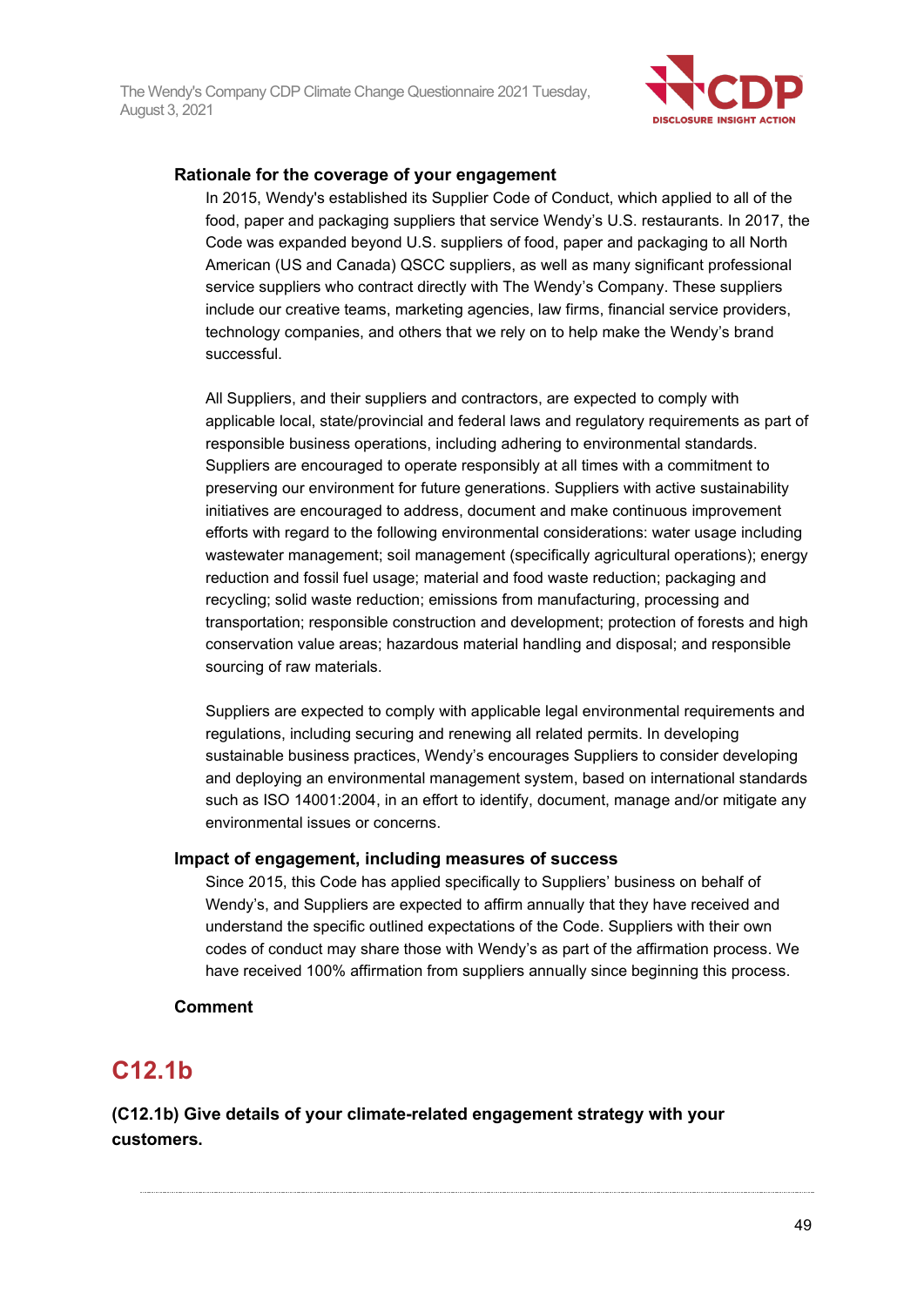**Rationale for the coverage of your engagement**

In 2015, Wendy's established its Supplier Code of Conduct, which applied to all of the food, paper and packaging suppliers that service Wendy's U.S. restaurants. In 2017, the Code was expanded beyond U.S. suppliers of food, paper and packaging to all North American (US and Canada) QSCC suppliers, as well as many significant professional service suppliers who contract directly with The Wendy's Company. These suppliers include our creative teams, marketing agencies, law firms, financial service providers, technology companies, and others that we rely on to help make the Wendy's brand successful.

All Suppliers, and their suppliers and contractors, are expected to comply with applicable local, state/provincial and federal laws and regulatory requirements as part of responsible business operations, including adhering to environmental standards. Suppliers are encouraged to operate responsibly at all times with a commitment to preserving our environment for future generations. Suppliers with active sustainability initiatives are encouraged to address, document and make continuous improvement efforts with regard to the following environmental considerations: water usage including wastewater management; soil management (specifically agricultural operations); energy reduction and fossil fuel usage; material and food waste reduction; packaging and recycling; solid waste reduction; emissions from manufacturing, processing and transportation; responsible construction and development; protection of forests and high conservation value areas; hazardous material handling and disposal; and responsible sourcing of raw materials.

Suppliers are expected to comply with applicable legal environmental requirements and regulations, including securing and renewing all related permits. In developing sustainable business practices, Wendy's encourages Suppliers to consider developing and deploying an environmental management system, based on international standards such as ISO 14001:2004, in an effort to identify, document, manage and/or mitigate any environmental issues or concerns.

**Impact of engagement, including measures of success**

Since 2015, this Code has applied specifically to Suppliers' business on behalf of Wendy's, and Suppliers are expected to affirm annually that they have received and understand the specific outlined expectations of the Code. Suppliers with their own codes of conduct may share those with Wendy's as part of the affirmation process. We have received 100% affirmation from suppliers annually since beginning this process.

**Comment**

## C12.1b

**(C12.1b) Give details of your climate-related engagement strategy with your customers.**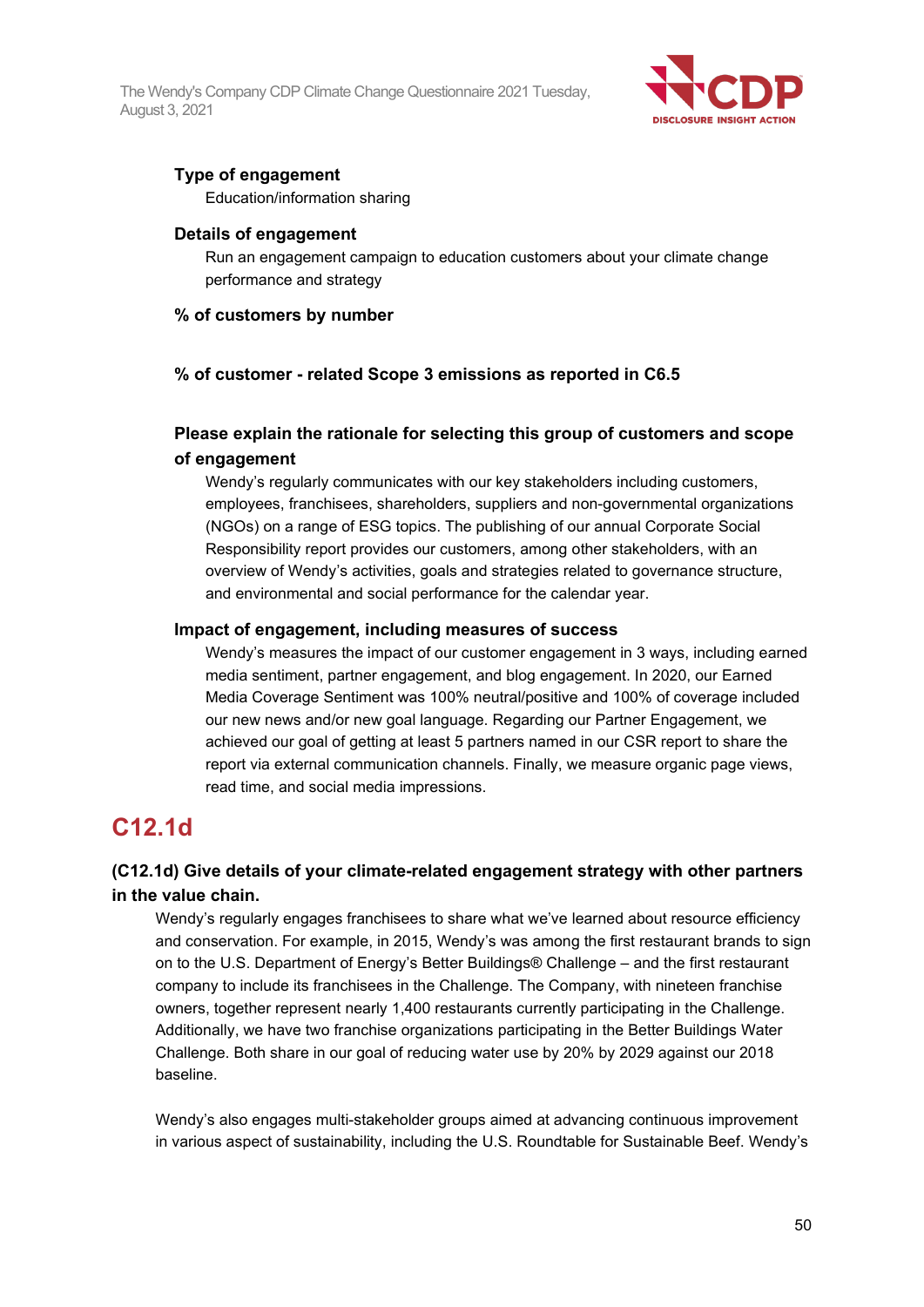**Type of engagement**

Education/information sharing

**Details of engagement**

Run an engagement campaign to education customers about your climate change performance and strategy

**% of customers by number**

**% of customer - related Scope 3 emissions as reported in C6.5**

**Please explain the rationale for selecting this group of customers and scope of engagement**

Wendy's regularly communicates with our key stakeholders including customers, employees, franchisees, shareholders, suppliers and non-governmental organizations (NGOs) on a range of ESG topics. The publishing of our annual Corporate Social Responsibility report provides our customers, among other stakeholders, with an overview of Wendy's activities, goals and strategies related to governance structure, and environmental and social performance for the calendar year.

**Impact of engagement, including measures of success**

Wendy's measures the impact of our customer engagement in 3 ways, including earned media sentiment, partner engagement, and blog engagement. In 2020, our Earned Media Coverage Sentiment was 100% neutral/positive and 100% of coverage included our new news and/or new goal language. Regarding our Partner Engagement, we achieved our goal of getting at least 5 partners named in our CSR report to share the report via external communication channels. Finally, we measure organic page views, read time, and social media impressions.

## C12.1d

### (C12.1d) Give details of your climate-related engagement strategy with other partners in the value chain.

Wendy's regularly engages franchisees to share what we've learned about resource efficiency and conservation. For example, in 2015, Wendy's was among the first restaurant brands to sign on to the U.S. Department of Energy's Better Buildings® Challenge – and the first restaurant company to include its franchisees in the Challenge. The Company, with nineteen franchise owners, together represent nearly 1,400 restaurants currently participating in the Challenge. Additionally, we have two franchise organizations participating in the Better Buildings Water Challenge. Both share in our goal of reducing water use by 20% by 2029 against our 2018 baseline.

Wendy's also engages multi-stakeholder groups aimed at advancing continuous improvement in various aspect of sustainability, including the U.S. Roundtable for Sustainable Beef. Wendy's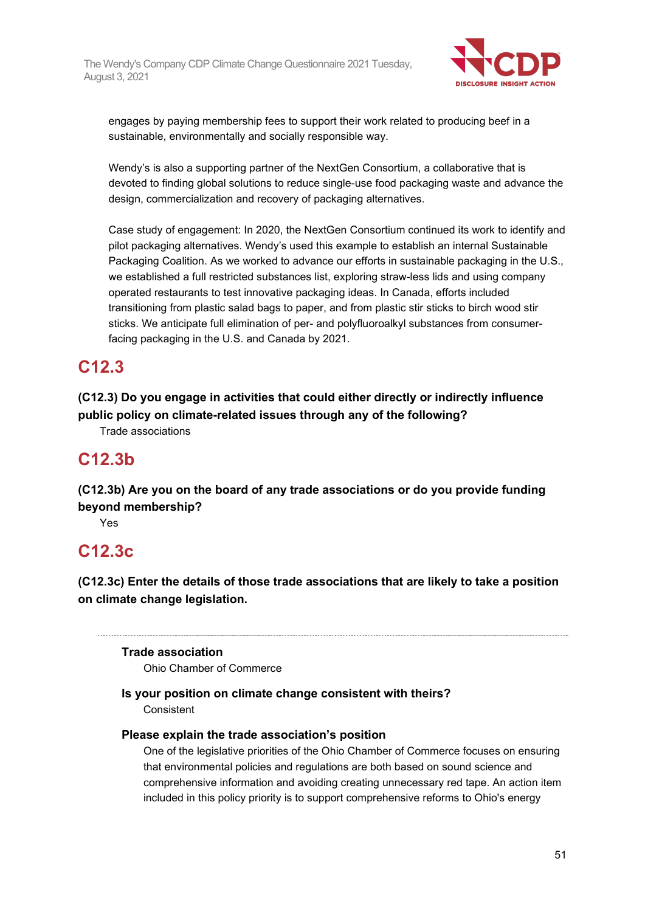engages by paying membership fees to support their work related to producing beef in a sustainable, environmentally and socially responsible way.

Wendy's is also a supporting partner of the NextGen Consortium, a collaborative that is devoted to finding global solutions to reduce single-use food packaging waste and advance the design, commercialization and recovery of packaging alternatives.

Case study of engagement: In 2020, the NextGen Consortium continued its work to identify and pilot packaging alternatives. Wendy's used this example to establish an internal Sustainable Packaging Coalition. As we worked to advance our efforts in sustainable packaging in the U.S., we established a full restricted substances list, exploring straw-less lids and using company operated restaurants to test innovative packaging ideas. In Canada, efforts included transitioning from plastic salad bags to paper, and from plastic stir sticks to birch wood stir sticks. We anticipate full elimination of per- and polyfluoroalkyl substances from consumer-facing packaging in the U.S. and Canada by 2021.

## C12.3

**(C12.3) Do you engage in activities that could either directly or indirectly influence public policy on climate-related issues through any of the following?**

Trade associations

## C12.3b

**(C12.3b) Are you on the board of any trade associations or do you provide funding beyond membership?**

Yes

## C12.3c

**(C12.3c) Enter the details of those trade associations that are likely to take a position on climate change legislation.**

---

**Trade association**

Ohio Chamber of Commerce

**Is your position on climate change consistent with theirs?**

Consistent

**Please explain the trade association's position**

One of the legislative priorities of the Ohio Chamber of Commerce focuses on ensuring that environmental policies and regulations are both based on sound science and comprehensive information and avoiding creating unnecessary red tape. An action item included in this policy priority is to support comprehensive reforms to Ohio's energy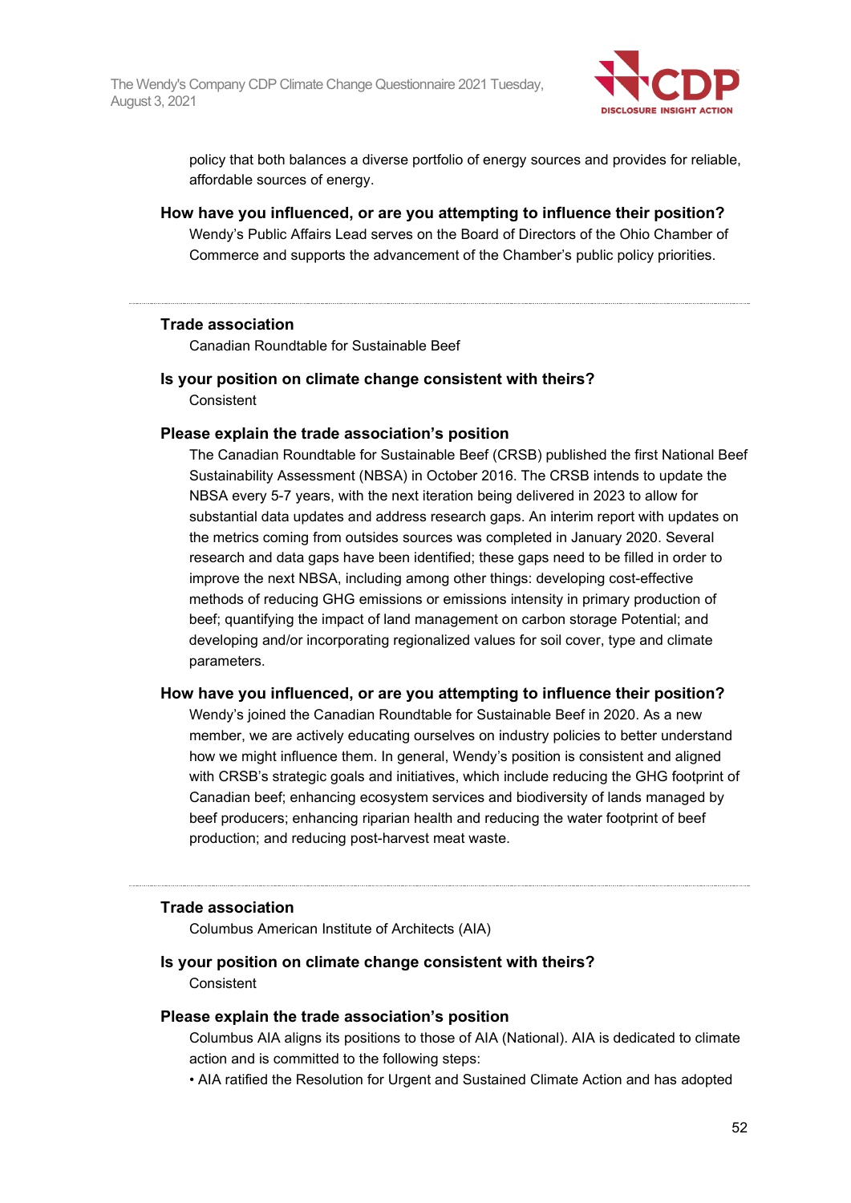policy that both balances a diverse portfolio of energy sources and provides for reliable, affordable sources of energy.

**How have you influenced, or are you attempting to influence their position?**

Wendy's Public Affairs Lead serves on the Board of Directors of the Ohio Chamber of Commerce and supports the advancement of the Chamber's public policy priorities.

---

**Trade association**

Canadian Roundtable for Sustainable Beef

**Is your position on climate change consistent with theirs?**

Consistent

**Please explain the trade association's position**

The Canadian Roundtable for Sustainable Beef (CRSB) published the first National Beef Sustainability Assessment (NBSA) in October 2016. The CRSB intends to update the NBSA every 5-7 years, with the next iteration being delivered in 2023 to allow for substantial data updates and address research gaps. An interim report with updates on the metrics coming from outsides sources was completed in January 2020. Several research and data gaps have been identified; these gaps need to be filled in order to improve the next NBSA, including among other things: developing cost-effective methods of reducing GHG emissions or emissions intensity in primary production of beef; quantifying the impact of land management on carbon storage Potential; and developing and/or incorporating regionalized values for soil cover, type and climate parameters.

**How have you influenced, or are you attempting to influence their position?**

Wendy's joined the Canadian Roundtable for Sustainable Beef in 2020. As a new member, we are actively educating ourselves on industry policies to better understand how we might influence them. In general, Wendy's position is consistent and aligned with CRSB's strategic goals and initiatives, which include reducing the GHG footprint of Canadian beef; enhancing ecosystem services and biodiversity of lands managed by beef producers; enhancing riparian health and reducing the water footprint of beef production; and reducing post-harvest meat waste.

---

**Trade association**

Columbus American Institute of Architects (AIA)

**Is your position on climate change consistent with theirs?**

Consistent

**Please explain the trade association's position**

Columbus AIA aligns its positions to those of AIA (National). AIA is dedicated to climate action and is committed to the following steps:

• AIA ratified the Resolution for Urgent and Sustained Climate Action and has adopted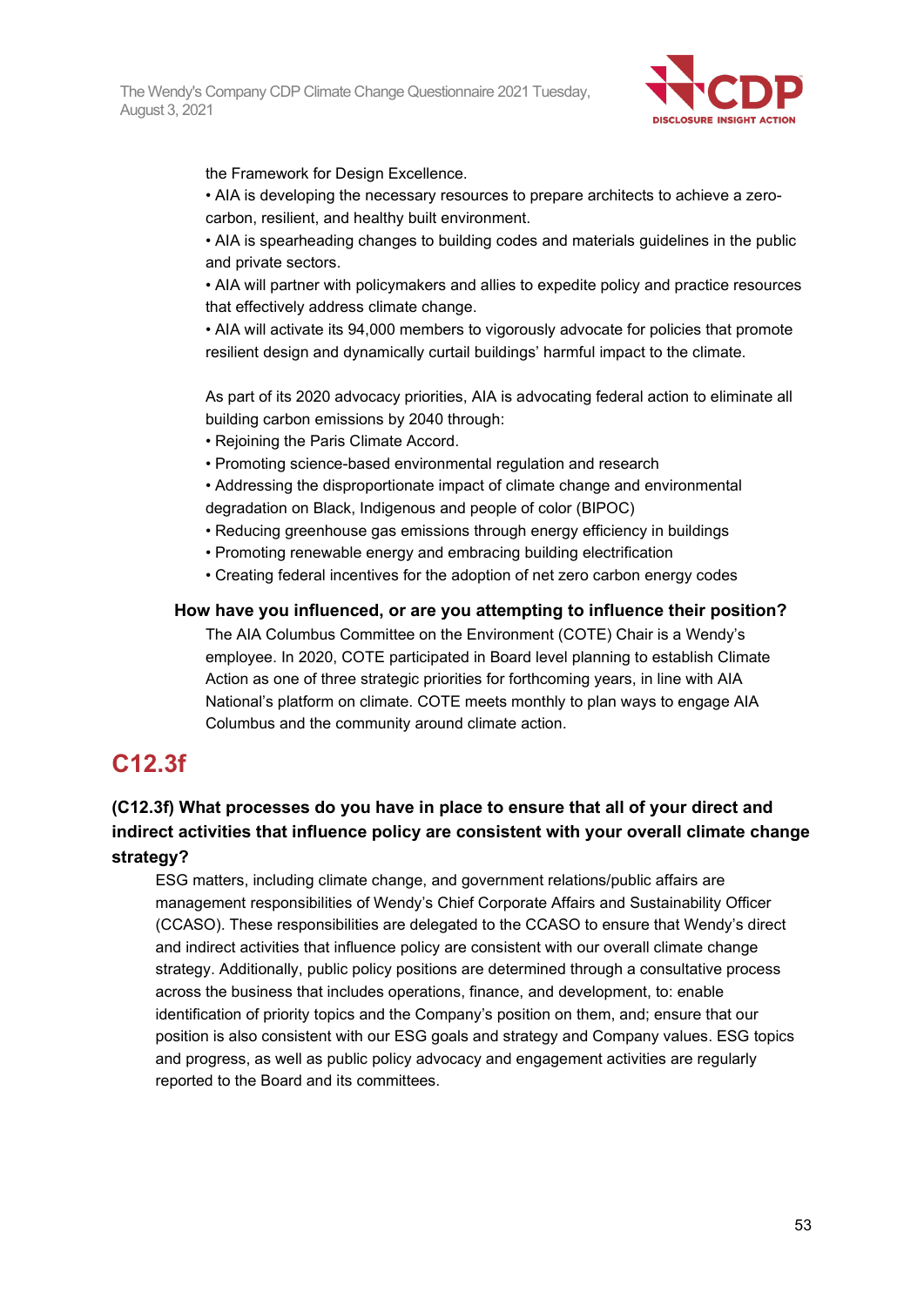the Framework for Design Excellence.

• AIA is developing the necessary resources to prepare architects to achieve a zero-carbon, resilient, and healthy built environment.

• AIA is spearheading changes to building codes and materials guidelines in the public and private sectors.

• AIA will partner with policymakers and allies to expedite policy and practice resources that effectively address climate change.

• AIA will activate its 94,000 members to vigorously advocate for policies that promote resilient design and dynamically curtail buildings' harmful impact to the climate.

As part of its 2020 advocacy priorities, AIA is advocating federal action to eliminate all building carbon emissions by 2040 through:

• Rejoining the Paris Climate Accord.

• Promoting science-based environmental regulation and research

• Addressing the disproportionate impact of climate change and environmental degradation on Black, Indigenous and people of color (BIPOC)

• Reducing greenhouse gas emissions through energy efficiency in buildings

• Promoting renewable energy and embracing building electrification

• Creating federal incentives for the adoption of net zero carbon energy codes

**How have you influenced, or are you attempting to influence their position?**

The AIA Columbus Committee on the Environment (COTE) Chair is a Wendy's employee. In 2020, COTE participated in Board level planning to establish Climate Action as one of three strategic priorities for forthcoming years, in line with AIA National's platform on climate. COTE meets monthly to plan ways to engage AIA Columbus and the community around climate action.

## C12.3f

### (C12.3f) What processes do you have in place to ensure that all of your direct and indirect activities that influence policy are consistent with your overall climate change strategy?

ESG matters, including climate change, and government relations/public affairs are management responsibilities of Wendy's Chief Corporate Affairs and Sustainability Officer (CCASO). These responsibilities are delegated to the CCASO to ensure that Wendy's direct and indirect activities that influence policy are consistent with our overall climate change strategy. Additionally, public policy positions are determined through a consultative process across the business that includes operations, finance, and development, to: enable identification of priority topics and the Company's position on them, and; ensure that our position is also consistent with our ESG goals and strategy and Company values. ESG topics and progress, as well as public policy advocacy and engagement activities are regularly reported to the Board and its committees.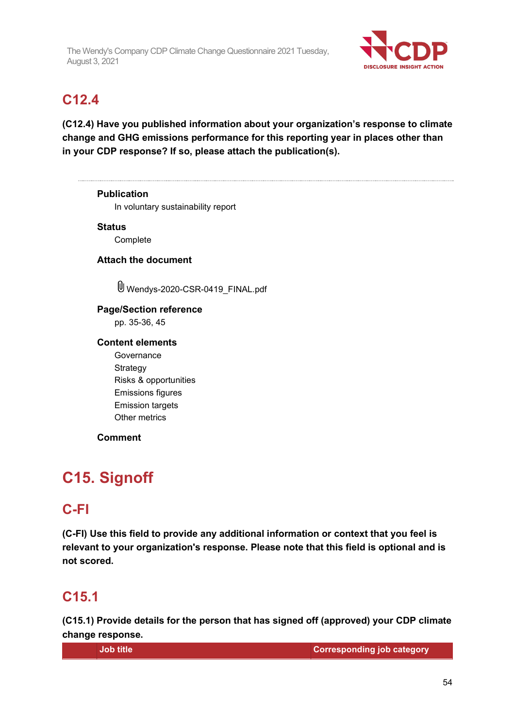## C12.4

**(C12.4) Have you published information about your organization's response to climate change and GHG emissions performance for this reporting year in places other than in your CDP response? If so, please attach the publication(s).**

---

**Publication**

In voluntary sustainability report

**Status**

Complete

**Attach the document**

Wendys-2020-CSR-0419_FINAL.pdf

**Page/Section reference**

pp. 35-36, 45

**Content elements**

Governance
Strategy
Risks & opportunities
Emissions figures
Emission targets
Other metrics

**Comment**

# C15. Signoff

## C-FI

**(C-FI) Use this field to provide any additional information or context that you feel is relevant to your organization's response. Please note that this field is optional and is not scored.**

## C15.1

**(C15.1) Provide details for the person that has signed off (approved) your CDP climate change response.**

| | Job title | Corresponding job category |
|---|---|---|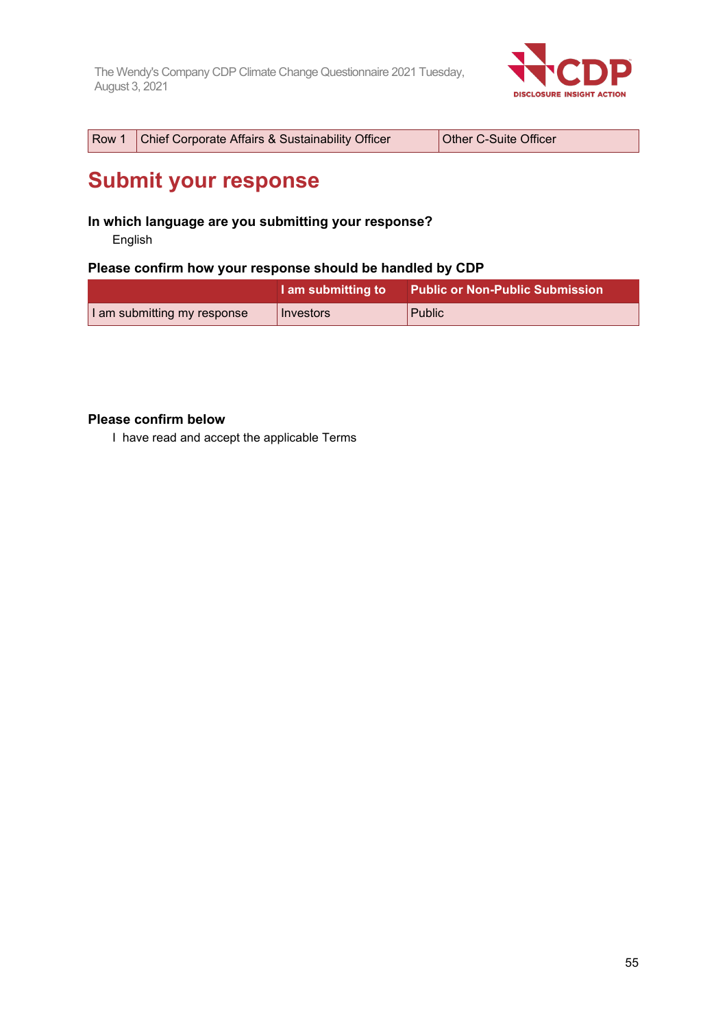| | | |
|---|---|---|
| Row 1 | Chief Corporate Affairs & Sustainability Officer | Other C-Suite Officer |

# Submit your response

**In which language are you submitting your response?**

English

**Please confirm how your response should be handled by CDP**

| | I am submitting to | Public or Non-Public Submission |
|---|---|---|
| I am submitting my response | Investors | Public |

**Please confirm below**

I have read and accept the applicable Terms